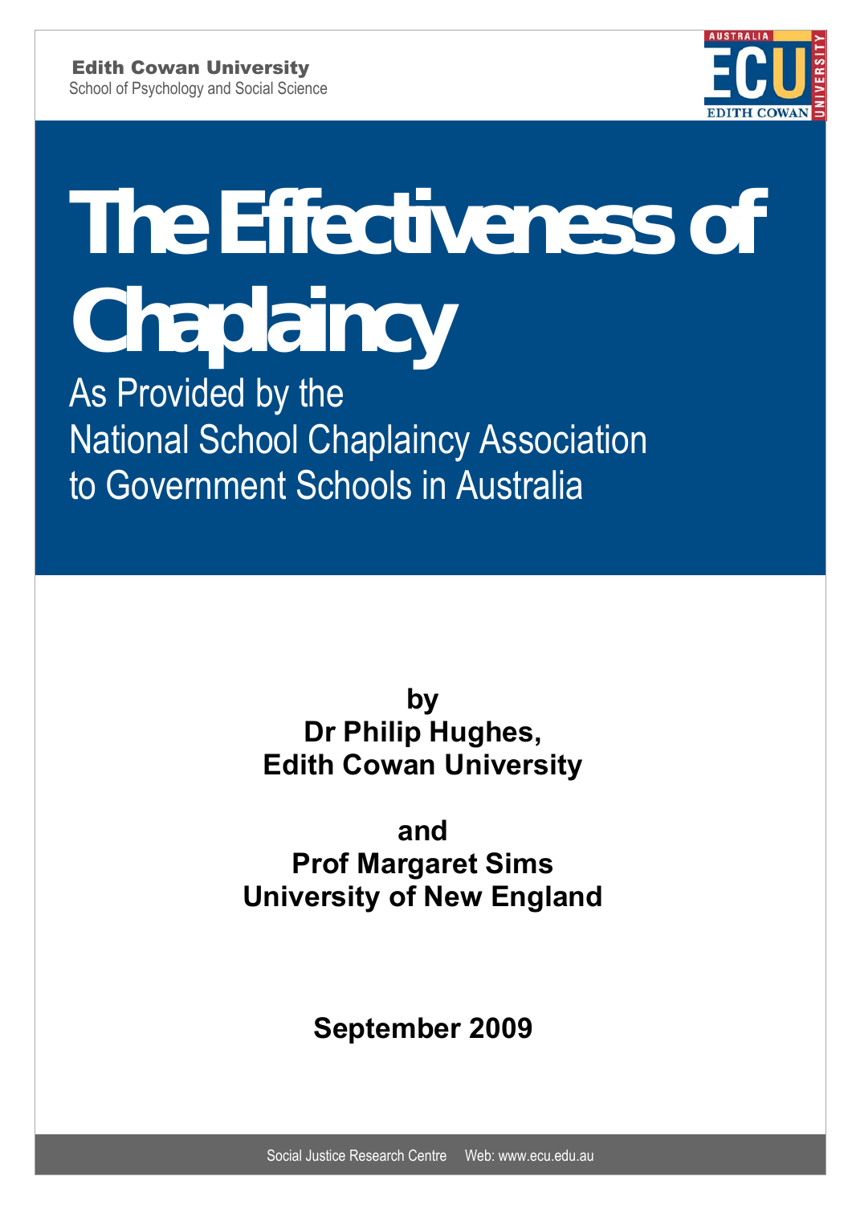**Edith Cowan University**
School of Psychology and Social Science

# The Effectiveness of Chaplaincy

## As Provided by the National School Chaplaincy Association to Government Schools in Australia

**by**
**Dr Philip Hughes,**
**Edith Cowan University**

**and**
**Prof Margaret Sims**
**University of New England**

**September 2009**

Social Justice Research Centre    Web: www.ecu.edu.au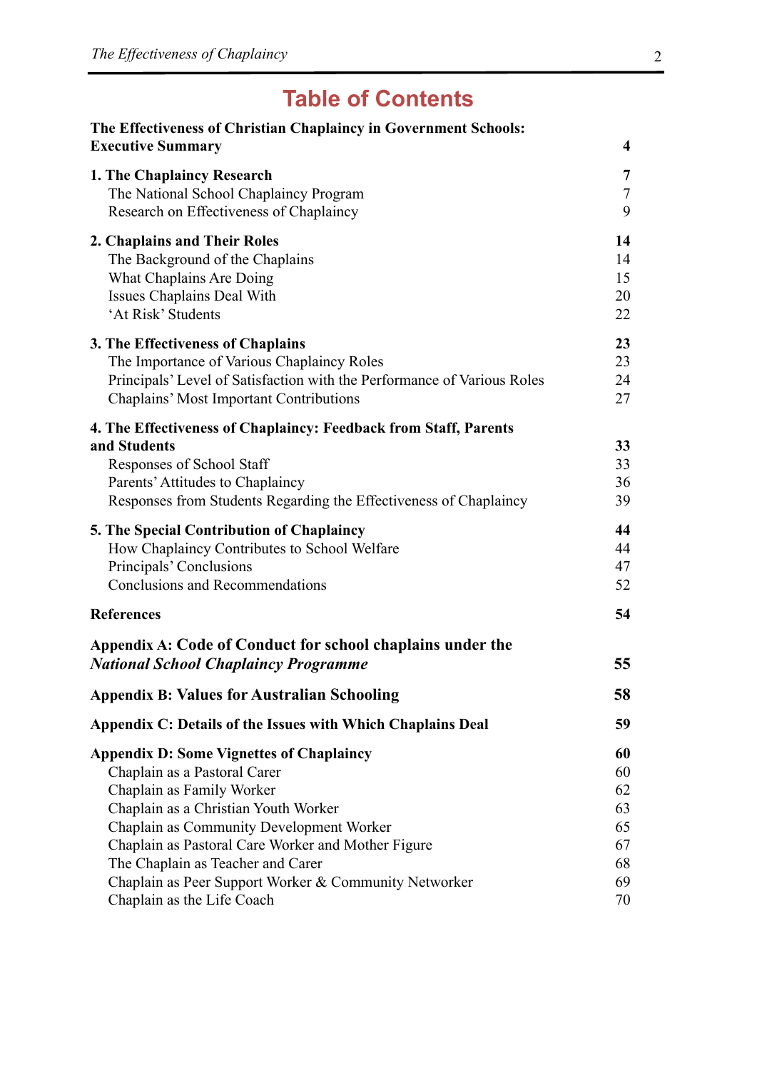# Table of Contents

| | |
|---|---|
| **The Effectiveness of Christian Chaplaincy in Government Schools: Executive Summary** | **4** |
| **1. The Chaplaincy Research** | **7** |
| The National School Chaplaincy Program | 7 |
| Research on Effectiveness of Chaplaincy | 9 |
| **2. Chaplains and Their Roles** | **14** |
| The Background of the Chaplains | 14 |
| What Chaplains Are Doing | 15 |
| Issues Chaplains Deal With | 20 |
| 'At Risk' Students | 22 |
| **3. The Effectiveness of Chaplains** | **23** |
| The Importance of Various Chaplaincy Roles | 23 |
| Principals' Level of Satisfaction with the Performance of Various Roles | 24 |
| Chaplains' Most Important Contributions | 27 |
| **4. The Effectiveness of Chaplaincy: Feedback from Staff, Parents and Students** | **33** |
| Responses of School Staff | 33 |
| Parents' Attitudes to Chaplaincy | 36 |
| Responses from Students Regarding the Effectiveness of Chaplaincy | 39 |
| **5. The Special Contribution of Chaplaincy** | **44** |
| How Chaplaincy Contributes to School Welfare | 44 |
| Principals' Conclusions | 47 |
| Conclusions and Recommendations | 52 |
| **References** | **54** |
| **Appendix A: Code of Conduct for school chaplains under the *National School Chaplaincy Programme*** | **55** |
| **Appendix B: Values for Australian Schooling** | **58** |
| **Appendix C: Details of the Issues with Which Chaplains Deal** | **59** |
| **Appendix D: Some Vignettes of Chaplaincy** | **60** |
| Chaplain as a Pastoral Carer | 60 |
| Chaplain as Family Worker | 62 |
| Chaplain as a Christian Youth Worker | 63 |
| Chaplain as Community Development Worker | 65 |
| Chaplain as Pastoral Care Worker and Mother Figure | 67 |
| The Chaplain as Teacher and Carer | 68 |
| Chaplain as Peer Support Worker & Community Networker | 69 |
| Chaplain as the Life Coach | 70 |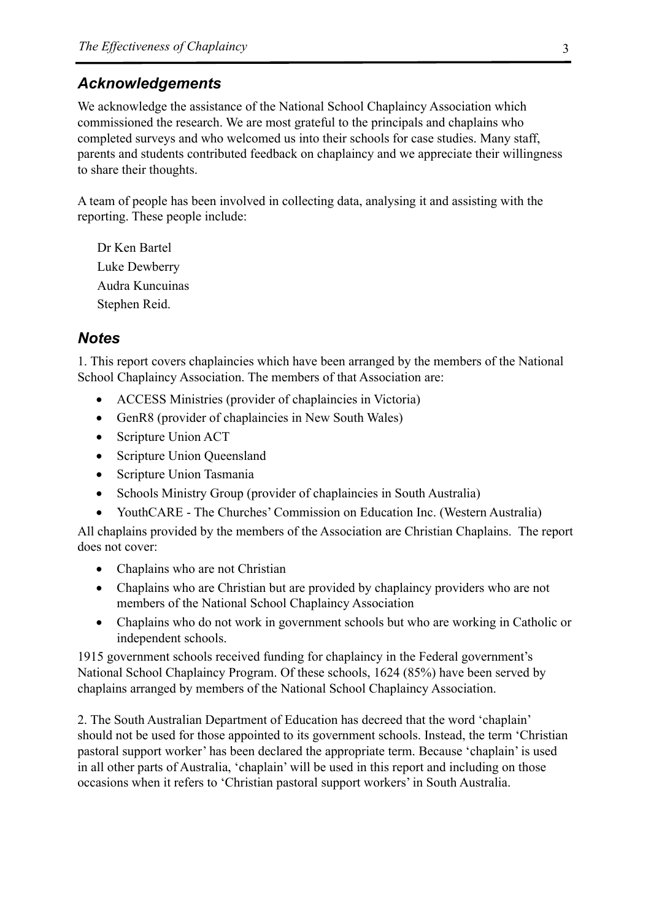## *Acknowledgements*

We acknowledge the assistance of the National School Chaplaincy Association which commissioned the research. We are most grateful to the principals and chaplains who completed surveys and who welcomed us into their schools for case studies. Many staff, parents and students contributed feedback on chaplaincy and we appreciate their willingness to share their thoughts.

A team of people has been involved in collecting data, analysing it and assisting with the reporting. These people include:

Dr Ken Bartel  
Luke Dewberry  
Audra Kuncuinas  
Stephen Reid.

## *Notes*

1. This report covers chaplaincies which have been arranged by the members of the National School Chaplaincy Association. The members of that Association are:

- ACCESS Ministries (provider of chaplaincies in Victoria)
- GenR8 (provider of chaplaincies in New South Wales)
- Scripture Union ACT
- Scripture Union Queensland
- Scripture Union Tasmania
- Schools Ministry Group (provider of chaplaincies in South Australia)
- YouthCARE - The Churches' Commission on Education Inc. (Western Australia)

All chaplains provided by the members of the Association are Christian Chaplains. The report does not cover:

- Chaplains who are not Christian
- Chaplains who are Christian but are provided by chaplaincy providers who are not members of the National School Chaplaincy Association
- Chaplains who do not work in government schools but who are working in Catholic or independent schools.

1915 government schools received funding for chaplaincy in the Federal government's National School Chaplaincy Program. Of these schools, 1624 (85%) have been served by chaplains arranged by members of the National School Chaplaincy Association.

2. The South Australian Department of Education has decreed that the word 'chaplain' should not be used for those appointed to its government schools. Instead, the term 'Christian pastoral support worker' has been declared the appropriate term. Because 'chaplain' is used in all other parts of Australia, 'chaplain' will be used in this report and including on those occasions when it refers to 'Christian pastoral support workers' in South Australia.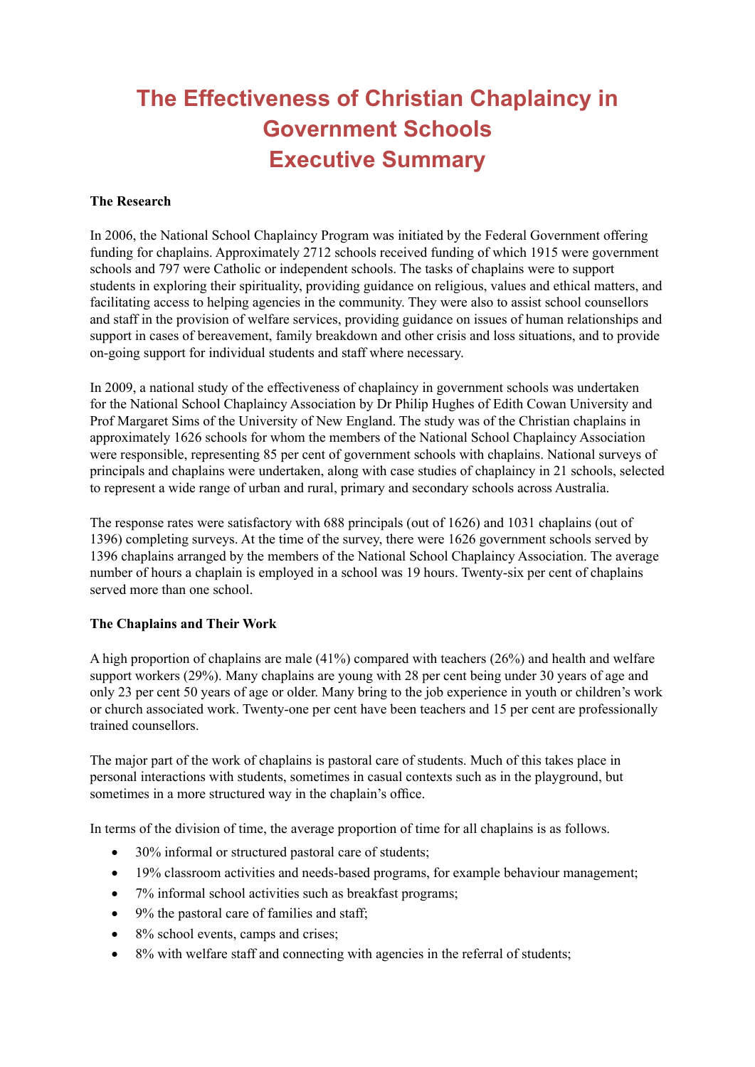# The Effectiveness of Christian Chaplaincy in Government Schools
# Executive Summary

**The Research**

In 2006, the National School Chaplaincy Program was initiated by the Federal Government offering funding for chaplains. Approximately 2712 schools received funding of which 1915 were government schools and 797 were Catholic or independent schools. The tasks of chaplains were to support students in exploring their spirituality, providing guidance on religious, values and ethical matters, and facilitating access to helping agencies in the community. They were also to assist school counsellors and staff in the provision of welfare services, providing guidance on issues of human relationships and support in cases of bereavement, family breakdown and other crisis and loss situations, and to provide on-going support for individual students and staff where necessary.

In 2009, a national study of the effectiveness of chaplaincy in government schools was undertaken for the National School Chaplaincy Association by Dr Philip Hughes of Edith Cowan University and Prof Margaret Sims of the University of New England. The study was of the Christian chaplains in approximately 1626 schools for whom the members of the National School Chaplaincy Association were responsible, representing 85 per cent of government schools with chaplains. National surveys of principals and chaplains were undertaken, along with case studies of chaplaincy in 21 schools, selected to represent a wide range of urban and rural, primary and secondary schools across Australia.

The response rates were satisfactory with 688 principals (out of 1626) and 1031 chaplains (out of 1396) completing surveys. At the time of the survey, there were 1626 government schools served by 1396 chaplains arranged by the members of the National School Chaplaincy Association. The average number of hours a chaplain is employed in a school was 19 hours. Twenty-six per cent of chaplains served more than one school.

**The Chaplains and Their Work**

A high proportion of chaplains are male (41%) compared with teachers (26%) and health and welfare support workers (29%). Many chaplains are young with 28 per cent being under 30 years of age and only 23 per cent 50 years of age or older. Many bring to the job experience in youth or children's work or church associated work. Twenty-one per cent have been teachers and 15 per cent are professionally trained counsellors.

The major part of the work of chaplains is pastoral care of students. Much of this takes place in personal interactions with students, sometimes in casual contexts such as in the playground, but sometimes in a more structured way in the chaplain's office.

In terms of the division of time, the average proportion of time for all chaplains is as follows.

- 30% informal or structured pastoral care of students;
- 19% classroom activities and needs-based programs, for example behaviour management;
- 7% informal school activities such as breakfast programs;
- 9% the pastoral care of families and staff;
- 8% school events, camps and crises;
- 8% with welfare staff and connecting with agencies in the referral of students;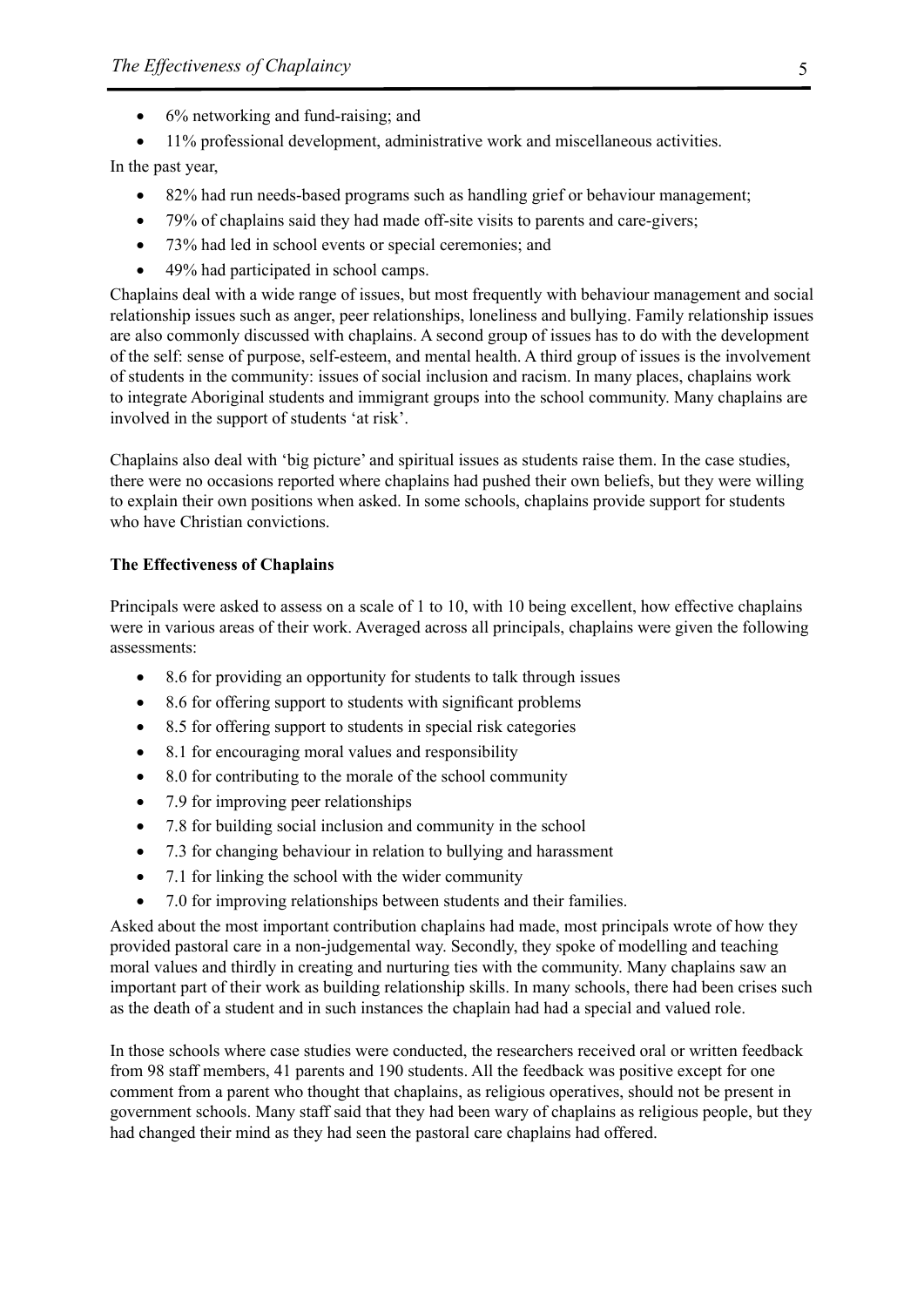- 6% networking and fund-raising; and
- 11% professional development, administrative work and miscellaneous activities.

In the past year,

- 82% had run needs-based programs such as handling grief or behaviour management;
- 79% of chaplains said they had made off-site visits to parents and care-givers;
- 73% had led in school events or special ceremonies; and
- 49% had participated in school camps.

Chaplains deal with a wide range of issues, but most frequently with behaviour management and social relationship issues such as anger, peer relationships, loneliness and bullying. Family relationship issues are also commonly discussed with chaplains. A second group of issues has to do with the development of the self: sense of purpose, self-esteem, and mental health. A third group of issues is the involvement of students in the community: issues of social inclusion and racism. In many places, chaplains work to integrate Aboriginal students and immigrant groups into the school community. Many chaplains are involved in the support of students 'at risk'.

Chaplains also deal with 'big picture' and spiritual issues as students raise them. In the case studies, there were no occasions reported where chaplains had pushed their own beliefs, but they were willing to explain their own positions when asked. In some schools, chaplains provide support for students who have Christian convictions.

**The Effectiveness of Chaplains**

Principals were asked to assess on a scale of 1 to 10, with 10 being excellent, how effective chaplains were in various areas of their work. Averaged across all principals, chaplains were given the following assessments:

- 8.6 for providing an opportunity for students to talk through issues
- 8.6 for offering support to students with significant problems
- 8.5 for offering support to students in special risk categories
- 8.1 for encouraging moral values and responsibility
- 8.0 for contributing to the morale of the school community
- 7.9 for improving peer relationships
- 7.8 for building social inclusion and community in the school
- 7.3 for changing behaviour in relation to bullying and harassment
- 7.1 for linking the school with the wider community
- 7.0 for improving relationships between students and their families.

Asked about the most important contribution chaplains had made, most principals wrote of how they provided pastoral care in a non-judgemental way. Secondly, they spoke of modelling and teaching moral values and thirdly in creating and nurturing ties with the community. Many chaplains saw an important part of their work as building relationship skills. In many schools, there had been crises such as the death of a student and in such instances the chaplain had had a special and valued role.

In those schools where case studies were conducted, the researchers received oral or written feedback from 98 staff members, 41 parents and 190 students. All the feedback was positive except for one comment from a parent who thought that chaplains, as religious operatives, should not be present in government schools. Many staff said that they had been wary of chaplains as religious people, but they had changed their mind as they had seen the pastoral care chaplains had offered.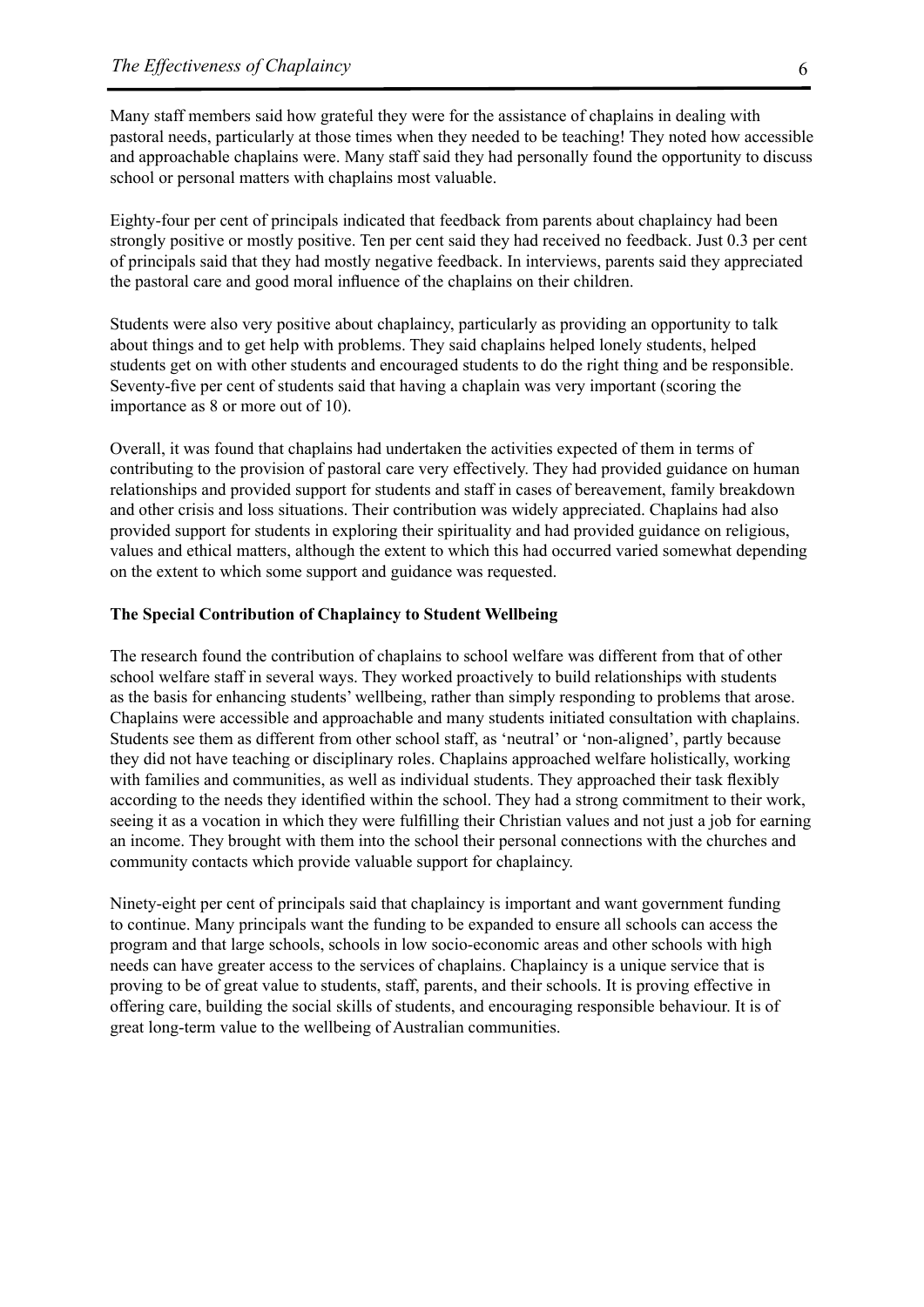Many staff members said how grateful they were for the assistance of chaplains in dealing with pastoral needs, particularly at those times when they needed to be teaching! They noted how accessible and approachable chaplains were. Many staff said they had personally found the opportunity to discuss school or personal matters with chaplains most valuable.

Eighty-four per cent of principals indicated that feedback from parents about chaplaincy had been strongly positive or mostly positive. Ten per cent said they had received no feedback. Just 0.3 per cent of principals said that they had mostly negative feedback. In interviews, parents said they appreciated the pastoral care and good moral influence of the chaplains on their children.

Students were also very positive about chaplaincy, particularly as providing an opportunity to talk about things and to get help with problems. They said chaplains helped lonely students, helped students get on with other students and encouraged students to do the right thing and be responsible. Seventy-five per cent of students said that having a chaplain was very important (scoring the importance as 8 or more out of 10).

Overall, it was found that chaplains had undertaken the activities expected of them in terms of contributing to the provision of pastoral care very effectively. They had provided guidance on human relationships and provided support for students and staff in cases of bereavement, family breakdown and other crisis and loss situations. Their contribution was widely appreciated. Chaplains had also provided support for students in exploring their spirituality and had provided guidance on religious, values and ethical matters, although the extent to which this had occurred varied somewhat depending on the extent to which some support and guidance was requested.

**The Special Contribution of Chaplaincy to Student Wellbeing**

The research found the contribution of chaplains to school welfare was different from that of other school welfare staff in several ways. They worked proactively to build relationships with students as the basis for enhancing students' wellbeing, rather than simply responding to problems that arose. Chaplains were accessible and approachable and many students initiated consultation with chaplains. Students see them as different from other school staff, as 'neutral' or 'non-aligned', partly because they did not have teaching or disciplinary roles. Chaplains approached welfare holistically, working with families and communities, as well as individual students. They approached their task flexibly according to the needs they identified within the school. They had a strong commitment to their work, seeing it as a vocation in which they were fulfilling their Christian values and not just a job for earning an income. They brought with them into the school their personal connections with the churches and community contacts which provide valuable support for chaplaincy.

Ninety-eight per cent of principals said that chaplaincy is important and want government funding to continue. Many principals want the funding to be expanded to ensure all schools can access the program and that large schools, schools in low socio-economic areas and other schools with high needs can have greater access to the services of chaplains. Chaplaincy is a unique service that is proving to be of great value to students, staff, parents, and their schools. It is proving effective in offering care, building the social skills of students, and encouraging responsible behaviour. It is of great long-term value to the wellbeing of Australian communities.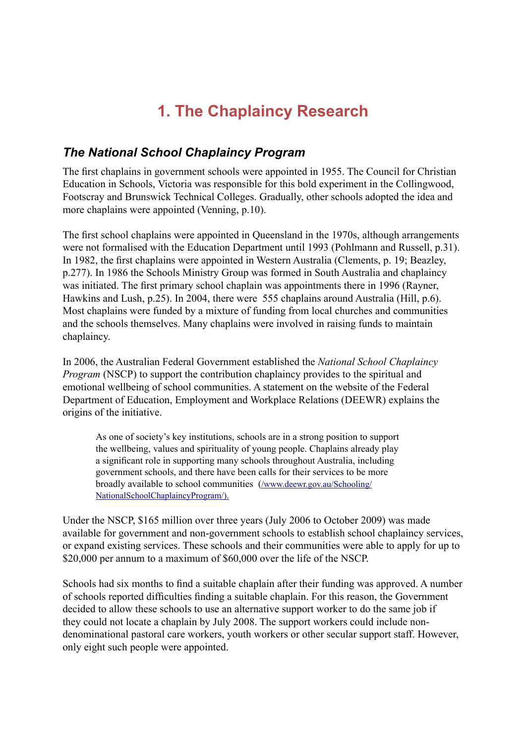# 1. The Chaplaincy Research

## *The National School Chaplaincy Program*

The first chaplains in government schools were appointed in 1955. The Council for Christian Education in Schools, Victoria was responsible for this bold experiment in the Collingwood, Footscray and Brunswick Technical Colleges. Gradually, other schools adopted the idea and more chaplains were appointed (Venning, p.10).

The first school chaplains were appointed in Queensland in the 1970s, although arrangements were not formalised with the Education Department until 1993 (Pohlmann and Russell, p.31). In 1982, the first chaplains were appointed in Western Australia (Clements, p. 19; Beazley, p.277). In 1986 the Schools Ministry Group was formed in South Australia and chaplaincy was initiated. The first primary school chaplain was appointments there in 1996 (Rayner, Hawkins and Lush, p.25). In 2004, there were 555 chaplains around Australia (Hill, p.6). Most chaplains were funded by a mixture of funding from local churches and communities and the schools themselves. Many chaplains were involved in raising funds to maintain chaplaincy.

In 2006, the Australian Federal Government established the *National School Chaplaincy Program* (NSCP) to support the contribution chaplaincy provides to the spiritual and emotional wellbeing of school communities. A statement on the website of the Federal Department of Education, Employment and Workplace Relations (DEEWR) explains the origins of the initiative.

> As one of society's key institutions, schools are in a strong position to support the wellbeing, values and spirituality of young people. Chaplains already play a significant role in supporting many schools throughout Australia, including government schools, and there have been calls for their services to be more broadly available to school communities (/www.deewr.gov.au/Schooling/NationalSchoolChaplaincyProgram/).

Under the NSCP, $165 million over three years (July 2006 to October 2009) was made available for government and non-government schools to establish school chaplaincy services, or expand existing services. These schools and their communities were able to apply for up to $20,000 per annum to a maximum of $60,000 over the life of the NSCP.

Schools had six months to find a suitable chaplain after their funding was approved. A number of schools reported difficulties finding a suitable chaplain. For this reason, the Government decided to allow these schools to use an alternative support worker to do the same job if they could not locate a chaplain by July 2008. The support workers could include non-denominational pastoral care workers, youth workers or other secular support staff. However, only eight such people were appointed.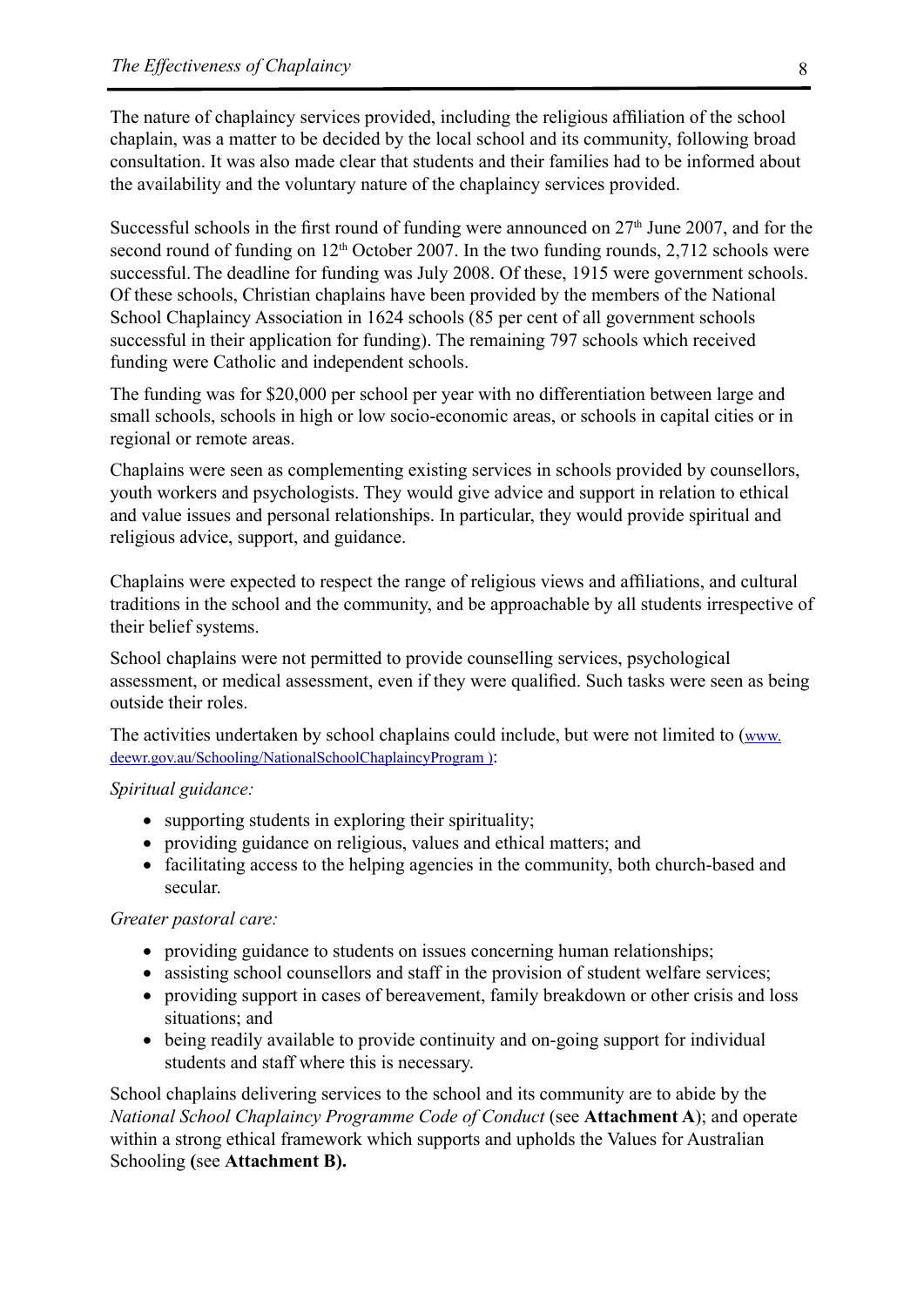The nature of chaplaincy services provided, including the religious affiliation of the school chaplain, was a matter to be decided by the local school and its community, following broad consultation. It was also made clear that students and their families had to be informed about the availability and the voluntary nature of the chaplaincy services provided.

Successful schools in the first round of funding were announced on 27th June 2007, and for the second round of funding on 12th October 2007. In the two funding rounds, 2,712 schools were successful. The deadline for funding was July 2008. Of these, 1915 were government schools. Of these schools, Christian chaplains have been provided by the members of the National School Chaplaincy Association in 1624 schools (85 per cent of all government schools successful in their application for funding). The remaining 797 schools which received funding were Catholic and independent schools.

The funding was for $20,000 per school per year with no differentiation between large and small schools, schools in high or low socio-economic areas, or schools in capital cities or in regional or remote areas.

Chaplains were seen as complementing existing services in schools provided by counsellors, youth workers and psychologists. They would give advice and support in relation to ethical and value issues and personal relationships. In particular, they would provide spiritual and religious advice, support, and guidance.

Chaplains were expected to respect the range of religious views and affiliations, and cultural traditions in the school and the community, and be approachable by all students irrespective of their belief systems.

School chaplains were not permitted to provide counselling services, psychological assessment, or medical assessment, even if they were qualified. Such tasks were seen as being outside their roles.

The activities undertaken by school chaplains could include, but were not limited to (www.deewr.gov.au/Schooling/NationalSchoolChaplaincyProgram ):

*Spiritual guidance:*

- supporting students in exploring their spirituality;
- providing guidance on religious, values and ethical matters; and
- facilitating access to the helping agencies in the community, both church-based and secular.

*Greater pastoral care:*

- providing guidance to students on issues concerning human relationships;
- assisting school counsellors and staff in the provision of student welfare services;
- providing support in cases of bereavement, family breakdown or other crisis and loss situations; and
- being readily available to provide continuity and on-going support for individual students and staff where this is necessary.

School chaplains delivering services to the school and its community are to abide by the *National School Chaplaincy Programme Code of Conduct* (see **Attachment A**); and operate within a strong ethical framework which supports and upholds the Values for Australian Schooling **(**see **Attachment B).**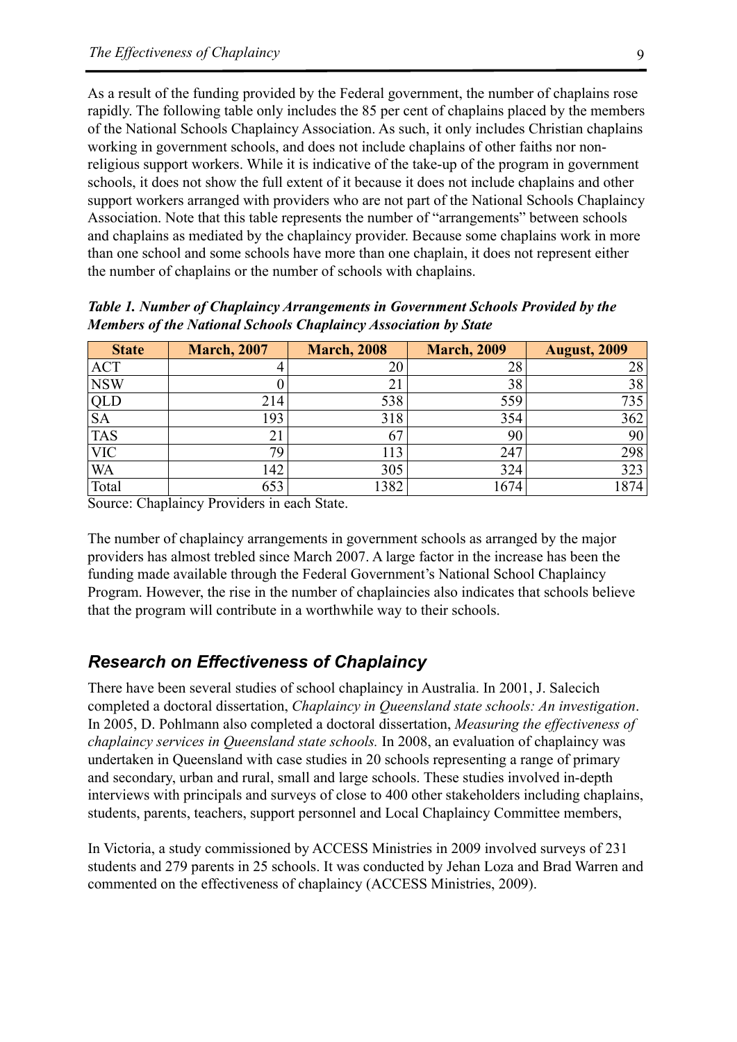As a result of the funding provided by the Federal government, the number of chaplains rose rapidly. The following table only includes the 85 per cent of chaplains placed by the members of the National Schools Chaplaincy Association. As such, it only includes Christian chaplains working in government schools, and does not include chaplains of other faiths nor non-religious support workers. While it is indicative of the take-up of the program in government schools, it does not show the full extent of it because it does not include chaplains and other support workers arranged with providers who are not part of the National Schools Chaplaincy Association. Note that this table represents the number of "arrangements" between schools and chaplains as mediated by the chaplaincy provider. Because some chaplains work in more than one school and some schools have more than one chaplain, it does not represent either the number of chaplains or the number of schools with chaplains.

***Table 1. Number of Chaplaincy Arrangements in Government Schools Provided by the Members of the National Schools Chaplaincy Association by State***

| State | March, 2007 | March, 2008 | March, 2009 | August, 2009 |
|---|---|---|---|---|
| ACT | 4 | 20 | 28 | 28 |
| NSW | 0 | 21 | 38 | 38 |
| QLD | 214 | 538 | 559 | 735 |
| SA | 193 | 318 | 354 | 362 |
| TAS | 21 | 67 | 90 | 90 |
| VIC | 79 | 113 | 247 | 298 |
| WA | 142 | 305 | 324 | 323 |
| Total | 653 | 1382 | 1674 | 1874 |

Source: Chaplaincy Providers in each State.

The number of chaplaincy arrangements in government schools as arranged by the major providers has almost trebled since March 2007. A large factor in the increase has been the funding made available through the Federal Government's National School Chaplaincy Program. However, the rise in the number of chaplaincies also indicates that schools believe that the program will contribute in a worthwhile way to their schools.

## *Research on Effectiveness of Chaplaincy*

There have been several studies of school chaplaincy in Australia. In 2001, J. Salecich completed a doctoral dissertation, *Chaplaincy in Queensland state schools: An investigation*. In 2005, D. Pohlmann also completed a doctoral dissertation, *Measuring the effectiveness of chaplaincy services in Queensland state schools.* In 2008, an evaluation of chaplaincy was undertaken in Queensland with case studies in 20 schools representing a range of primary and secondary, urban and rural, small and large schools. These studies involved in-depth interviews with principals and surveys of close to 400 other stakeholders including chaplains, students, parents, teachers, support personnel and Local Chaplaincy Committee members,

In Victoria, a study commissioned by ACCESS Ministries in 2009 involved surveys of 231 students and 279 parents in 25 schools. It was conducted by Jehan Loza and Brad Warren and commented on the effectiveness of chaplaincy (ACCESS Ministries, 2009).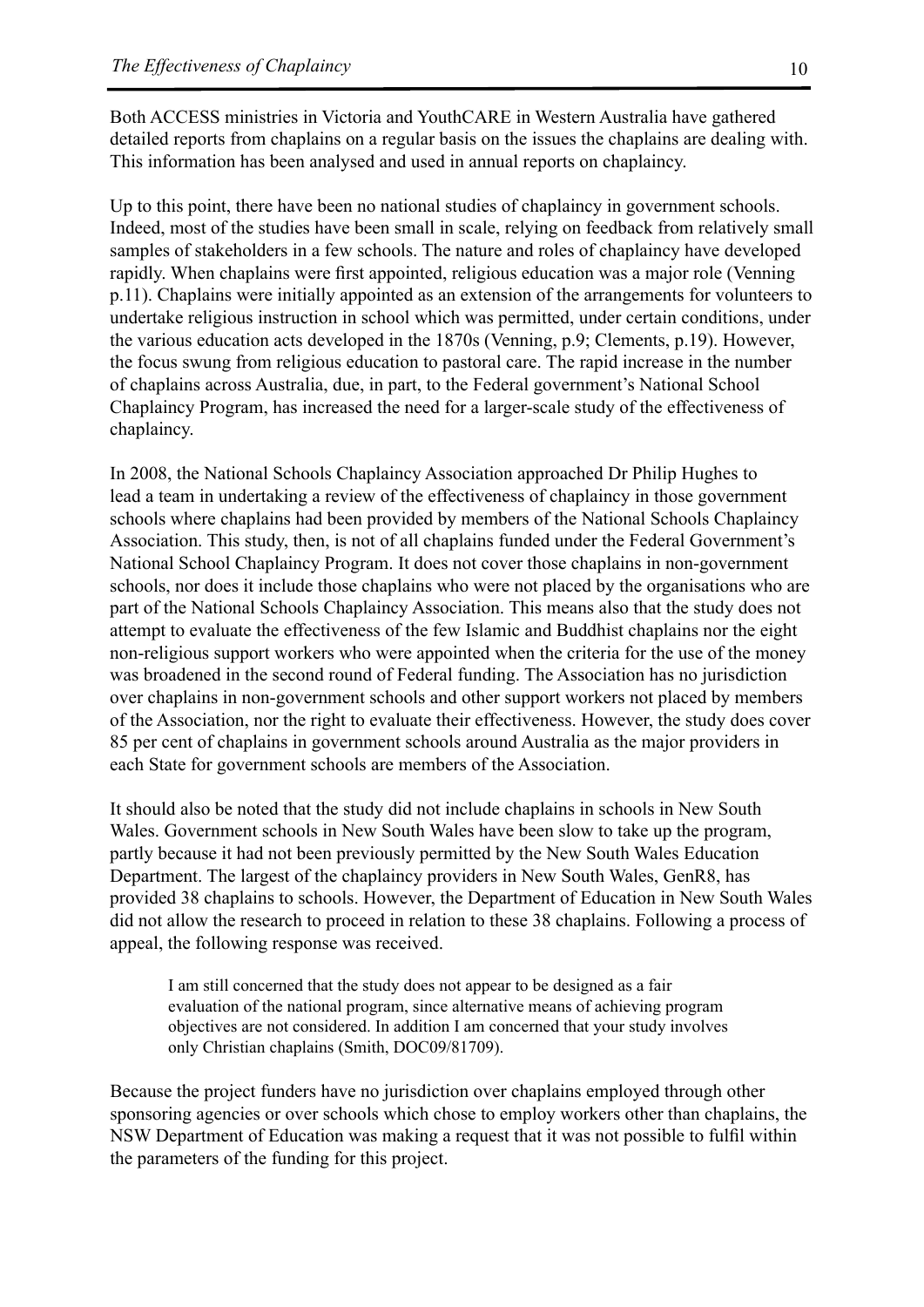Both ACCESS ministries in Victoria and YouthCARE in Western Australia have gathered detailed reports from chaplains on a regular basis on the issues the chaplains are dealing with. This information has been analysed and used in annual reports on chaplaincy.

Up to this point, there have been no national studies of chaplaincy in government schools. Indeed, most of the studies have been small in scale, relying on feedback from relatively small samples of stakeholders in a few schools. The nature and roles of chaplaincy have developed rapidly. When chaplains were first appointed, religious education was a major role (Venning p.11). Chaplains were initially appointed as an extension of the arrangements for volunteers to undertake religious instruction in school which was permitted, under certain conditions, under the various education acts developed in the 1870s (Venning, p.9; Clements, p.19). However, the focus swung from religious education to pastoral care. The rapid increase in the number of chaplains across Australia, due, in part, to the Federal government's National School Chaplaincy Program, has increased the need for a larger-scale study of the effectiveness of chaplaincy.

In 2008, the National Schools Chaplaincy Association approached Dr Philip Hughes to lead a team in undertaking a review of the effectiveness of chaplaincy in those government schools where chaplains had been provided by members of the National Schools Chaplaincy Association. This study, then, is not of all chaplains funded under the Federal Government's National School Chaplaincy Program. It does not cover those chaplains in non-government schools, nor does it include those chaplains who were not placed by the organisations who are part of the National Schools Chaplaincy Association. This means also that the study does not attempt to evaluate the effectiveness of the few Islamic and Buddhist chaplains nor the eight non-religious support workers who were appointed when the criteria for the use of the money was broadened in the second round of Federal funding. The Association has no jurisdiction over chaplains in non-government schools and other support workers not placed by members of the Association, nor the right to evaluate their effectiveness. However, the study does cover 85 per cent of chaplains in government schools around Australia as the major providers in each State for government schools are members of the Association.

It should also be noted that the study did not include chaplains in schools in New South Wales. Government schools in New South Wales have been slow to take up the program, partly because it had not been previously permitted by the New South Wales Education Department. The largest of the chaplaincy providers in New South Wales, GenR8, has provided 38 chaplains to schools. However, the Department of Education in New South Wales did not allow the research to proceed in relation to these 38 chaplains. Following a process of appeal, the following response was received.

> I am still concerned that the study does not appear to be designed as a fair evaluation of the national program, since alternative means of achieving program objectives are not considered. In addition I am concerned that your study involves only Christian chaplains (Smith, DOC09/81709).

Because the project funders have no jurisdiction over chaplains employed through other sponsoring agencies or over schools which chose to employ workers other than chaplains, the NSW Department of Education was making a request that it was not possible to fulfil within the parameters of the funding for this project.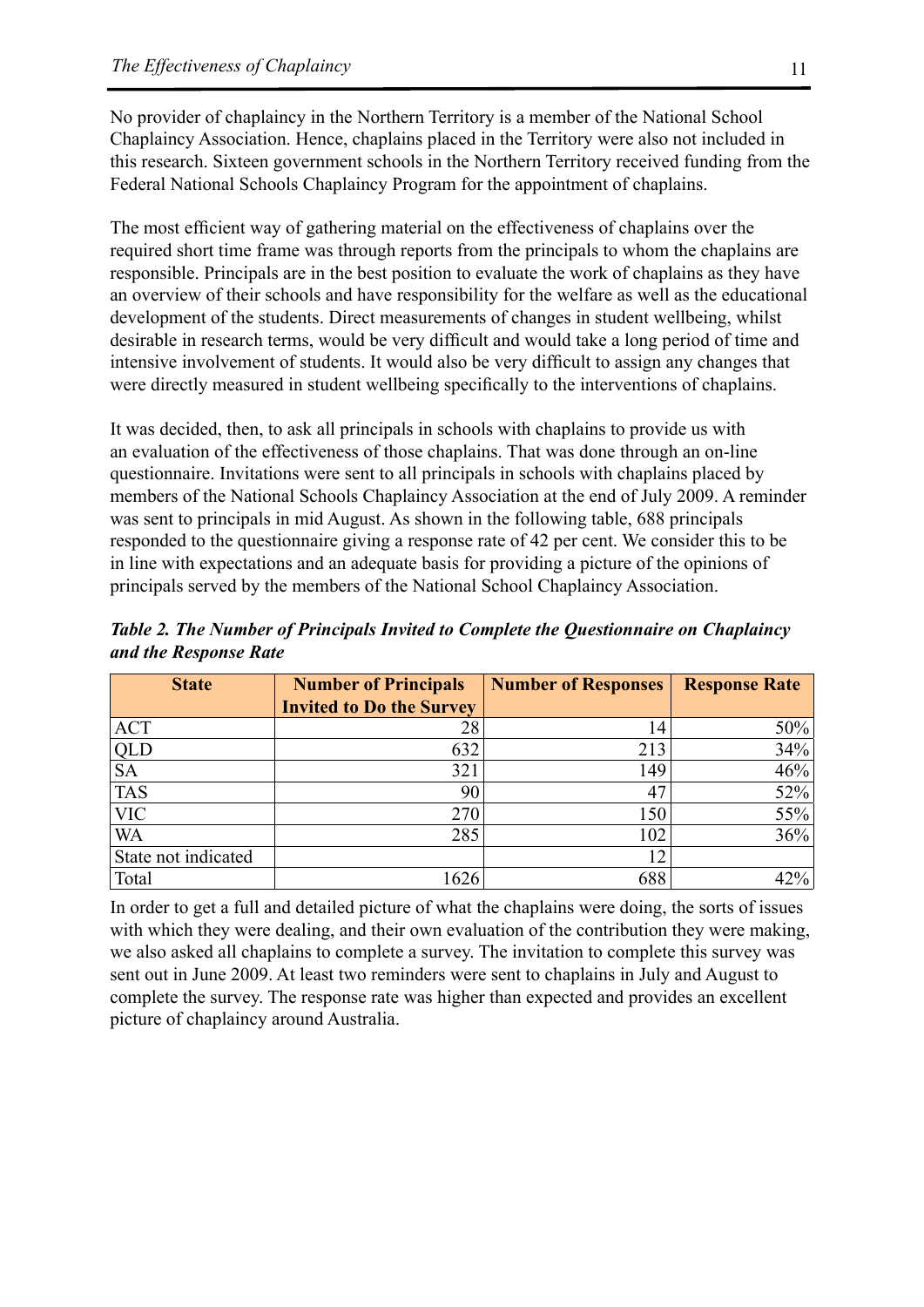No provider of chaplaincy in the Northern Territory is a member of the National School Chaplaincy Association. Hence, chaplains placed in the Territory were also not included in this research. Sixteen government schools in the Northern Territory received funding from the Federal National Schools Chaplaincy Program for the appointment of chaplains.

The most efficient way of gathering material on the effectiveness of chaplains over the required short time frame was through reports from the principals to whom the chaplains are responsible. Principals are in the best position to evaluate the work of chaplains as they have an overview of their schools and have responsibility for the welfare as well as the educational development of the students. Direct measurements of changes in student wellbeing, whilst desirable in research terms, would be very difficult and would take a long period of time and intensive involvement of students. It would also be very difficult to assign any changes that were directly measured in student wellbeing specifically to the interventions of chaplains.

It was decided, then, to ask all principals in schools with chaplains to provide us with an evaluation of the effectiveness of those chaplains. That was done through an on-line questionnaire. Invitations were sent to all principals in schools with chaplains placed by members of the National Schools Chaplaincy Association at the end of July 2009. A reminder was sent to principals in mid August. As shown in the following table, 688 principals responded to the questionnaire giving a response rate of 42 per cent. We consider this to be in line with expectations and an adequate basis for providing a picture of the opinions of principals served by the members of the National School Chaplaincy Association.

***Table 2. The Number of Principals Invited to Complete the Questionnaire on Chaplaincy and the Response Rate***

| State | Number of Principals Invited to Do the Survey | Number of Responses | Response Rate |
|---|---|---|---|
| ACT | 28 | 14 | 50% |
| QLD | 632 | 213 | 34% |
| SA | 321 | 149 | 46% |
| TAS | 90 | 47 | 52% |
| VIC | 270 | 150 | 55% |
| WA | 285 | 102 | 36% |
| State not indicated | | 12 | |
| Total | 1626 | 688 | 42% |

In order to get a full and detailed picture of what the chaplains were doing, the sorts of issues with which they were dealing, and their own evaluation of the contribution they were making, we also asked all chaplains to complete a survey. The invitation to complete this survey was sent out in June 2009. At least two reminders were sent to chaplains in July and August to complete the survey. The response rate was higher than expected and provides an excellent picture of chaplaincy around Australia.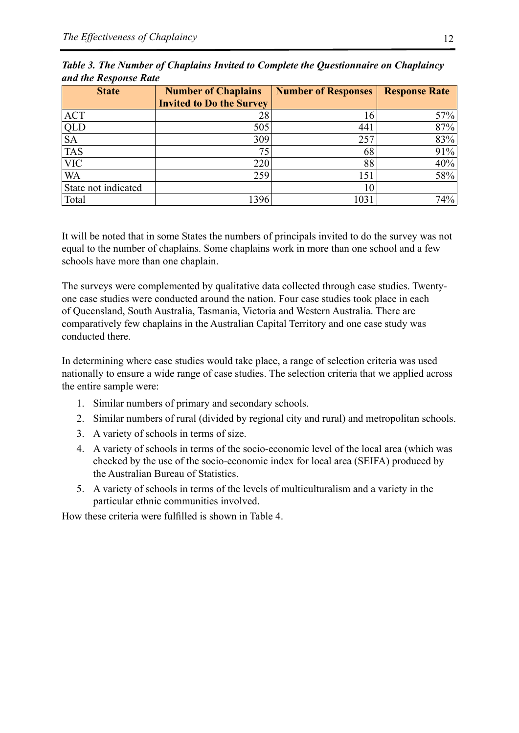***Table 3. The Number of Chaplains Invited to Complete the Questionnaire on Chaplaincy and the Response Rate***

| State | Number of Chaplains Invited to Do the Survey | Number of Responses | Response Rate |
|---|---|---|---|
| ACT | 28 | 16 | 57% |
| QLD | 505 | 441 | 87% |
| SA | 309 | 257 | 83% |
| TAS | 75 | 68 | 91% |
| VIC | 220 | 88 | 40% |
| WA | 259 | 151 | 58% |
| State not indicated | | 10 | |
| Total | 1396 | 1031 | 74% |

It will be noted that in some States the numbers of principals invited to do the survey was not equal to the number of chaplains. Some chaplains work in more than one school and a few schools have more than one chaplain.

The surveys were complemented by qualitative data collected through case studies. Twenty-one case studies were conducted around the nation. Four case studies took place in each of Queensland, South Australia, Tasmania, Victoria and Western Australia. There are comparatively few chaplains in the Australian Capital Territory and one case study was conducted there.

In determining where case studies would take place, a range of selection criteria was used nationally to ensure a wide range of case studies. The selection criteria that we applied across the entire sample were:

1. Similar numbers of primary and secondary schools.
2. Similar numbers of rural (divided by regional city and rural) and metropolitan schools.
3. A variety of schools in terms of size.
4. A variety of schools in terms of the socio-economic level of the local area (which was checked by the use of the socio-economic index for local area (SEIFA) produced by the Australian Bureau of Statistics.
5. A variety of schools in terms of the levels of multiculturalism and a variety in the particular ethnic communities involved.

How these criteria were fulfilled is shown in Table 4.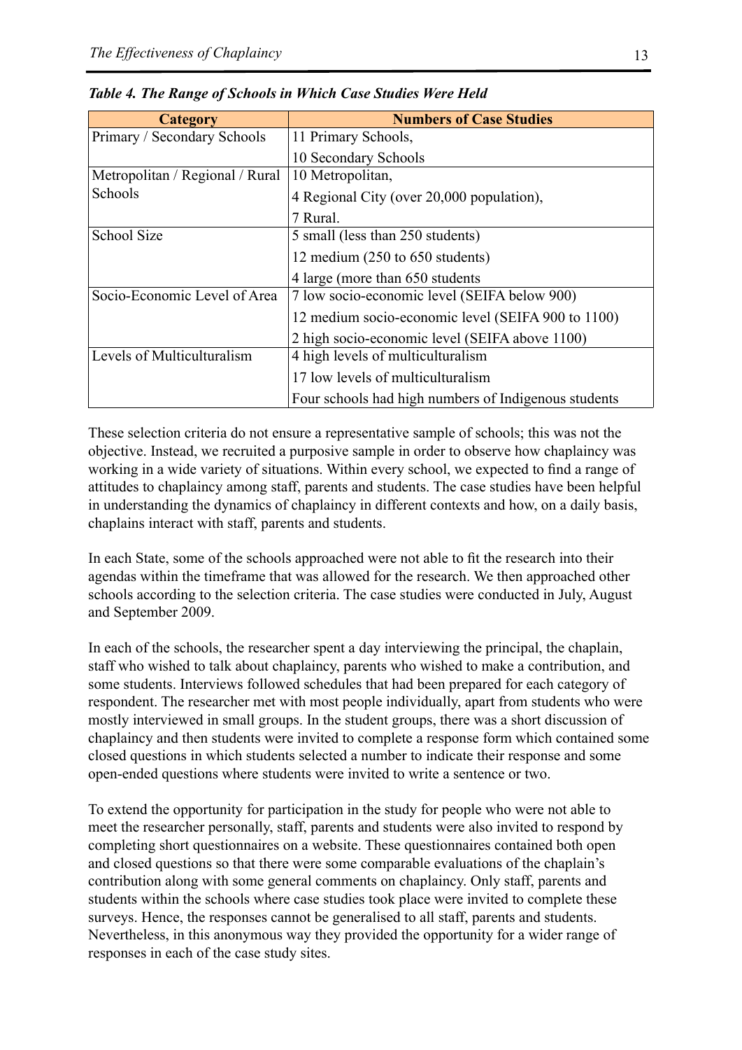*Table 4. The Range of Schools in Which Case Studies Were Held*

| Category | Numbers of Case Studies |
| --- | --- |
| Primary / Secondary Schools | 11 Primary Schools, 10 Secondary Schools |
| Metropolitan / Regional / Rural Schools | 10 Metropolitan, 4 Regional City (over 20,000 population), 7 Rural. |
| School Size | 5 small (less than 250 students) 12 medium (250 to 650 students) 4 large (more than 650 students |
| Socio-Economic Level of Area | 7 low socio-economic level (SEIFA below 900) 12 medium socio-economic level (SEIFA 900 to 1100) 2 high socio-economic level (SEIFA above 1100) |
| Levels of Multiculturalism | 4 high levels of multiculturalism 17 low levels of multiculturalism Four schools had high numbers of Indigenous students |

These selection criteria do not ensure a representative sample of schools; this was not the objective. Instead, we recruited a purposive sample in order to observe how chaplaincy was working in a wide variety of situations. Within every school, we expected to find a range of attitudes to chaplaincy among staff, parents and students. The case studies have been helpful in understanding the dynamics of chaplaincy in different contexts and how, on a daily basis, chaplains interact with staff, parents and students.

In each State, some of the schools approached were not able to fit the research into their agendas within the timeframe that was allowed for the research. We then approached other schools according to the selection criteria. The case studies were conducted in July, August and September 2009.

In each of the schools, the researcher spent a day interviewing the principal, the chaplain, staff who wished to talk about chaplaincy, parents who wished to make a contribution, and some students. Interviews followed schedules that had been prepared for each category of respondent. The researcher met with most people individually, apart from students who were mostly interviewed in small groups. In the student groups, there was a short discussion of chaplaincy and then students were invited to complete a response form which contained some closed questions in which students selected a number to indicate their response and some open-ended questions where students were invited to write a sentence or two.

To extend the opportunity for participation in the study for people who were not able to meet the researcher personally, staff, parents and students were also invited to respond by completing short questionnaires on a website. These questionnaires contained both open and closed questions so that there were some comparable evaluations of the chaplain's contribution along with some general comments on chaplaincy. Only staff, parents and students within the schools where case studies took place were invited to complete these surveys. Hence, the responses cannot be generalised to all staff, parents and students. Nevertheless, in this anonymous way they provided the opportunity for a wider range of responses in each of the case study sites.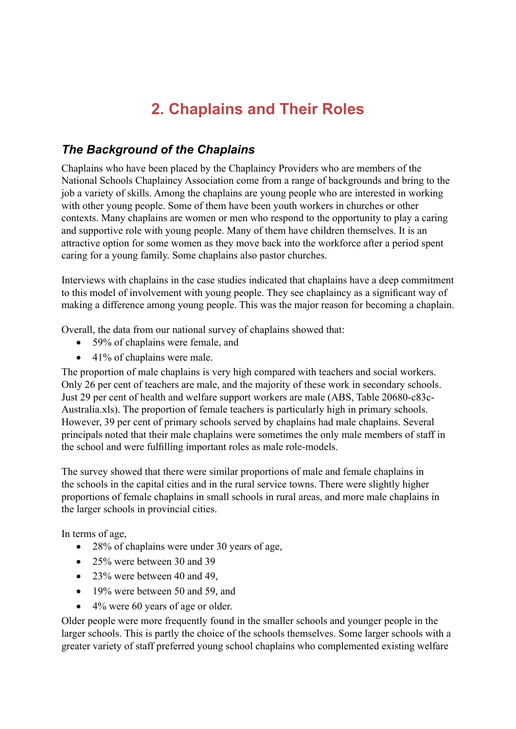# 2. Chaplains and Their Roles

## *The Background of the Chaplains*

Chaplains who have been placed by the Chaplaincy Providers who are members of the National Schools Chaplaincy Association come from a range of backgrounds and bring to the job a variety of skills. Among the chaplains are young people who are interested in working with other young people. Some of them have been youth workers in churches or other contexts. Many chaplains are women or men who respond to the opportunity to play a caring and supportive role with young people. Many of them have children themselves. It is an attractive option for some women as they move back into the workforce after a period spent caring for a young family. Some chaplains also pastor churches.

Interviews with chaplains in the case studies indicated that chaplains have a deep commitment to this model of involvement with young people. They see chaplaincy as a significant way of making a difference among young people. This was the major reason for becoming a chaplain.

Overall, the data from our national survey of chaplains showed that:

- 59% of chaplains were female, and
- 41% of chaplains were male.

The proportion of male chaplains is very high compared with teachers and social workers. Only 26 per cent of teachers are male, and the majority of these work in secondary schools. Just 29 per cent of health and welfare support workers are male (ABS, Table 20680-c83c-Australia.xls). The proportion of female teachers is particularly high in primary schools. However, 39 per cent of primary schools served by chaplains had male chaplains. Several principals noted that their male chaplains were sometimes the only male members of staff in the school and were fulfilling important roles as male role-models.

The survey showed that there were similar proportions of male and female chaplains in the schools in the capital cities and in the rural service towns. There were slightly higher proportions of female chaplains in small schools in rural areas, and more male chaplains in the larger schools in provincial cities.

In terms of age,

- 28% of chaplains were under 30 years of age,
- 25% were between 30 and 39
- 23% were between 40 and 49,
- 19% were between 50 and 59, and
- 4% were 60 years of age or older.

Older people were more frequently found in the smaller schools and younger people in the larger schools. This is partly the choice of the schools themselves. Some larger schools with a greater variety of staff preferred young school chaplains who complemented existing welfare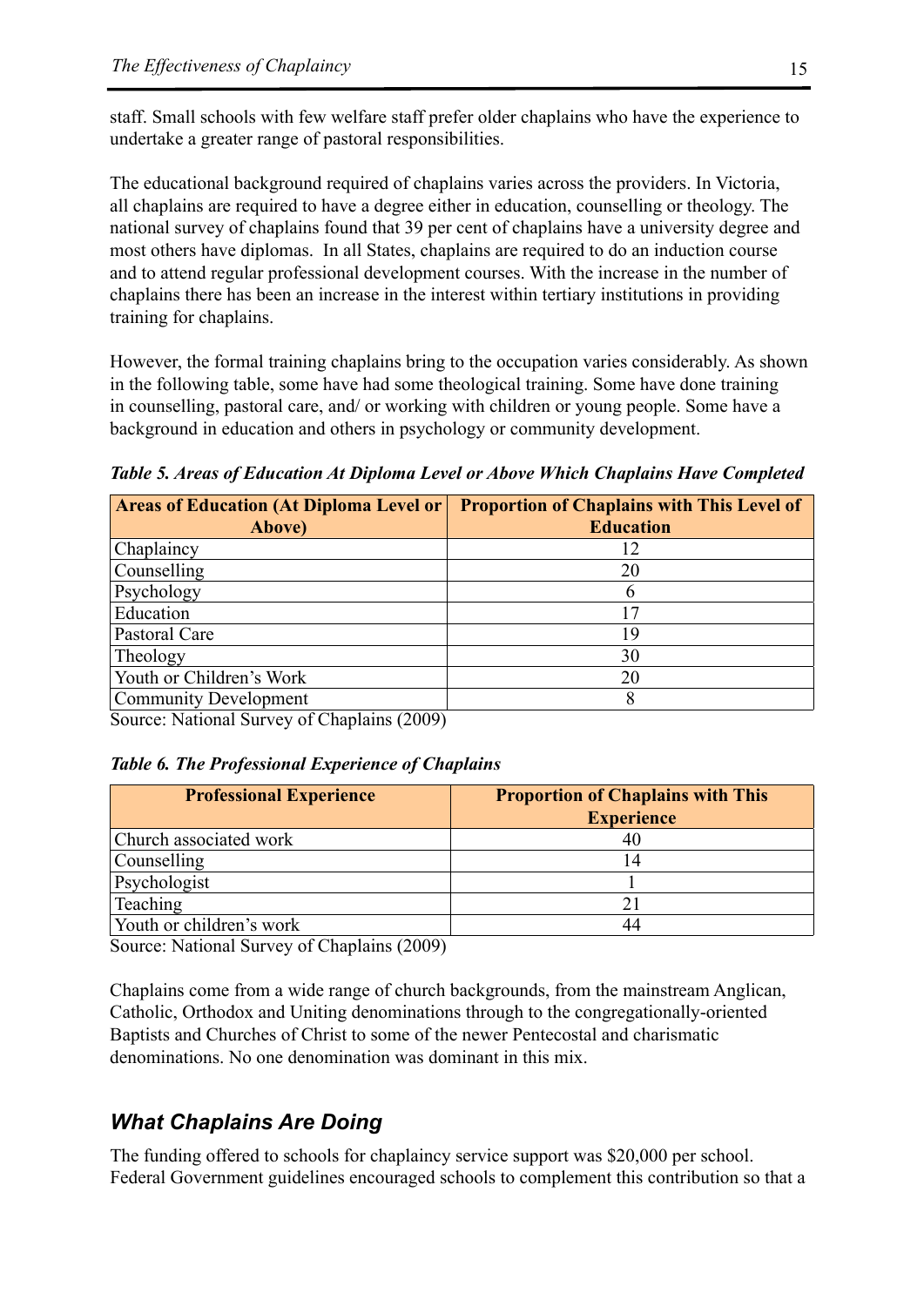staff. Small schools with few welfare staff prefer older chaplains who have the experience to undertake a greater range of pastoral responsibilities.

The educational background required of chaplains varies across the providers. In Victoria, all chaplains are required to have a degree either in education, counselling or theology. The national survey of chaplains found that 39 per cent of chaplains have a university degree and most others have diplomas. In all States, chaplains are required to do an induction course and to attend regular professional development courses. With the increase in the number of chaplains there has been an increase in the interest within tertiary institutions in providing training for chaplains.

However, the formal training chaplains bring to the occupation varies considerably. As shown in the following table, some have had some theological training. Some have done training in counselling, pastoral care, and/ or working with children or young people. Some have a background in education and others in psychology or community development.

***Table 5. Areas of Education At Diploma Level or Above Which Chaplains Have Completed***

| Areas of Education (At Diploma Level or Above) | Proportion of Chaplains with This Level of Education |
|---|---|
| Chaplaincy | 12 |
| Counselling | 20 |
| Psychology | 6 |
| Education | 17 |
| Pastoral Care | 19 |
| Theology | 30 |
| Youth or Children's Work | 20 |
| Community Development | 8 |

Source: National Survey of Chaplains (2009)

***Table 6. The Professional Experience of Chaplains***

| Professional Experience | Proportion of Chaplains with This Experience |
|---|---|
| Church associated work | 40 |
| Counselling | 14 |
| Psychologist | 1 |
| Teaching | 21 |
| Youth or children's work | 44 |

Source: National Survey of Chaplains (2009)

Chaplains come from a wide range of church backgrounds, from the mainstream Anglican, Catholic, Orthodox and Uniting denominations through to the congregationally-oriented Baptists and Churches of Christ to some of the newer Pentecostal and charismatic denominations. No one denomination was dominant in this mix.

## *What Chaplains Are Doing*

The funding offered to schools for chaplaincy service support was $20,000 per school. Federal Government guidelines encouraged schools to complement this contribution so that a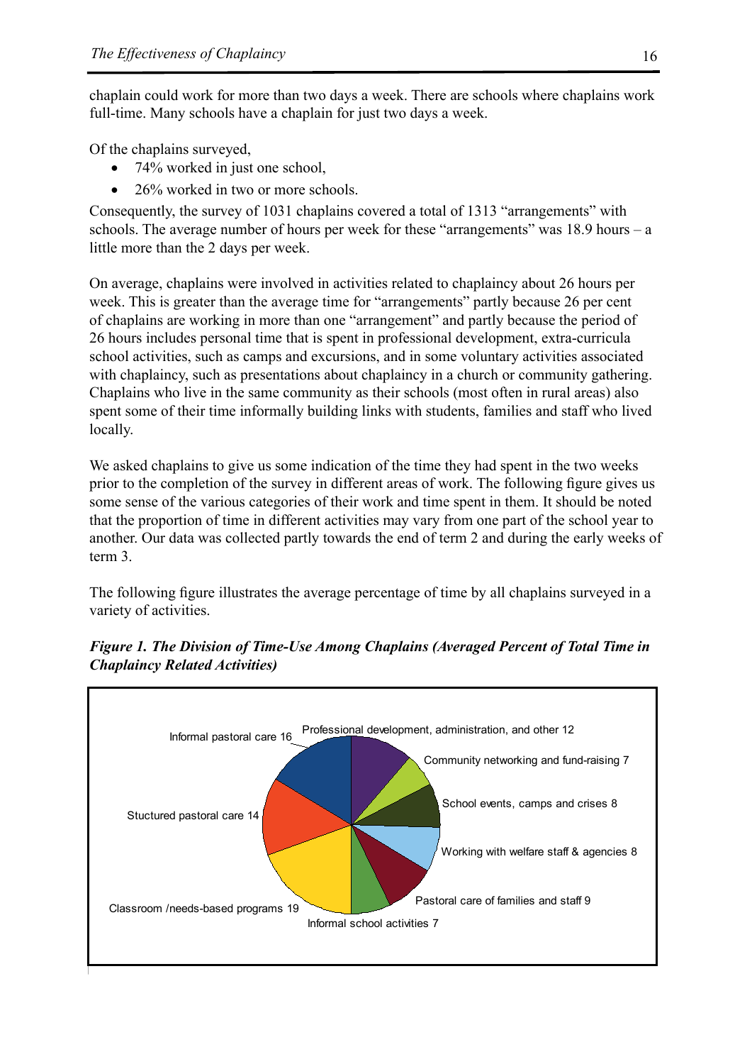chaplain could work for more than two days a week. There are schools where chaplains work full-time. Many schools have a chaplain for just two days a week.

Of the chaplains surveyed,

- 74% worked in just one school,
- 26% worked in two or more schools.

Consequently, the survey of 1031 chaplains covered a total of 1313 "arrangements" with schools. The average number of hours per week for these "arrangements" was 18.9 hours – a little more than the 2 days per week.

On average, chaplains were involved in activities related to chaplaincy about 26 hours per week. This is greater than the average time for "arrangements" partly because 26 per cent of chaplains are working in more than one "arrangement" and partly because the period of 26 hours includes personal time that is spent in professional development, extra-curricula school activities, such as camps and excursions, and in some voluntary activities associated with chaplaincy, such as presentations about chaplaincy in a church or community gathering. Chaplains who live in the same community as their schools (most often in rural areas) also spent some of their time informally building links with students, families and staff who lived locally.

We asked chaplains to give us some indication of the time they had spent in the two weeks prior to the completion of the survey in different areas of work. The following figure gives us some sense of the various categories of their work and time spent in them. It should be noted that the proportion of time in different activities may vary from one part of the school year to another. Our data was collected partly towards the end of term 2 and during the early weeks of term 3.

The following figure illustrates the average percentage of time by all chaplains surveyed in a variety of activities.

***Figure 1. The Division of Time-Use Among Chaplains (Averaged Percent of Total Time in Chaplaincy Related Activities)***

Professional development, administration, and other 12
Community networking and fund-raising 7
School events, camps and crises 8
Working with welfare staff & agencies 8
Pastoral care of families and staff 9
Informal school activities 7
Classroom /needs-based programs 19
Stuctured pastoral care 14
Informal pastoral care 16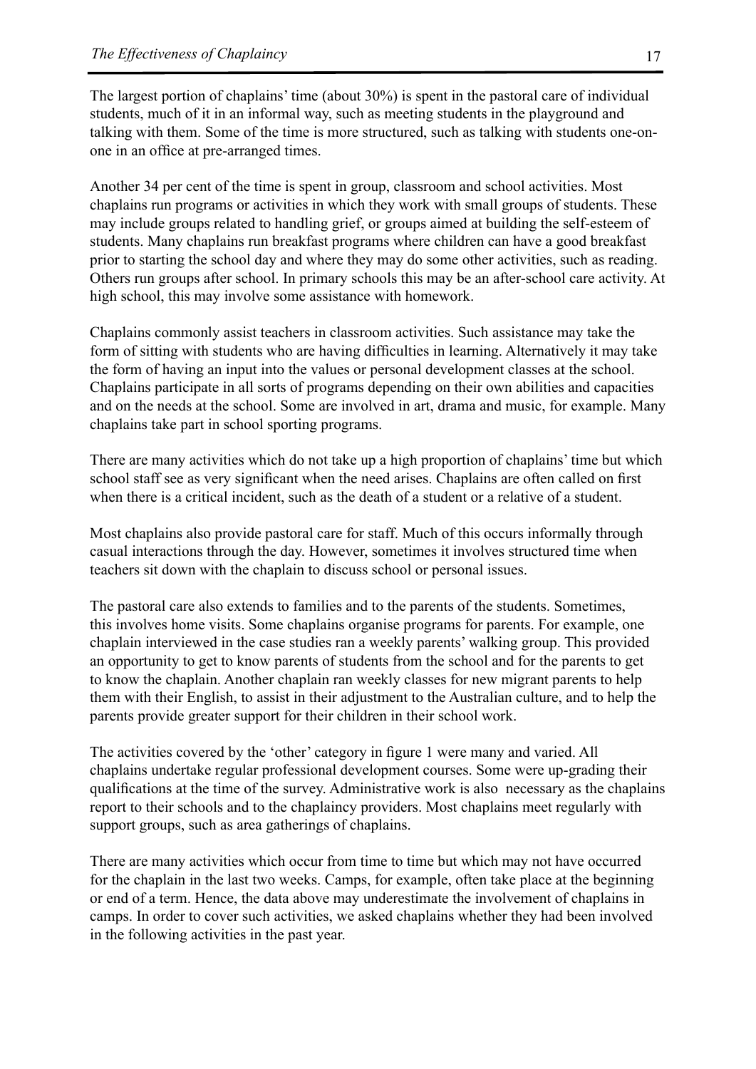The largest portion of chaplains' time (about 30%) is spent in the pastoral care of individual students, much of it in an informal way, such as meeting students in the playground and talking with them. Some of the time is more structured, such as talking with students one-on-one in an office at pre-arranged times.

Another 34 per cent of the time is spent in group, classroom and school activities. Most chaplains run programs or activities in which they work with small groups of students. These may include groups related to handling grief, or groups aimed at building the self-esteem of students. Many chaplains run breakfast programs where children can have a good breakfast prior to starting the school day and where they may do some other activities, such as reading. Others run groups after school. In primary schools this may be an after-school care activity. At high school, this may involve some assistance with homework.

Chaplains commonly assist teachers in classroom activities. Such assistance may take the form of sitting with students who are having difficulties in learning. Alternatively it may take the form of having an input into the values or personal development classes at the school. Chaplains participate in all sorts of programs depending on their own abilities and capacities and on the needs at the school. Some are involved in art, drama and music, for example. Many chaplains take part in school sporting programs.

There are many activities which do not take up a high proportion of chaplains' time but which school staff see as very significant when the need arises. Chaplains are often called on first when there is a critical incident, such as the death of a student or a relative of a student.

Most chaplains also provide pastoral care for staff. Much of this occurs informally through casual interactions through the day. However, sometimes it involves structured time when teachers sit down with the chaplain to discuss school or personal issues.

The pastoral care also extends to families and to the parents of the students. Sometimes, this involves home visits. Some chaplains organise programs for parents. For example, one chaplain interviewed in the case studies ran a weekly parents' walking group. This provided an opportunity to get to know parents of students from the school and for the parents to get to know the chaplain. Another chaplain ran weekly classes for new migrant parents to help them with their English, to assist in their adjustment to the Australian culture, and to help the parents provide greater support for their children in their school work.

The activities covered by the 'other' category in figure 1 were many and varied. All chaplains undertake regular professional development courses. Some were up-grading their qualifications at the time of the survey. Administrative work is also necessary as the chaplains report to their schools and to the chaplaincy providers. Most chaplains meet regularly with support groups, such as area gatherings of chaplains.

There are many activities which occur from time to time but which may not have occurred for the chaplain in the last two weeks. Camps, for example, often take place at the beginning or end of a term. Hence, the data above may underestimate the involvement of chaplains in camps. In order to cover such activities, we asked chaplains whether they had been involved in the following activities in the past year.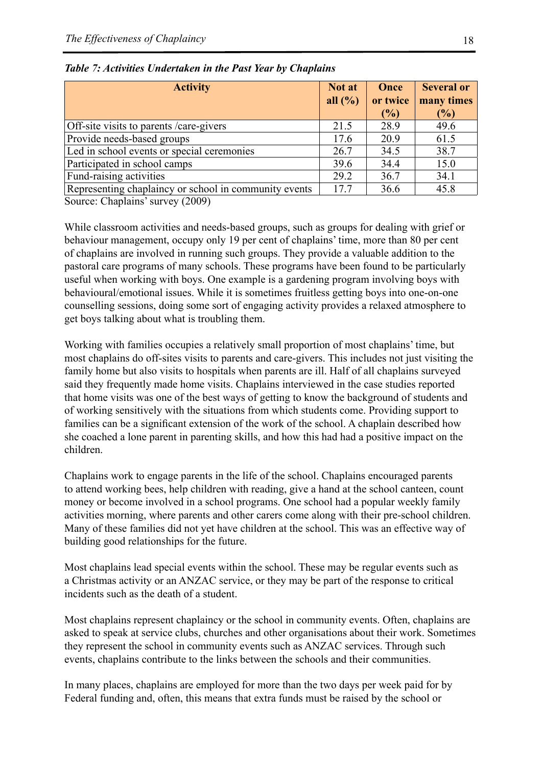*Table 7: Activities Undertaken in the Past Year by Chaplains*

| Activity | Not at all (%) | Once or twice (%) | Several or many times (%) |
|---|---|---|---|
| Off-site visits to parents /care-givers | 21.5 | 28.9 | 49.6 |
| Provide needs-based groups | 17.6 | 20.9 | 61.5 |
| Led in school events or special ceremonies | 26.7 | 34.5 | 38.7 |
| Participated in school camps | 39.6 | 34.4 | 15.0 |
| Fund-raising activities | 29.2 | 36.7 | 34.1 |
| Representing chaplaincy or school in community events | 17.7 | 36.6 | 45.8 |

Source: Chaplains' survey (2009)

While classroom activities and needs-based groups, such as groups for dealing with grief or behaviour management, occupy only 19 per cent of chaplains' time, more than 80 per cent of chaplains are involved in running such groups. They provide a valuable addition to the pastoral care programs of many schools. These programs have been found to be particularly useful when working with boys. One example is a gardening program involving boys with behavioural/emotional issues. While it is sometimes fruitless getting boys into one-on-one counselling sessions, doing some sort of engaging activity provides a relaxed atmosphere to get boys talking about what is troubling them.

Working with families occupies a relatively small proportion of most chaplains' time, but most chaplains do off-sites visits to parents and care-givers. This includes not just visiting the family home but also visits to hospitals when parents are ill. Half of all chaplains surveyed said they frequently made home visits. Chaplains interviewed in the case studies reported that home visits was one of the best ways of getting to know the background of students and of working sensitively with the situations from which students come. Providing support to families can be a significant extension of the work of the school. A chaplain described how she coached a lone parent in parenting skills, and how this had had a positive impact on the children.

Chaplains work to engage parents in the life of the school. Chaplains encouraged parents to attend working bees, help children with reading, give a hand at the school canteen, count money or become involved in a school programs. One school had a popular weekly family activities morning, where parents and other carers come along with their pre-school children. Many of these families did not yet have children at the school. This was an effective way of building good relationships for the future.

Most chaplains lead special events within the school. These may be regular events such as a Christmas activity or an ANZAC service, or they may be part of the response to critical incidents such as the death of a student.

Most chaplains represent chaplaincy or the school in community events. Often, chaplains are asked to speak at service clubs, churches and other organisations about their work. Sometimes they represent the school in community events such as ANZAC services. Through such events, chaplains contribute to the links between the schools and their communities.

In many places, chaplains are employed for more than the two days per week paid for by Federal funding and, often, this means that extra funds must be raised by the school or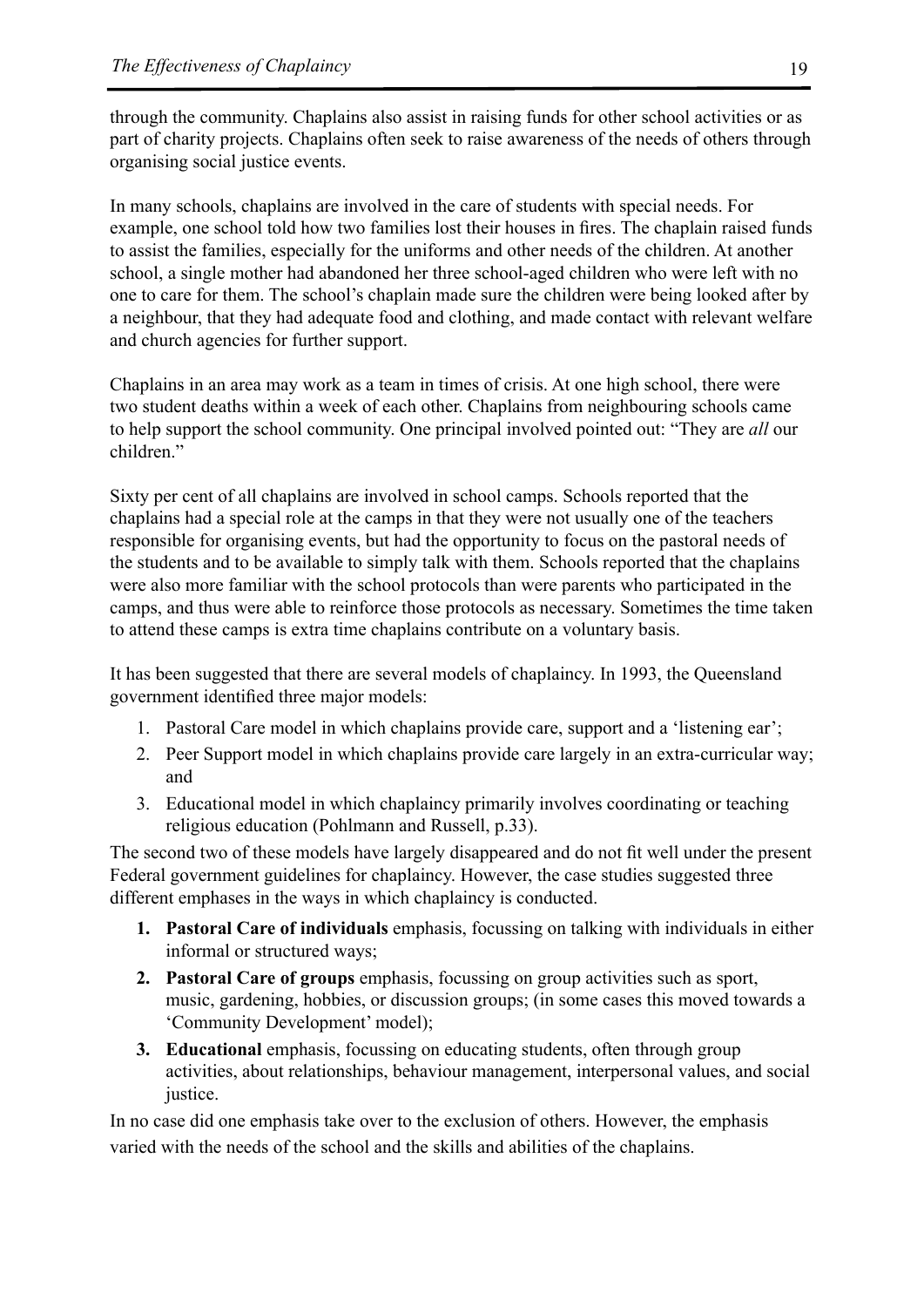through the community. Chaplains also assist in raising funds for other school activities or as part of charity projects. Chaplains often seek to raise awareness of the needs of others through organising social justice events.

In many schools, chaplains are involved in the care of students with special needs. For example, one school told how two families lost their houses in fires. The chaplain raised funds to assist the families, especially for the uniforms and other needs of the children. At another school, a single mother had abandoned her three school-aged children who were left with no one to care for them. The school's chaplain made sure the children were being looked after by a neighbour, that they had adequate food and clothing, and made contact with relevant welfare and church agencies for further support.

Chaplains in an area may work as a team in times of crisis. At one high school, there were two student deaths within a week of each other. Chaplains from neighbouring schools came to help support the school community. One principal involved pointed out: "They are *all* our children."

Sixty per cent of all chaplains are involved in school camps. Schools reported that the chaplains had a special role at the camps in that they were not usually one of the teachers responsible for organising events, but had the opportunity to focus on the pastoral needs of the students and to be available to simply talk with them. Schools reported that the chaplains were also more familiar with the school protocols than were parents who participated in the camps, and thus were able to reinforce those protocols as necessary. Sometimes the time taken to attend these camps is extra time chaplains contribute on a voluntary basis.

It has been suggested that there are several models of chaplaincy. In 1993, the Queensland government identified three major models:

1. Pastoral Care model in which chaplains provide care, support and a 'listening ear';
2. Peer Support model in which chaplains provide care largely in an extra-curricular way; and
3. Educational model in which chaplaincy primarily involves coordinating or teaching religious education (Pohlmann and Russell, p.33).

The second two of these models have largely disappeared and do not fit well under the present Federal government guidelines for chaplaincy. However, the case studies suggested three different emphases in the ways in which chaplaincy is conducted.

1. **Pastoral Care of individuals** emphasis, focussing on talking with individuals in either informal or structured ways;
2. **Pastoral Care of groups** emphasis, focussing on group activities such as sport, music, gardening, hobbies, or discussion groups; (in some cases this moved towards a 'Community Development' model);
3. **Educational** emphasis, focussing on educating students, often through group activities, about relationships, behaviour management, interpersonal values, and social justice.

In no case did one emphasis take over to the exclusion of others. However, the emphasis varied with the needs of the school and the skills and abilities of the chaplains.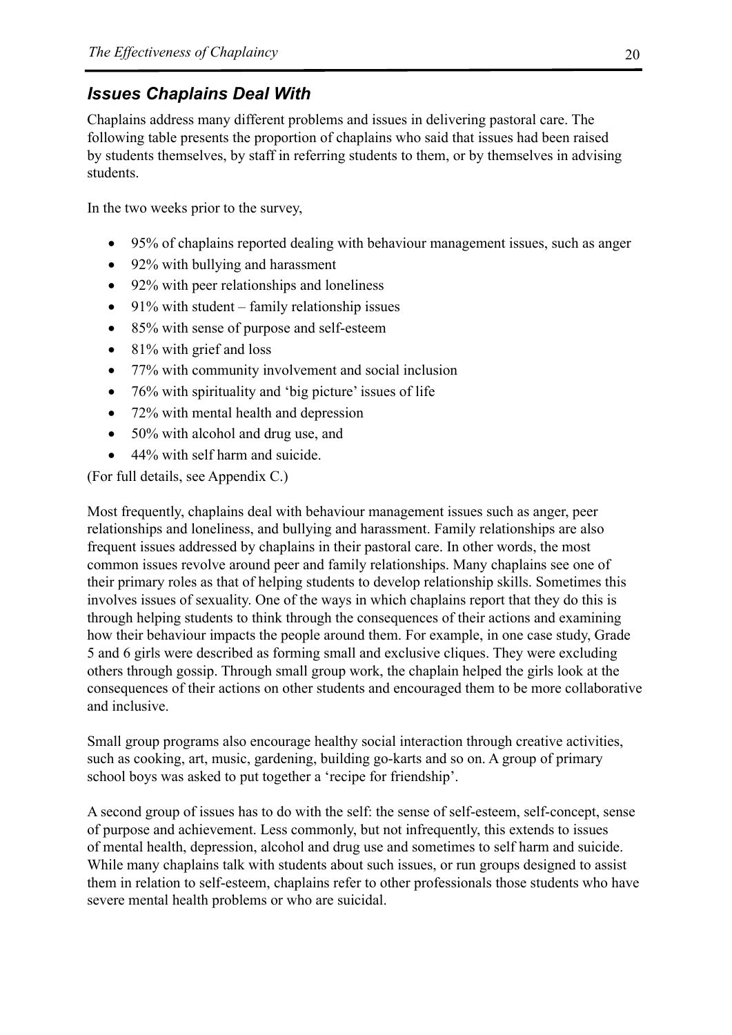## *Issues Chaplains Deal With*

Chaplains address many different problems and issues in delivering pastoral care. The following table presents the proportion of chaplains who said that issues had been raised by students themselves, by staff in referring students to them, or by themselves in advising students.

In the two weeks prior to the survey,

- 95% of chaplains reported dealing with behaviour management issues, such as anger
- 92% with bullying and harassment
- 92% with peer relationships and loneliness
- 91% with student – family relationship issues
- 85% with sense of purpose and self-esteem
- 81% with grief and loss
- 77% with community involvement and social inclusion
- 76% with spirituality and 'big picture' issues of life
- 72% with mental health and depression
- 50% with alcohol and drug use, and
- 44% with self harm and suicide.

(For full details, see Appendix C.)

Most frequently, chaplains deal with behaviour management issues such as anger, peer relationships and loneliness, and bullying and harassment. Family relationships are also frequent issues addressed by chaplains in their pastoral care. In other words, the most common issues revolve around peer and family relationships. Many chaplains see one of their primary roles as that of helping students to develop relationship skills. Sometimes this involves issues of sexuality. One of the ways in which chaplains report that they do this is through helping students to think through the consequences of their actions and examining how their behaviour impacts the people around them. For example, in one case study, Grade 5 and 6 girls were described as forming small and exclusive cliques. They were excluding others through gossip. Through small group work, the chaplain helped the girls look at the consequences of their actions on other students and encouraged them to be more collaborative and inclusive.

Small group programs also encourage healthy social interaction through creative activities, such as cooking, art, music, gardening, building go-karts and so on. A group of primary school boys was asked to put together a 'recipe for friendship'.

A second group of issues has to do with the self: the sense of self-esteem, self-concept, sense of purpose and achievement. Less commonly, but not infrequently, this extends to issues of mental health, depression, alcohol and drug use and sometimes to self harm and suicide. While many chaplains talk with students about such issues, or run groups designed to assist them in relation to self-esteem, chaplains refer to other professionals those students who have severe mental health problems or who are suicidal.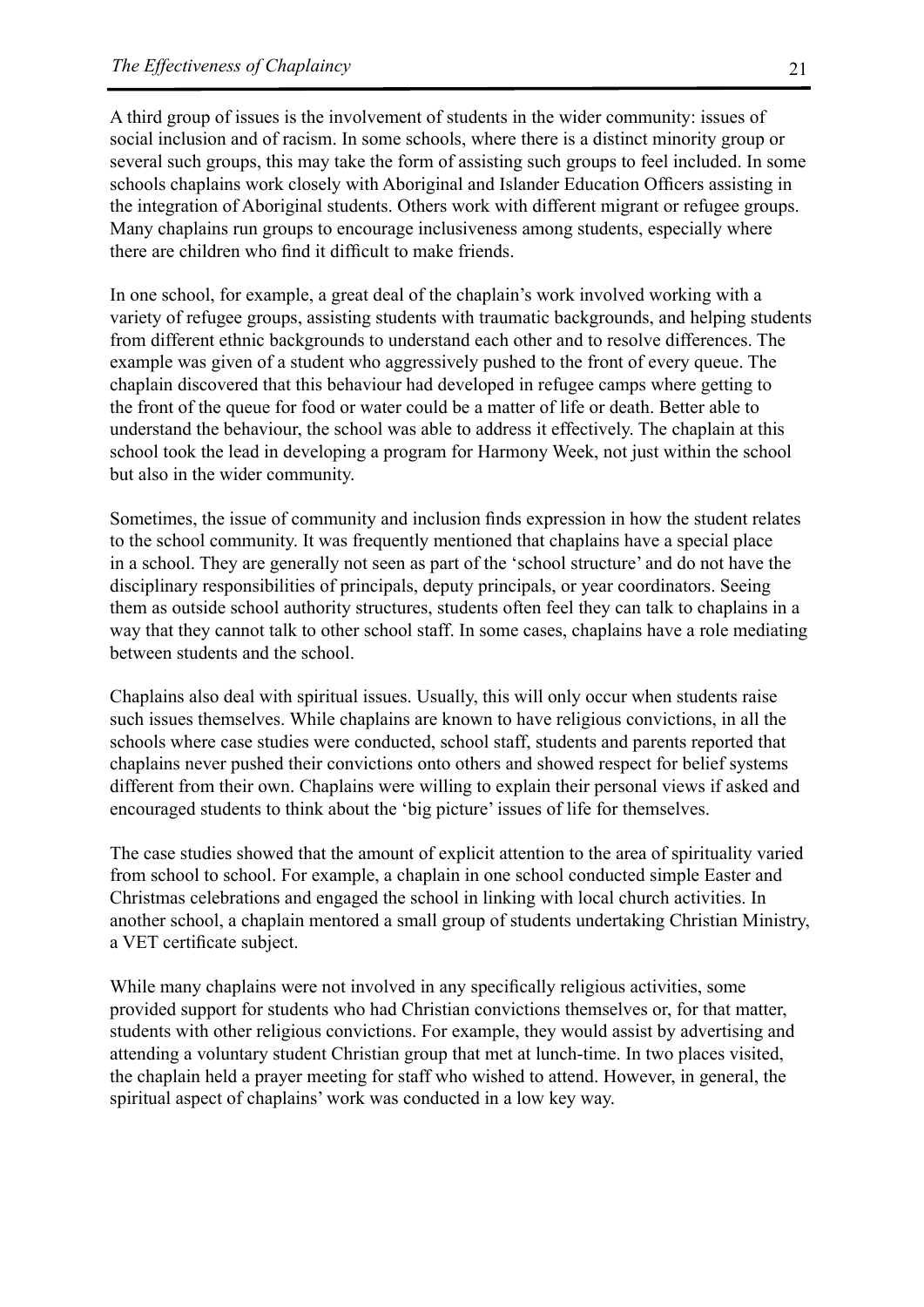A third group of issues is the involvement of students in the wider community: issues of social inclusion and of racism. In some schools, where there is a distinct minority group or several such groups, this may take the form of assisting such groups to feel included. In some schools chaplains work closely with Aboriginal and Islander Education Officers assisting in the integration of Aboriginal students. Others work with different migrant or refugee groups. Many chaplains run groups to encourage inclusiveness among students, especially where there are children who find it difficult to make friends.

In one school, for example, a great deal of the chaplain's work involved working with a variety of refugee groups, assisting students with traumatic backgrounds, and helping students from different ethnic backgrounds to understand each other and to resolve differences. The example was given of a student who aggressively pushed to the front of every queue. The chaplain discovered that this behaviour had developed in refugee camps where getting to the front of the queue for food or water could be a matter of life or death. Better able to understand the behaviour, the school was able to address it effectively. The chaplain at this school took the lead in developing a program for Harmony Week, not just within the school but also in the wider community.

Sometimes, the issue of community and inclusion finds expression in how the student relates to the school community. It was frequently mentioned that chaplains have a special place in a school. They are generally not seen as part of the 'school structure' and do not have the disciplinary responsibilities of principals, deputy principals, or year coordinators. Seeing them as outside school authority structures, students often feel they can talk to chaplains in a way that they cannot talk to other school staff. In some cases, chaplains have a role mediating between students and the school.

Chaplains also deal with spiritual issues. Usually, this will only occur when students raise such issues themselves. While chaplains are known to have religious convictions, in all the schools where case studies were conducted, school staff, students and parents reported that chaplains never pushed their convictions onto others and showed respect for belief systems different from their own. Chaplains were willing to explain their personal views if asked and encouraged students to think about the 'big picture' issues of life for themselves.

The case studies showed that the amount of explicit attention to the area of spirituality varied from school to school. For example, a chaplain in one school conducted simple Easter and Christmas celebrations and engaged the school in linking with local church activities. In another school, a chaplain mentored a small group of students undertaking Christian Ministry, a VET certificate subject.

While many chaplains were not involved in any specifically religious activities, some provided support for students who had Christian convictions themselves or, for that matter, students with other religious convictions. For example, they would assist by advertising and attending a voluntary student Christian group that met at lunch-time. In two places visited, the chaplain held a prayer meeting for staff who wished to attend. However, in general, the spiritual aspect of chaplains' work was conducted in a low key way.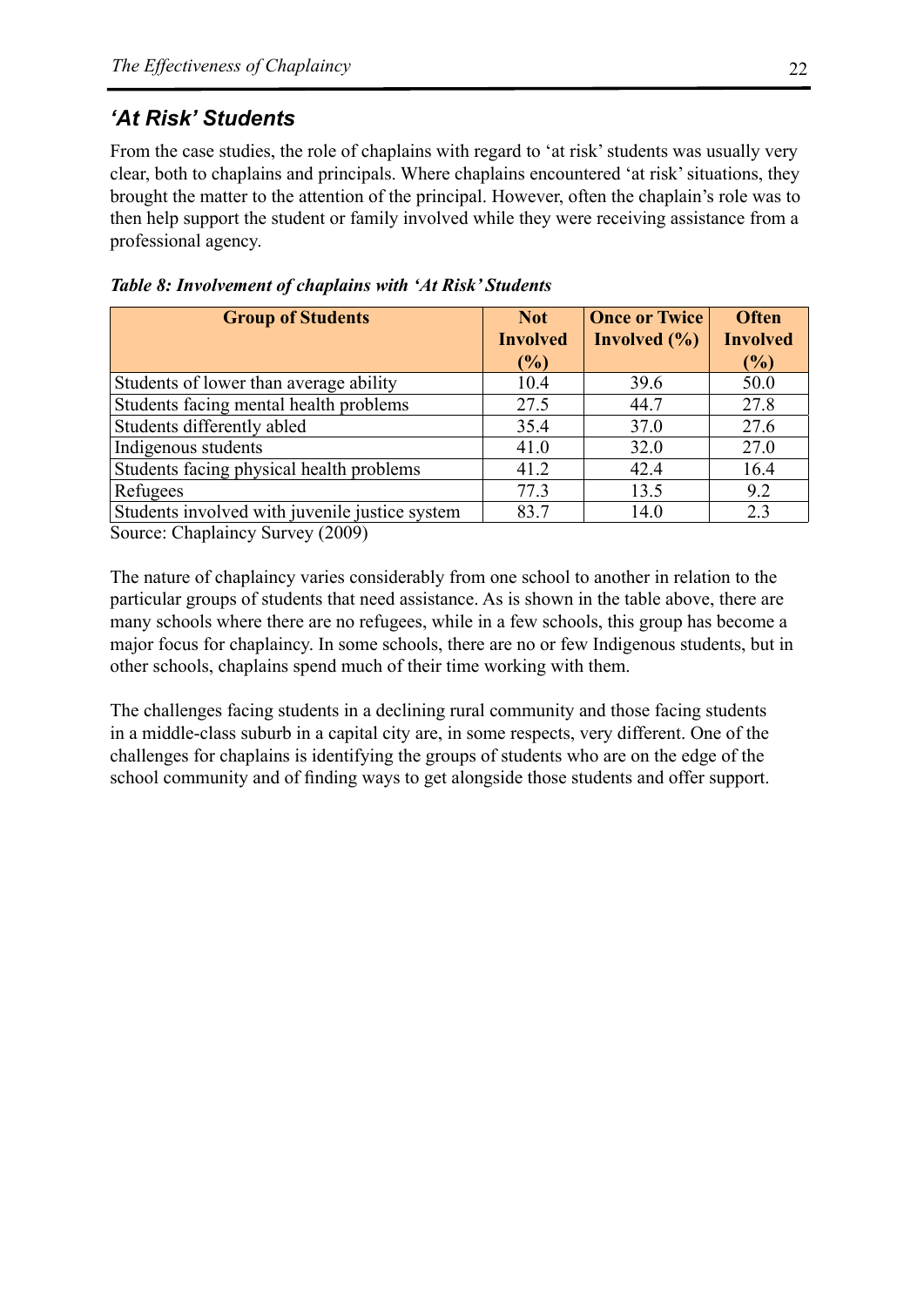## *'At Risk' Students*

From the case studies, the role of chaplains with regard to 'at risk' students was usually very clear, both to chaplains and principals. Where chaplains encountered 'at risk' situations, they brought the matter to the attention of the principal. However, often the chaplain's role was to then help support the student or family involved while they were receiving assistance from a professional agency.

***Table 8: Involvement of chaplains with 'At Risk' Students***

| Group of Students | Not Involved (%) | Once or Twice Involved (%) | Often Involved (%) |
|---|---|---|---|
| Students of lower than average ability | 10.4 | 39.6 | 50.0 |
| Students facing mental health problems | 27.5 | 44.7 | 27.8 |
| Students differently abled | 35.4 | 37.0 | 27.6 |
| Indigenous students | 41.0 | 32.0 | 27.0 |
| Students facing physical health problems | 41.2 | 42.4 | 16.4 |
| Refugees | 77.3 | 13.5 | 9.2 |
| Students involved with juvenile justice system | 83.7 | 14.0 | 2.3 |

Source: Chaplaincy Survey (2009)

The nature of chaplaincy varies considerably from one school to another in relation to the particular groups of students that need assistance. As is shown in the table above, there are many schools where there are no refugees, while in a few schools, this group has become a major focus for chaplaincy. In some schools, there are no or few Indigenous students, but in other schools, chaplains spend much of their time working with them.

The challenges facing students in a declining rural community and those facing students in a middle-class suburb in a capital city are, in some respects, very different. One of the challenges for chaplains is identifying the groups of students who are on the edge of the school community and of finding ways to get alongside those students and offer support.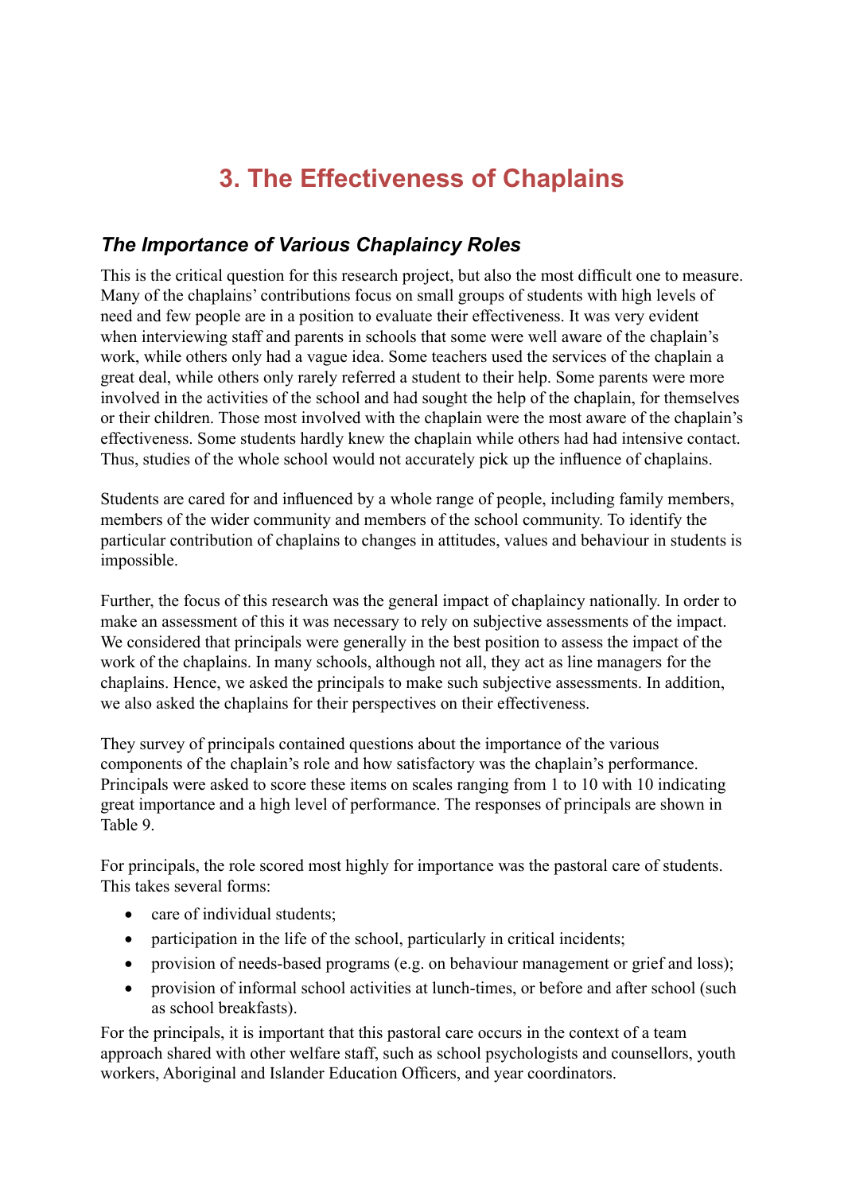# 3. The Effectiveness of Chaplains

## *The Importance of Various Chaplaincy Roles*

This is the critical question for this research project, but also the most difficult one to measure. Many of the chaplains' contributions focus on small groups of students with high levels of need and few people are in a position to evaluate their effectiveness. It was very evident when interviewing staff and parents in schools that some were well aware of the chaplain's work, while others only had a vague idea. Some teachers used the services of the chaplain a great deal, while others only rarely referred a student to their help. Some parents were more involved in the activities of the school and had sought the help of the chaplain, for themselves or their children. Those most involved with the chaplain were the most aware of the chaplain's effectiveness. Some students hardly knew the chaplain while others had had intensive contact. Thus, studies of the whole school would not accurately pick up the influence of chaplains.

Students are cared for and influenced by a whole range of people, including family members, members of the wider community and members of the school community. To identify the particular contribution of chaplains to changes in attitudes, values and behaviour in students is impossible.

Further, the focus of this research was the general impact of chaplaincy nationally. In order to make an assessment of this it was necessary to rely on subjective assessments of the impact. We considered that principals were generally in the best position to assess the impact of the work of the chaplains. In many schools, although not all, they act as line managers for the chaplains. Hence, we asked the principals to make such subjective assessments. In addition, we also asked the chaplains for their perspectives on their effectiveness.

They survey of principals contained questions about the importance of the various components of the chaplain's role and how satisfactory was the chaplain's performance. Principals were asked to score these items on scales ranging from 1 to 10 with 10 indicating great importance and a high level of performance. The responses of principals are shown in Table 9.

For principals, the role scored most highly for importance was the pastoral care of students. This takes several forms:

- care of individual students;
- participation in the life of the school, particularly in critical incidents;
- provision of needs-based programs (e.g. on behaviour management or grief and loss);
- provision of informal school activities at lunch-times, or before and after school (such as school breakfasts).

For the principals, it is important that this pastoral care occurs in the context of a team approach shared with other welfare staff, such as school psychologists and counsellors, youth workers, Aboriginal and Islander Education Officers, and year coordinators.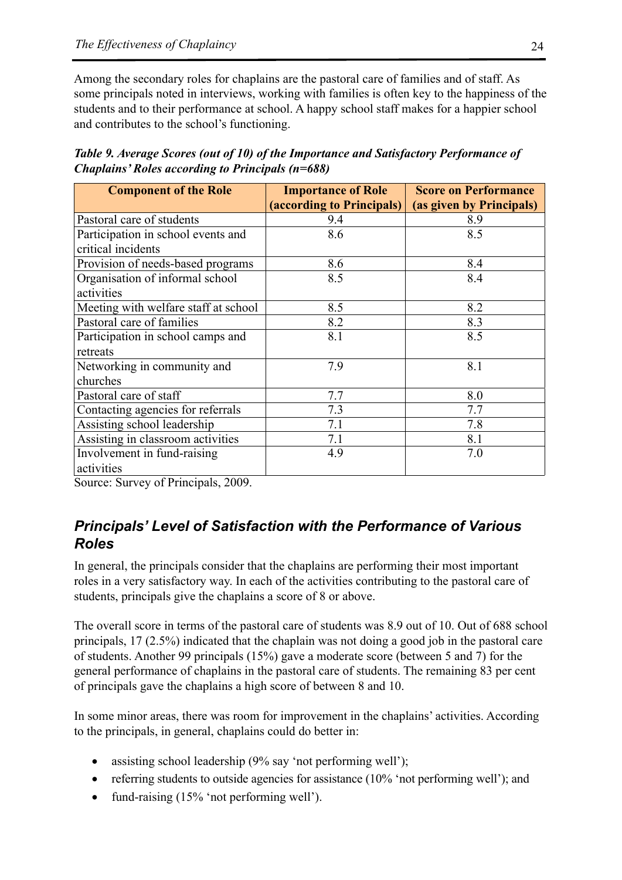Among the secondary roles for chaplains are the pastoral care of families and of staff. As some principals noted in interviews, working with families is often key to the happiness of the students and to their performance at school. A happy school staff makes for a happier school and contributes to the school's functioning.

***Table 9. Average Scores (out of 10) of the Importance and Satisfactory Performance of Chaplains' Roles according to Principals (n=688)***

| Component of the Role | Importance of Role (according to Principals) | Score on Performance (as given by Principals) |
|---|---|---|
| Pastoral care of students | 9.4 | 8.9 |
| Participation in school events and critical incidents | 8.6 | 8.5 |
| Provision of needs-based programs | 8.6 | 8.4 |
| Organisation of informal school activities | 8.5 | 8.4 |
| Meeting with welfare staff at school | 8.5 | 8.2 |
| Pastoral care of families | 8.2 | 8.3 |
| Participation in school camps and retreats | 8.1 | 8.5 |
| Networking in community and churches | 7.9 | 8.1 |
| Pastoral care of staff | 7.7 | 8.0 |
| Contacting agencies for referrals | 7.3 | 7.7 |
| Assisting school leadership | 7.1 | 7.8 |
| Assisting in classroom activities | 7.1 | 8.1 |
| Involvement in fund-raising activities | 4.9 | 7.0 |

Source: Survey of Principals, 2009.

## *Principals' Level of Satisfaction with the Performance of Various Roles*

In general, the principals consider that the chaplains are performing their most important roles in a very satisfactory way. In each of the activities contributing to the pastoral care of students, principals give the chaplains a score of 8 or above.

The overall score in terms of the pastoral care of students was 8.9 out of 10. Out of 688 school principals, 17 (2.5%) indicated that the chaplain was not doing a good job in the pastoral care of students. Another 99 principals (15%) gave a moderate score (between 5 and 7) for the general performance of chaplains in the pastoral care of students. The remaining 83 per cent of principals gave the chaplains a high score of between 8 and 10.

In some minor areas, there was room for improvement in the chaplains' activities. According to the principals, in general, chaplains could do better in:

- assisting school leadership (9% say 'not performing well');
- referring students to outside agencies for assistance (10% 'not performing well'); and
- fund-raising (15% 'not performing well').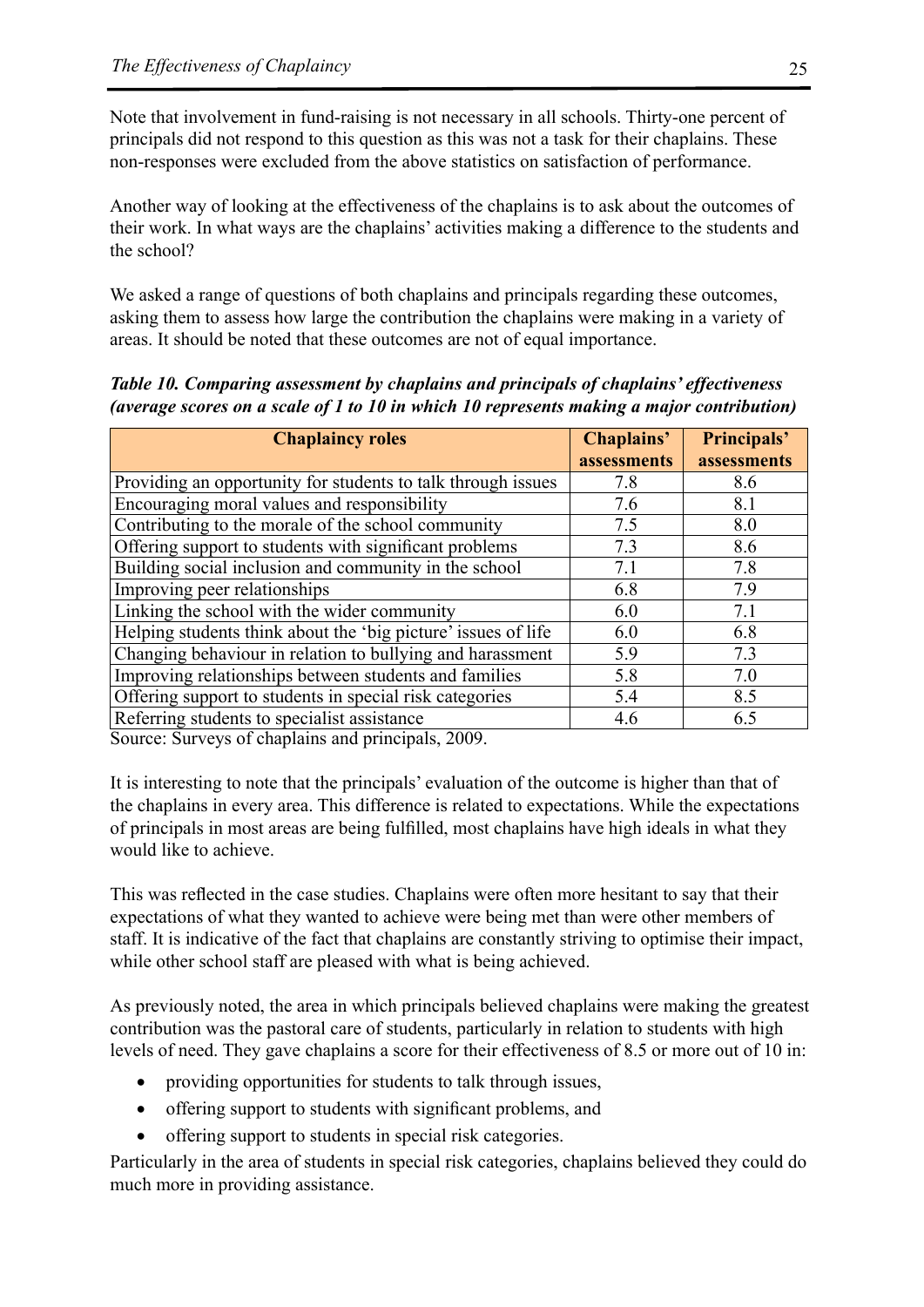Note that involvement in fund-raising is not necessary in all schools. Thirty-one percent of principals did not respond to this question as this was not a task for their chaplains. These non-responses were excluded from the above statistics on satisfaction of performance.

Another way of looking at the effectiveness of the chaplains is to ask about the outcomes of their work. In what ways are the chaplains' activities making a difference to the students and the school?

We asked a range of questions of both chaplains and principals regarding these outcomes, asking them to assess how large the contribution the chaplains were making in a variety of areas. It should be noted that these outcomes are not of equal importance.

***Table 10. Comparing assessment by chaplains and principals of chaplains' effectiveness (average scores on a scale of 1 to 10 in which 10 represents making a major contribution)***

| Chaplaincy roles | Chaplains' assessments | Principals' assessments |
|---|---|---|
| Providing an opportunity for students to talk through issues | 7.8 | 8.6 |
| Encouraging moral values and responsibility | 7.6 | 8.1 |
| Contributing to the morale of the school community | 7.5 | 8.0 |
| Offering support to students with significant problems | 7.3 | 8.6 |
| Building social inclusion and community in the school | 7.1 | 7.8 |
| Improving peer relationships | 6.8 | 7.9 |
| Linking the school with the wider community | 6.0 | 7.1 |
| Helping students think about the 'big picture' issues of life | 6.0 | 6.8 |
| Changing behaviour in relation to bullying and harassment | 5.9 | 7.3 |
| Improving relationships between students and families | 5.8 | 7.0 |
| Offering support to students in special risk categories | 5.4 | 8.5 |
| Referring students to specialist assistance | 4.6 | 6.5 |

Source: Surveys of chaplains and principals, 2009.

It is interesting to note that the principals' evaluation of the outcome is higher than that of the chaplains in every area. This difference is related to expectations. While the expectations of principals in most areas are being fulfilled, most chaplains have high ideals in what they would like to achieve.

This was reflected in the case studies. Chaplains were often more hesitant to say that their expectations of what they wanted to achieve were being met than were other members of staff. It is indicative of the fact that chaplains are constantly striving to optimise their impact, while other school staff are pleased with what is being achieved.

As previously noted, the area in which principals believed chaplains were making the greatest contribution was the pastoral care of students, particularly in relation to students with high levels of need. They gave chaplains a score for their effectiveness of 8.5 or more out of 10 in:

- providing opportunities for students to talk through issues,
- offering support to students with significant problems, and
- offering support to students in special risk categories.

Particularly in the area of students in special risk categories, chaplains believed they could do much more in providing assistance.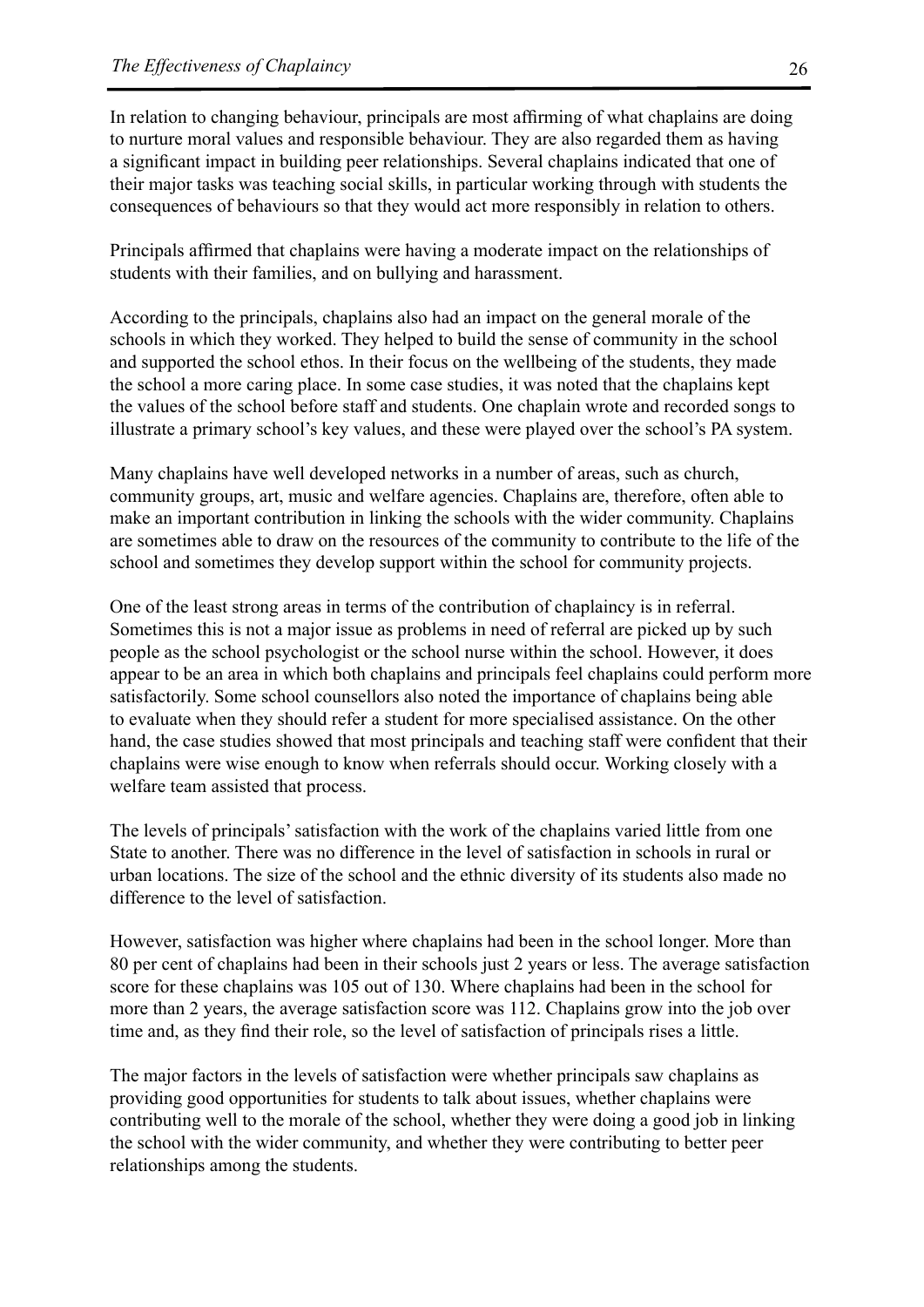In relation to changing behaviour, principals are most affirming of what chaplains are doing to nurture moral values and responsible behaviour. They are also regarded them as having a significant impact in building peer relationships. Several chaplains indicated that one of their major tasks was teaching social skills, in particular working through with students the consequences of behaviours so that they would act more responsibly in relation to others.

Principals affirmed that chaplains were having a moderate impact on the relationships of students with their families, and on bullying and harassment.

According to the principals, chaplains also had an impact on the general morale of the schools in which they worked. They helped to build the sense of community in the school and supported the school ethos. In their focus on the wellbeing of the students, they made the school a more caring place. In some case studies, it was noted that the chaplains kept the values of the school before staff and students. One chaplain wrote and recorded songs to illustrate a primary school's key values, and these were played over the school's PA system.

Many chaplains have well developed networks in a number of areas, such as church, community groups, art, music and welfare agencies. Chaplains are, therefore, often able to make an important contribution in linking the schools with the wider community. Chaplains are sometimes able to draw on the resources of the community to contribute to the life of the school and sometimes they develop support within the school for community projects.

One of the least strong areas in terms of the contribution of chaplaincy is in referral. Sometimes this is not a major issue as problems in need of referral are picked up by such people as the school psychologist or the school nurse within the school. However, it does appear to be an area in which both chaplains and principals feel chaplains could perform more satisfactorily. Some school counsellors also noted the importance of chaplains being able to evaluate when they should refer a student for more specialised assistance. On the other hand, the case studies showed that most principals and teaching staff were confident that their chaplains were wise enough to know when referrals should occur. Working closely with a welfare team assisted that process.

The levels of principals' satisfaction with the work of the chaplains varied little from one State to another. There was no difference in the level of satisfaction in schools in rural or urban locations. The size of the school and the ethnic diversity of its students also made no difference to the level of satisfaction.

However, satisfaction was higher where chaplains had been in the school longer. More than 80 per cent of chaplains had been in their schools just 2 years or less. The average satisfaction score for these chaplains was 105 out of 130. Where chaplains had been in the school for more than 2 years, the average satisfaction score was 112. Chaplains grow into the job over time and, as they find their role, so the level of satisfaction of principals rises a little.

The major factors in the levels of satisfaction were whether principals saw chaplains as providing good opportunities for students to talk about issues, whether chaplains were contributing well to the morale of the school, whether they were doing a good job in linking the school with the wider community, and whether they were contributing to better peer relationships among the students.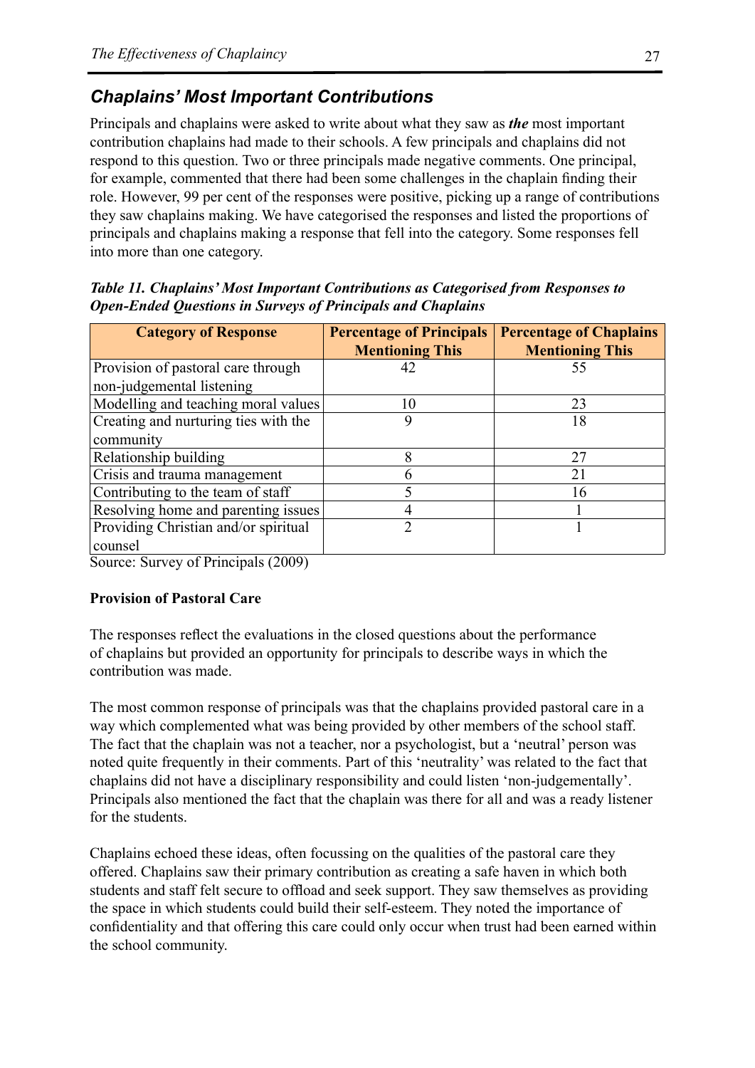## Chaplains' Most Important Contributions

Principals and chaplains were asked to write about what they saw as ***the*** most important contribution chaplains had made to their schools. A few principals and chaplains did not respond to this question. Two or three principals made negative comments. One principal, for example, commented that there had been some challenges in the chaplain finding their role. However, 99 per cent of the responses were positive, picking up a range of contributions they saw chaplains making. We have categorised the responses and listed the proportions of principals and chaplains making a response that fell into the category. Some responses fell into more than one category.

***Table 11. Chaplains' Most Important Contributions as Categorised from Responses to Open-Ended Questions in Surveys of Principals and Chaplains***

| Category of Response | Percentage of Principals Mentioning This | Percentage of Chaplains Mentioning This |
|---|---|---|
| Provision of pastoral care through non-judgemental listening | 42 | 55 |
| Modelling and teaching moral values | 10 | 23 |
| Creating and nurturing ties with the community | 9 | 18 |
| Relationship building | 8 | 27 |
| Crisis and trauma management | 6 | 21 |
| Contributing to the team of staff | 5 | 16 |
| Resolving home and parenting issues | 4 | 1 |
| Providing Christian and/or spiritual counsel | 2 | 1 |

Source: Survey of Principals (2009)

**Provision of Pastoral Care**

The responses reflect the evaluations in the closed questions about the performance of chaplains but provided an opportunity for principals to describe ways in which the contribution was made.

The most common response of principals was that the chaplains provided pastoral care in a way which complemented what was being provided by other members of the school staff. The fact that the chaplain was not a teacher, nor a psychologist, but a 'neutral' person was noted quite frequently in their comments. Part of this 'neutrality' was related to the fact that chaplains did not have a disciplinary responsibility and could listen 'non-judgementally'. Principals also mentioned the fact that the chaplain was there for all and was a ready listener for the students.

Chaplains echoed these ideas, often focussing on the qualities of the pastoral care they offered. Chaplains saw their primary contribution as creating a safe haven in which both students and staff felt secure to offload and seek support. They saw themselves as providing the space in which students could build their self-esteem. They noted the importance of confidentiality and that offering this care could only occur when trust had been earned within the school community.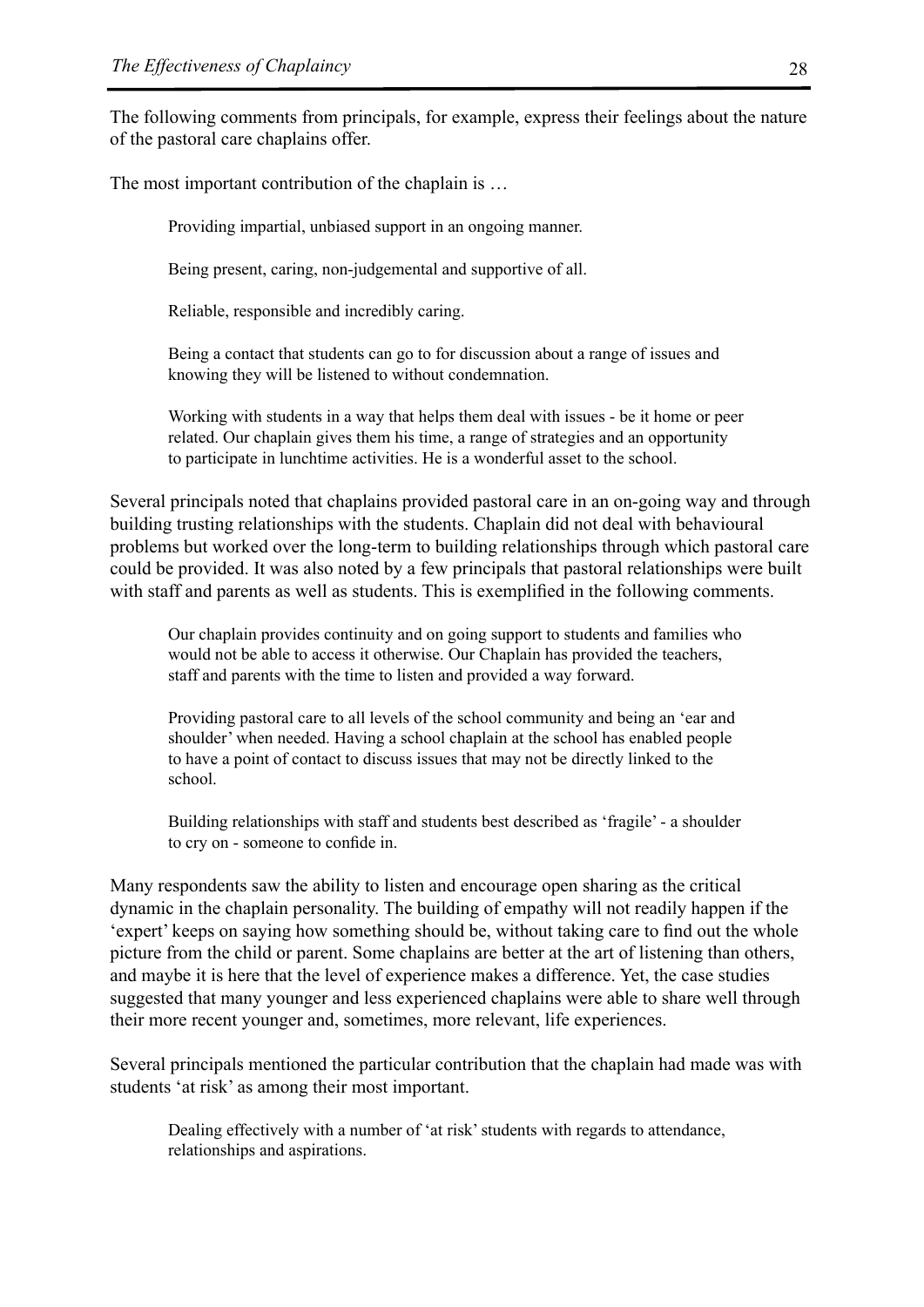The following comments from principals, for example, express their feelings about the nature of the pastoral care chaplains offer.

The most important contribution of the chaplain is …

> Providing impartial, unbiased support in an ongoing manner.
>
> Being present, caring, non-judgemental and supportive of all.
>
> Reliable, responsible and incredibly caring.
>
> Being a contact that students can go to for discussion about a range of issues and knowing they will be listened to without condemnation.
>
> Working with students in a way that helps them deal with issues - be it home or peer related. Our chaplain gives them his time, a range of strategies and an opportunity to participate in lunchtime activities. He is a wonderful asset to the school.

Several principals noted that chaplains provided pastoral care in an on-going way and through building trusting relationships with the students. Chaplain did not deal with behavioural problems but worked over the long-term to building relationships through which pastoral care could be provided. It was also noted by a few principals that pastoral relationships were built with staff and parents as well as students. This is exemplified in the following comments.

> Our chaplain provides continuity and on going support to students and families who would not be able to access it otherwise. Our Chaplain has provided the teachers, staff and parents with the time to listen and provided a way forward.
>
> Providing pastoral care to all levels of the school community and being an 'ear and shoulder' when needed. Having a school chaplain at the school has enabled people to have a point of contact to discuss issues that may not be directly linked to the school.
>
> Building relationships with staff and students best described as 'fragile' - a shoulder to cry on - someone to confide in.

Many respondents saw the ability to listen and encourage open sharing as the critical dynamic in the chaplain personality. The building of empathy will not readily happen if the 'expert' keeps on saying how something should be, without taking care to find out the whole picture from the child or parent. Some chaplains are better at the art of listening than others, and maybe it is here that the level of experience makes a difference. Yet, the case studies suggested that many younger and less experienced chaplains were able to share well through their more recent younger and, sometimes, more relevant, life experiences.

Several principals mentioned the particular contribution that the chaplain had made was with students 'at risk' as among their most important.

> Dealing effectively with a number of 'at risk' students with regards to attendance, relationships and aspirations.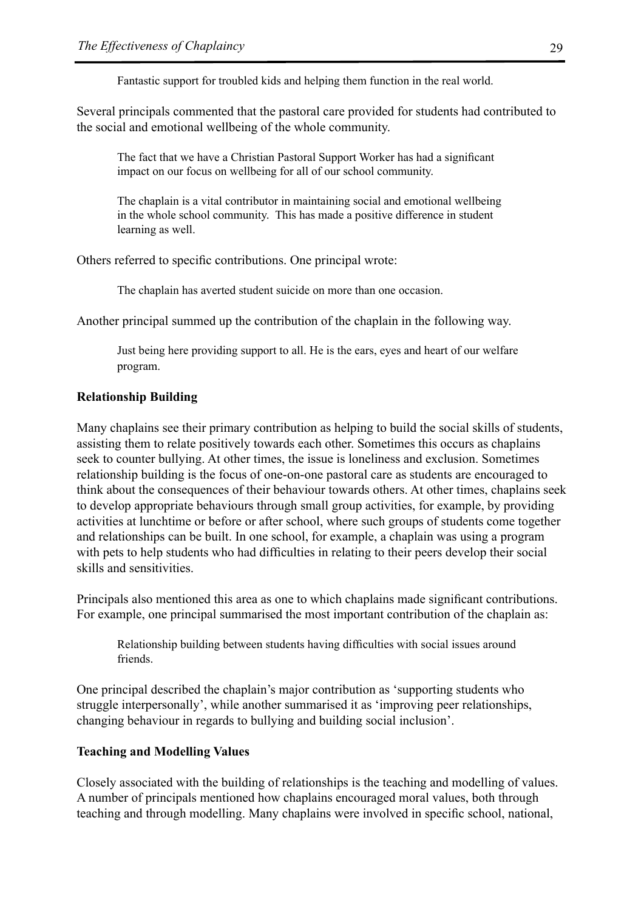> Fantastic support for troubled kids and helping them function in the real world.

Several principals commented that the pastoral care provided for students had contributed to the social and emotional wellbeing of the whole community.

> The fact that we have a Christian Pastoral Support Worker has had a significant impact on our focus on wellbeing for all of our school community.

> The chaplain is a vital contributor in maintaining social and emotional wellbeing in the whole school community. This has made a positive difference in student learning as well.

Others referred to specific contributions. One principal wrote:

> The chaplain has averted student suicide on more than one occasion.

Another principal summed up the contribution of the chaplain in the following way.

> Just being here providing support to all. He is the ears, eyes and heart of our welfare program.

**Relationship Building**

Many chaplains see their primary contribution as helping to build the social skills of students, assisting them to relate positively towards each other. Sometimes this occurs as chaplains seek to counter bullying. At other times, the issue is loneliness and exclusion. Sometimes relationship building is the focus of one-on-one pastoral care as students are encouraged to think about the consequences of their behaviour towards others. At other times, chaplains seek to develop appropriate behaviours through small group activities, for example, by providing activities at lunchtime or before or after school, where such groups of students come together and relationships can be built. In one school, for example, a chaplain was using a program with pets to help students who had difficulties in relating to their peers develop their social skills and sensitivities.

Principals also mentioned this area as one to which chaplains made significant contributions. For example, one principal summarised the most important contribution of the chaplain as:

> Relationship building between students having difficulties with social issues around friends.

One principal described the chaplain's major contribution as 'supporting students who struggle interpersonally', while another summarised it as 'improving peer relationships, changing behaviour in regards to bullying and building social inclusion'.

**Teaching and Modelling Values**

Closely associated with the building of relationships is the teaching and modelling of values. A number of principals mentioned how chaplains encouraged moral values, both through teaching and through modelling. Many chaplains were involved in specific school, national,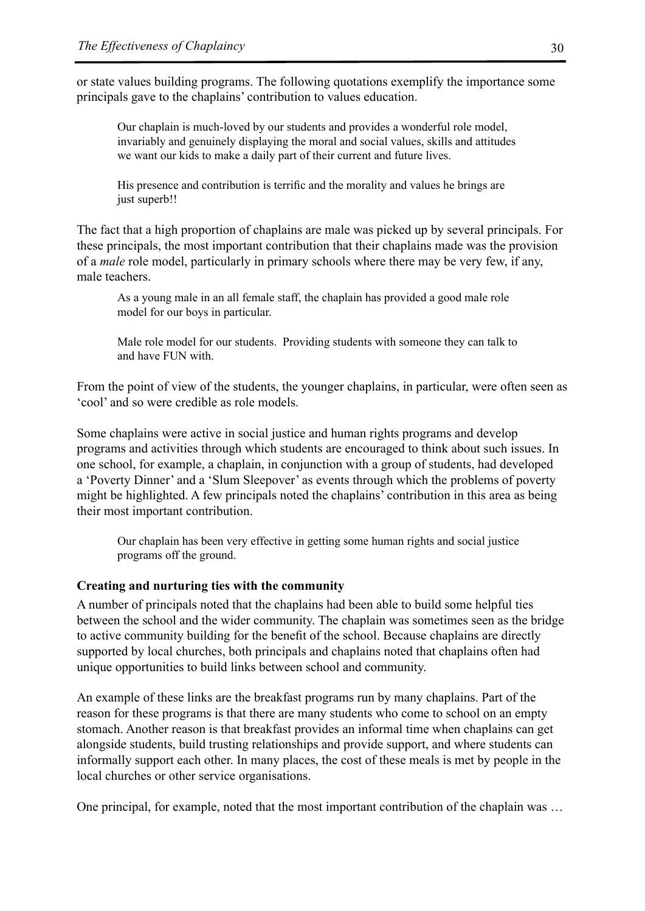or state values building programs. The following quotations exemplify the importance some principals gave to the chaplains' contribution to values education.

> Our chaplain is much-loved by our students and provides a wonderful role model, invariably and genuinely displaying the moral and social values, skills and attitudes we want our kids to make a daily part of their current and future lives.

> His presence and contribution is terrific and the morality and values he brings are just superb!!

The fact that a high proportion of chaplains are male was picked up by several principals. For these principals, the most important contribution that their chaplains made was the provision of a *male* role model, particularly in primary schools where there may be very few, if any, male teachers.

> As a young male in an all female staff, the chaplain has provided a good male role model for our boys in particular.

> Male role model for our students. Providing students with someone they can talk to and have FUN with.

From the point of view of the students, the younger chaplains, in particular, were often seen as 'cool' and so were credible as role models.

Some chaplains were active in social justice and human rights programs and develop programs and activities through which students are encouraged to think about such issues. In one school, for example, a chaplain, in conjunction with a group of students, had developed a 'Poverty Dinner' and a 'Slum Sleepover' as events through which the problems of poverty might be highlighted. A few principals noted the chaplains' contribution in this area as being their most important contribution.

> Our chaplain has been very effective in getting some human rights and social justice programs off the ground.

**Creating and nurturing ties with the community**

A number of principals noted that the chaplains had been able to build some helpful ties between the school and the wider community. The chaplain was sometimes seen as the bridge to active community building for the benefit of the school. Because chaplains are directly supported by local churches, both principals and chaplains noted that chaplains often had unique opportunities to build links between school and community.

An example of these links are the breakfast programs run by many chaplains. Part of the reason for these programs is that there are many students who come to school on an empty stomach. Another reason is that breakfast provides an informal time when chaplains can get alongside students, build trusting relationships and provide support, and where students can informally support each other. In many places, the cost of these meals is met by people in the local churches or other service organisations.

One principal, for example, noted that the most important contribution of the chaplain was …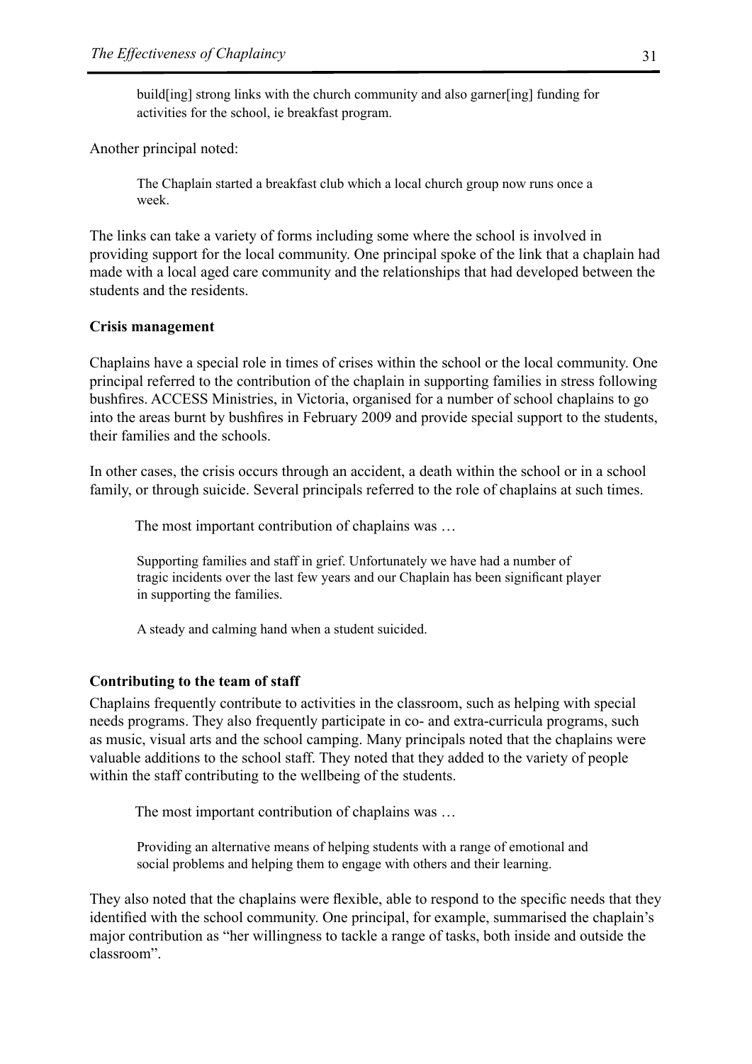> build[ing] strong links with the church community and also garner[ing] funding for activities for the school, ie breakfast program.

Another principal noted:

> The Chaplain started a breakfast club which a local church group now runs once a week.

The links can take a variety of forms including some where the school is involved in providing support for the local community. One principal spoke of the link that a chaplain had made with a local aged care community and the relationships that had developed between the students and the residents.

**Crisis management**

Chaplains have a special role in times of crises within the school or the local community. One principal referred to the contribution of the chaplain in supporting families in stress following bushfires. ACCESS Ministries, in Victoria, organised for a number of school chaplains to go into the areas burnt by bushfires in February 2009 and provide special support to the students, their families and the schools.

In other cases, the crisis occurs through an accident, a death within the school or in a school family, or through suicide. Several principals referred to the role of chaplains at such times.

> The most important contribution of chaplains was …
>
> Supporting families and staff in grief. Unfortunately we have had a number of tragic incidents over the last few years and our Chaplain has been significant player in supporting the families.
>
> A steady and calming hand when a student suicided.

**Contributing to the team of staff**

Chaplains frequently contribute to activities in the classroom, such as helping with special needs programs. They also frequently participate in co- and extra-curricula programs, such as music, visual arts and the school camping. Many principals noted that the chaplains were valuable additions to the school staff. They noted that they added to the variety of people within the staff contributing to the wellbeing of the students.

> The most important contribution of chaplains was …
>
> Providing an alternative means of helping students with a range of emotional and social problems and helping them to engage with others and their learning.

They also noted that the chaplains were flexible, able to respond to the specific needs that they identified with the school community. One principal, for example, summarised the chaplain's major contribution as "her willingness to tackle a range of tasks, both inside and outside the classroom".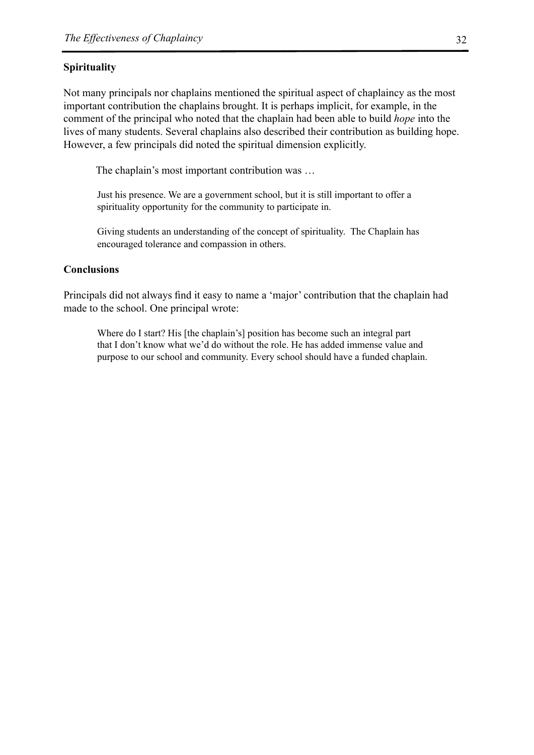### Spirituality

Not many principals nor chaplains mentioned the spiritual aspect of chaplaincy as the most important contribution the chaplains brought. It is perhaps implicit, for example, in the comment of the principal who noted that the chaplain had been able to build *hope* into the lives of many students. Several chaplains also described their contribution as building hope. However, a few principals did noted the spiritual dimension explicitly.

> The chaplain's most important contribution was …
>
> Just his presence. We are a government school, but it is still important to offer a spirituality opportunity for the community to participate in.
>
> Giving students an understanding of the concept of spirituality. The Chaplain has encouraged tolerance and compassion in others.

### Conclusions

Principals did not always find it easy to name a 'major' contribution that the chaplain had made to the school. One principal wrote:

> Where do I start? His [the chaplain's] position has become such an integral part that I don't know what we'd do without the role. He has added immense value and purpose to our school and community. Every school should have a funded chaplain.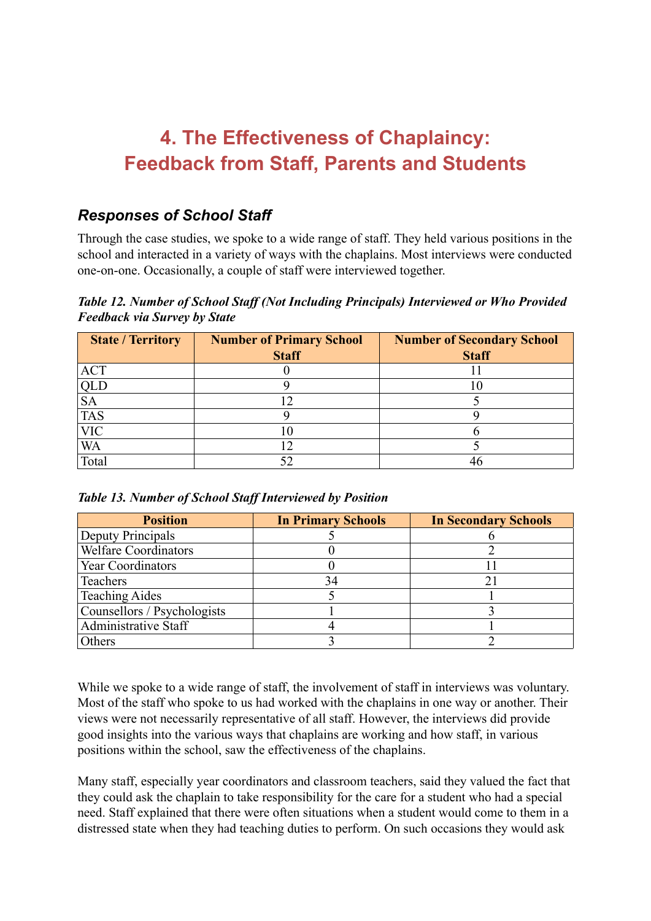# 4. The Effectiveness of Chaplaincy: Feedback from Staff, Parents and Students

## *Responses of School Staff*

Through the case studies, we spoke to a wide range of staff. They held various positions in the school and interacted in a variety of ways with the chaplains. Most interviews were conducted one-on-one. Occasionally, a couple of staff were interviewed together.

***Table 12. Number of School Staff (Not Including Principals) Interviewed or Who Provided Feedback via Survey by State***

| State / Territory | Number of Primary School Staff | Number of Secondary School Staff |
|---|---|---|
| ACT | 0 | 11 |
| QLD | 9 | 10 |
| SA | 12 | 5 |
| TAS | 9 | 9 |
| VIC | 10 | 6 |
| WA | 12 | 5 |
| Total | 52 | 46 |

***Table 13. Number of School Staff Interviewed by Position***

| Position | In Primary Schools | In Secondary Schools |
|---|---|---|
| Deputy Principals | 5 | 6 |
| Welfare Coordinators | 0 | 2 |
| Year Coordinators | 0 | 11 |
| Teachers | 34 | 21 |
| Teaching Aides | 5 | 1 |
| Counsellors / Psychologists | 1 | 3 |
| Administrative Staff | 4 | 1 |
| Others | 3 | 2 |

While we spoke to a wide range of staff, the involvement of staff in interviews was voluntary. Most of the staff who spoke to us had worked with the chaplains in one way or another. Their views were not necessarily representative of all staff. However, the interviews did provide good insights into the various ways that chaplains are working and how staff, in various positions within the school, saw the effectiveness of the chaplains.

Many staff, especially year coordinators and classroom teachers, said they valued the fact that they could ask the chaplain to take responsibility for the care for a student who had a special need. Staff explained that there were often situations when a student would come to them in a distressed state when they had teaching duties to perform. On such occasions they would ask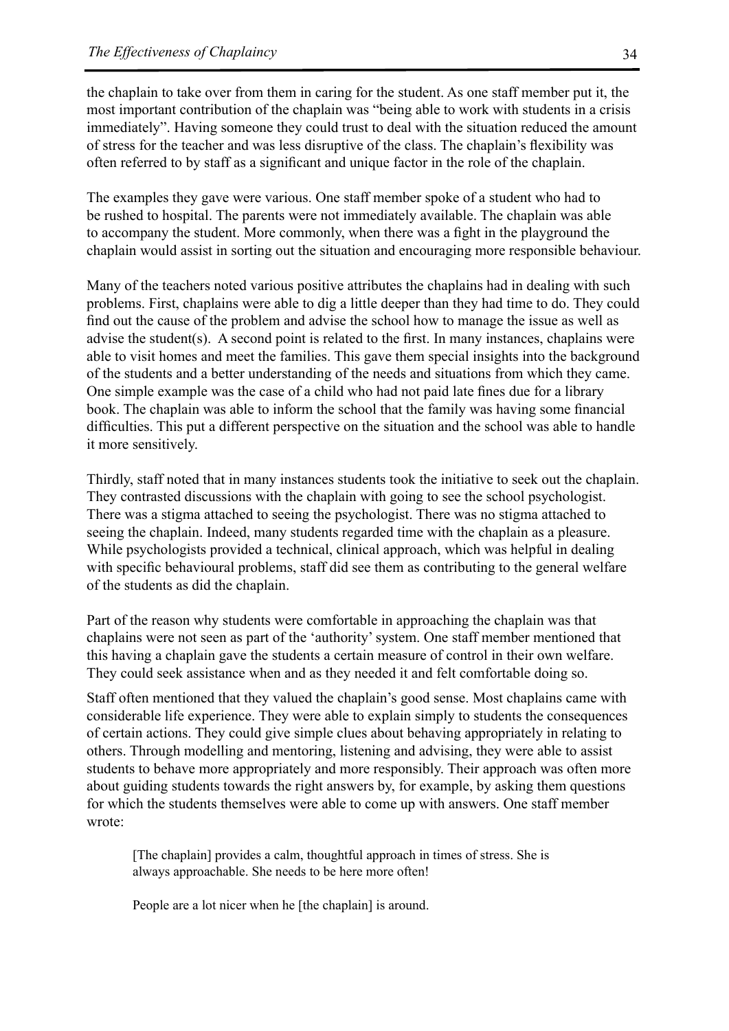the chaplain to take over from them in caring for the student. As one staff member put it, the most important contribution of the chaplain was "being able to work with students in a crisis immediately". Having someone they could trust to deal with the situation reduced the amount of stress for the teacher and was less disruptive of the class. The chaplain's flexibility was often referred to by staff as a significant and unique factor in the role of the chaplain.

The examples they gave were various. One staff member spoke of a student who had to be rushed to hospital. The parents were not immediately available. The chaplain was able to accompany the student. More commonly, when there was a fight in the playground the chaplain would assist in sorting out the situation and encouraging more responsible behaviour.

Many of the teachers noted various positive attributes the chaplains had in dealing with such problems. First, chaplains were able to dig a little deeper than they had time to do. They could find out the cause of the problem and advise the school how to manage the issue as well as advise the student(s). A second point is related to the first. In many instances, chaplains were able to visit homes and meet the families. This gave them special insights into the background of the students and a better understanding of the needs and situations from which they came. One simple example was the case of a child who had not paid late fines due for a library book. The chaplain was able to inform the school that the family was having some financial difficulties. This put a different perspective on the situation and the school was able to handle it more sensitively.

Thirdly, staff noted that in many instances students took the initiative to seek out the chaplain. They contrasted discussions with the chaplain with going to see the school psychologist. There was a stigma attached to seeing the psychologist. There was no stigma attached to seeing the chaplain. Indeed, many students regarded time with the chaplain as a pleasure. While psychologists provided a technical, clinical approach, which was helpful in dealing with specific behavioural problems, staff did see them as contributing to the general welfare of the students as did the chaplain.

Part of the reason why students were comfortable in approaching the chaplain was that chaplains were not seen as part of the 'authority' system. One staff member mentioned that this having a chaplain gave the students a certain measure of control in their own welfare. They could seek assistance when and as they needed it and felt comfortable doing so.

Staff often mentioned that they valued the chaplain's good sense. Most chaplains came with considerable life experience. They were able to explain simply to students the consequences of certain actions. They could give simple clues about behaving appropriately in relating to others. Through modelling and mentoring, listening and advising, they were able to assist students to behave more appropriately and more responsibly. Their approach was often more about guiding students towards the right answers by, for example, by asking them questions for which the students themselves were able to come up with answers. One staff member wrote:

> [The chaplain] provides a calm, thoughtful approach in times of stress. She is always approachable. She needs to be here more often!
>
> People are a lot nicer when he [the chaplain] is around.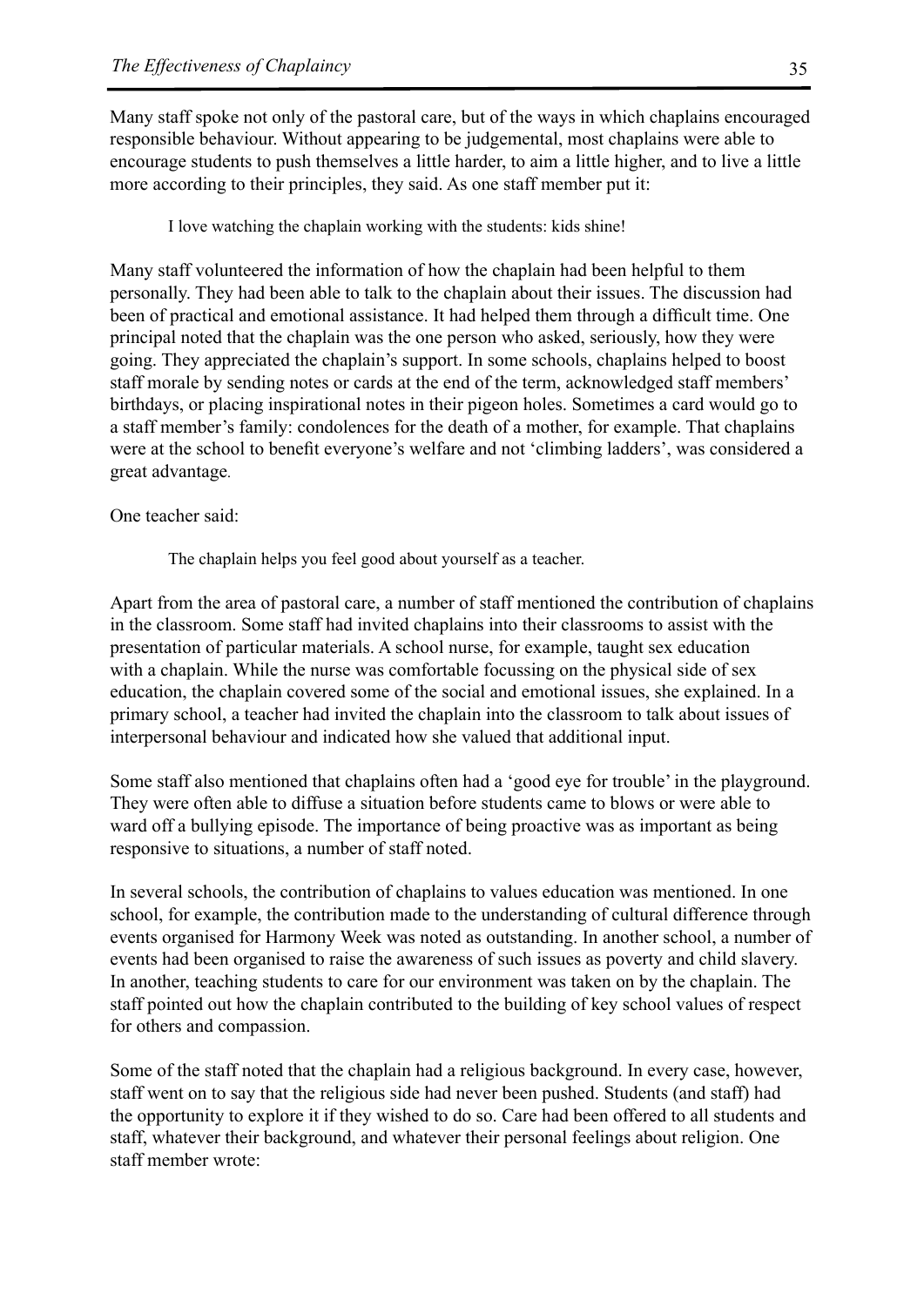Many staff spoke not only of the pastoral care, but of the ways in which chaplains encouraged responsible behaviour. Without appearing to be judgemental, most chaplains were able to encourage students to push themselves a little harder, to aim a little higher, and to live a little more according to their principles, they said. As one staff member put it:

> I love watching the chaplain working with the students: kids shine!

Many staff volunteered the information of how the chaplain had been helpful to them personally. They had been able to talk to the chaplain about their issues. The discussion had been of practical and emotional assistance. It had helped them through a difficult time. One principal noted that the chaplain was the one person who asked, seriously, how they were going. They appreciated the chaplain's support. In some schools, chaplains helped to boost staff morale by sending notes or cards at the end of the term, acknowledged staff members' birthdays, or placing inspirational notes in their pigeon holes. Sometimes a card would go to a staff member's family: condolences for the death of a mother, for example. That chaplains were at the school to benefit everyone's welfare and not 'climbing ladders', was considered a great advantage.

One teacher said:

> The chaplain helps you feel good about yourself as a teacher.

Apart from the area of pastoral care, a number of staff mentioned the contribution of chaplains in the classroom. Some staff had invited chaplains into their classrooms to assist with the presentation of particular materials. A school nurse, for example, taught sex education with a chaplain. While the nurse was comfortable focussing on the physical side of sex education, the chaplain covered some of the social and emotional issues, she explained. In a primary school, a teacher had invited the chaplain into the classroom to talk about issues of interpersonal behaviour and indicated how she valued that additional input.

Some staff also mentioned that chaplains often had a 'good eye for trouble' in the playground. They were often able to diffuse a situation before students came to blows or were able to ward off a bullying episode. The importance of being proactive was as important as being responsive to situations, a number of staff noted.

In several schools, the contribution of chaplains to values education was mentioned. In one school, for example, the contribution made to the understanding of cultural difference through events organised for Harmony Week was noted as outstanding. In another school, a number of events had been organised to raise the awareness of such issues as poverty and child slavery. In another, teaching students to care for our environment was taken on by the chaplain. The staff pointed out how the chaplain contributed to the building of key school values of respect for others and compassion.

Some of the staff noted that the chaplain had a religious background. In every case, however, staff went on to say that the religious side had never been pushed. Students (and staff) had the opportunity to explore it if they wished to do so. Care had been offered to all students and staff, whatever their background, and whatever their personal feelings about religion. One staff member wrote: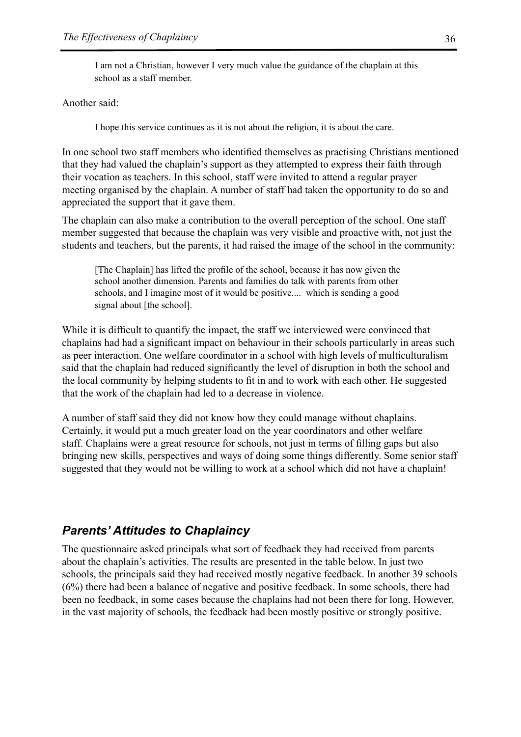> I am not a Christian, however I very much value the guidance of the chaplain at this school as a staff member.

Another said:

> I hope this service continues as it is not about the religion, it is about the care.

In one school two staff members who identified themselves as practising Christians mentioned that they had valued the chaplain's support as they attempted to express their faith through their vocation as teachers. In this school, staff were invited to attend a regular prayer meeting organised by the chaplain. A number of staff had taken the opportunity to do so and appreciated the support that it gave them.

The chaplain can also make a contribution to the overall perception of the school. One staff member suggested that because the chaplain was very visible and proactive with, not just the students and teachers, but the parents, it had raised the image of the school in the community:

> [The Chaplain] has lifted the profile of the school, because it has now given the school another dimension. Parents and families do talk with parents from other schools, and I imagine most of it would be positive.... which is sending a good signal about [the school].

While it is difficult to quantify the impact, the staff we interviewed were convinced that chaplains had had a significant impact on behaviour in their schools particularly in areas such as peer interaction. One welfare coordinator in a school with high levels of multiculturalism said that the chaplain had reduced significantly the level of disruption in both the school and the local community by helping students to fit in and to work with each other. He suggested that the work of the chaplain had led to a decrease in violence.

A number of staff said they did not know how they could manage without chaplains. Certainly, it would put a much greater load on the year coordinators and other welfare staff. Chaplains were a great resource for schools, not just in terms of filling gaps but also bringing new skills, perspectives and ways of doing some things differently. Some senior staff suggested that they would not be willing to work at a school which did not have a chaplain!

## *Parents' Attitudes to Chaplaincy*

The questionnaire asked principals what sort of feedback they had received from parents about the chaplain's activities. The results are presented in the table below. In just two schools, the principals said they had received mostly negative feedback. In another 39 schools (6%) there had been a balance of negative and positive feedback. In some schools, there had been no feedback, in some cases because the chaplains had not been there for long. However, in the vast majority of schools, the feedback had been mostly positive or strongly positive.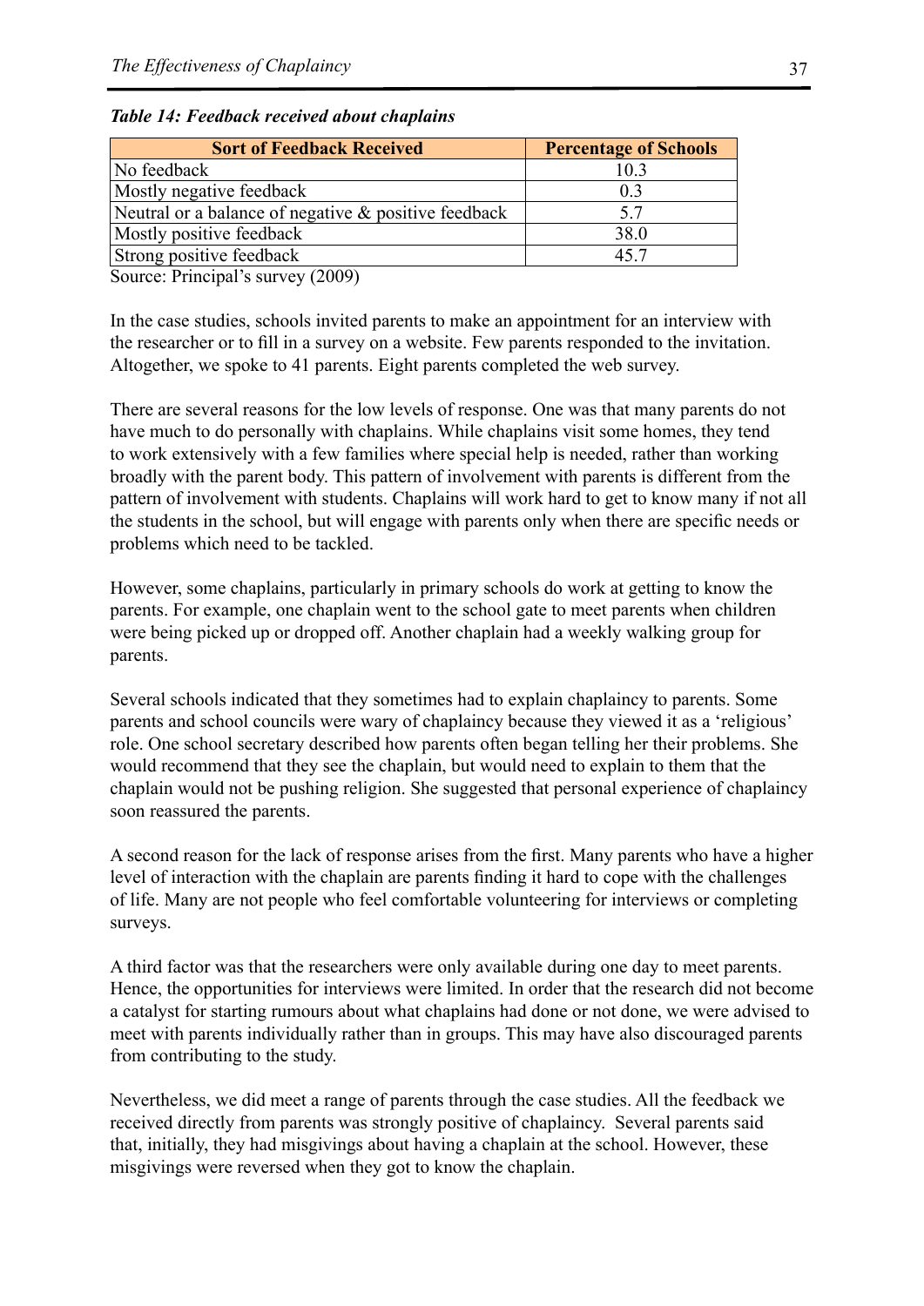*Table 14: Feedback received about chaplains*

| Sort of Feedback Received | Percentage of Schools |
|---|---|
| No feedback | 10.3 |
| Mostly negative feedback | 0.3 |
| Neutral or a balance of negative & positive feedback | 5.7 |
| Mostly positive feedback | 38.0 |
| Strong positive feedback | 45.7 |

Source: Principal's survey (2009)

In the case studies, schools invited parents to make an appointment for an interview with the researcher or to fill in a survey on a website. Few parents responded to the invitation. Altogether, we spoke to 41 parents. Eight parents completed the web survey.

There are several reasons for the low levels of response. One was that many parents do not have much to do personally with chaplains. While chaplains visit some homes, they tend to work extensively with a few families where special help is needed, rather than working broadly with the parent body. This pattern of involvement with parents is different from the pattern of involvement with students. Chaplains will work hard to get to know many if not all the students in the school, but will engage with parents only when there are specific needs or problems which need to be tackled.

However, some chaplains, particularly in primary schools do work at getting to know the parents. For example, one chaplain went to the school gate to meet parents when children were being picked up or dropped off. Another chaplain had a weekly walking group for parents.

Several schools indicated that they sometimes had to explain chaplaincy to parents. Some parents and school councils were wary of chaplaincy because they viewed it as a 'religious' role. One school secretary described how parents often began telling her their problems. She would recommend that they see the chaplain, but would need to explain to them that the chaplain would not be pushing religion. She suggested that personal experience of chaplaincy soon reassured the parents.

A second reason for the lack of response arises from the first. Many parents who have a higher level of interaction with the chaplain are parents finding it hard to cope with the challenges of life. Many are not people who feel comfortable volunteering for interviews or completing surveys.

A third factor was that the researchers were only available during one day to meet parents. Hence, the opportunities for interviews were limited. In order that the research did not become a catalyst for starting rumours about what chaplains had done or not done, we were advised to meet with parents individually rather than in groups. This may have also discouraged parents from contributing to the study.

Nevertheless, we did meet a range of parents through the case studies. All the feedback we received directly from parents was strongly positive of chaplaincy. Several parents said that, initially, they had misgivings about having a chaplain at the school. However, these misgivings were reversed when they got to know the chaplain.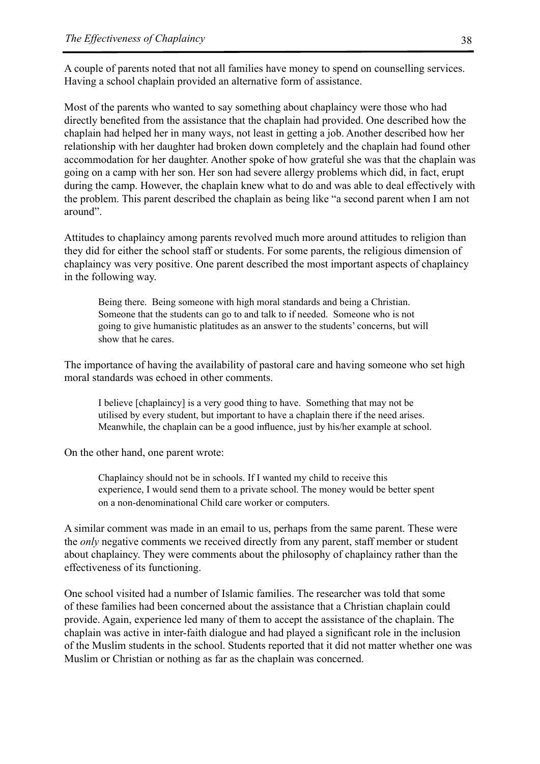A couple of parents noted that not all families have money to spend on counselling services. Having a school chaplain provided an alternative form of assistance.

Most of the parents who wanted to say something about chaplaincy were those who had directly benefited from the assistance that the chaplain had provided. One described how the chaplain had helped her in many ways, not least in getting a job. Another described how her relationship with her daughter had broken down completely and the chaplain had found other accommodation for her daughter. Another spoke of how grateful she was that the chaplain was going on a camp with her son. Her son had severe allergy problems which did, in fact, erupt during the camp. However, the chaplain knew what to do and was able to deal effectively with the problem. This parent described the chaplain as being like "a second parent when I am not around".

Attitudes to chaplaincy among parents revolved much more around attitudes to religion than they did for either the school staff or students. For some parents, the religious dimension of chaplaincy was very positive. One parent described the most important aspects of chaplaincy in the following way.

> Being there. Being someone with high moral standards and being a Christian. Someone that the students can go to and talk to if needed. Someone who is not going to give humanistic platitudes as an answer to the students' concerns, but will show that he cares.

The importance of having the availability of pastoral care and having someone who set high moral standards was echoed in other comments.

> I believe [chaplaincy] is a very good thing to have. Something that may not be utilised by every student, but important to have a chaplain there if the need arises. Meanwhile, the chaplain can be a good influence, just by his/her example at school.

On the other hand, one parent wrote:

> Chaplaincy should not be in schools. If I wanted my child to receive this experience, I would send them to a private school. The money would be better spent on a non-denominational Child care worker or computers.

A similar comment was made in an email to us, perhaps from the same parent. These were the *only* negative comments we received directly from any parent, staff member or student about chaplaincy. They were comments about the philosophy of chaplaincy rather than the effectiveness of its functioning.

One school visited had a number of Islamic families. The researcher was told that some of these families had been concerned about the assistance that a Christian chaplain could provide. Again, experience led many of them to accept the assistance of the chaplain. The chaplain was active in inter-faith dialogue and had played a significant role in the inclusion of the Muslim students in the school. Students reported that it did not matter whether one was Muslim or Christian or nothing as far as the chaplain was concerned.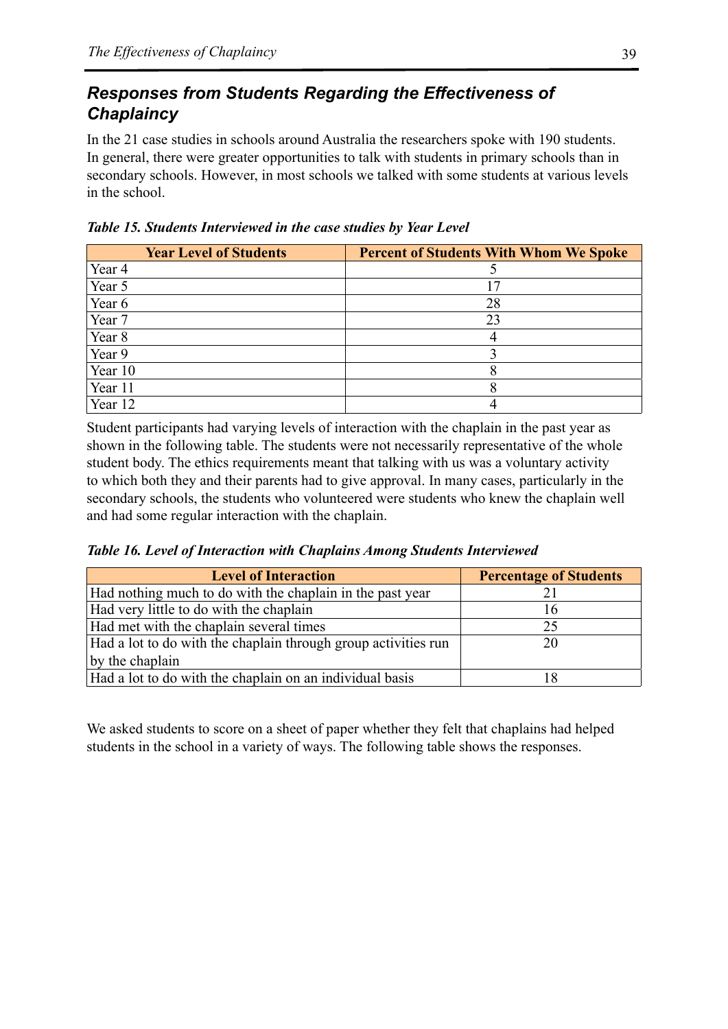## *Responses from Students Regarding the Effectiveness of Chaplaincy*

In the 21 case studies in schools around Australia the researchers spoke with 190 students. In general, there were greater opportunities to talk with students in primary schools than in secondary schools. However, in most schools we talked with some students at various levels in the school.

***Table 15. Students Interviewed in the case studies by Year Level***

| Year Level of Students | Percent of Students With Whom We Spoke |
|---|---|
| Year 4 | 5 |
| Year 5 | 17 |
| Year 6 | 28 |
| Year 7 | 23 |
| Year 8 | 4 |
| Year 9 | 3 |
| Year 10 | 8 |
| Year 11 | 8 |
| Year 12 | 4 |

Student participants had varying levels of interaction with the chaplain in the past year as shown in the following table. The students were not necessarily representative of the whole student body. The ethics requirements meant that talking with us was a voluntary activity to which both they and their parents had to give approval. In many cases, particularly in the secondary schools, the students who volunteered were students who knew the chaplain well and had some regular interaction with the chaplain.

***Table 16. Level of Interaction with Chaplains Among Students Interviewed***

| Level of Interaction | Percentage of Students |
|---|---|
| Had nothing much to do with the chaplain in the past year | 21 |
| Had very little to do with the chaplain | 16 |
| Had met with the chaplain several times | 25 |
| Had a lot to do with the chaplain through group activities run by the chaplain | 20 |
| Had a lot to do with the chaplain on an individual basis | 18 |

We asked students to score on a sheet of paper whether they felt that chaplains had helped students in the school in a variety of ways. The following table shows the responses.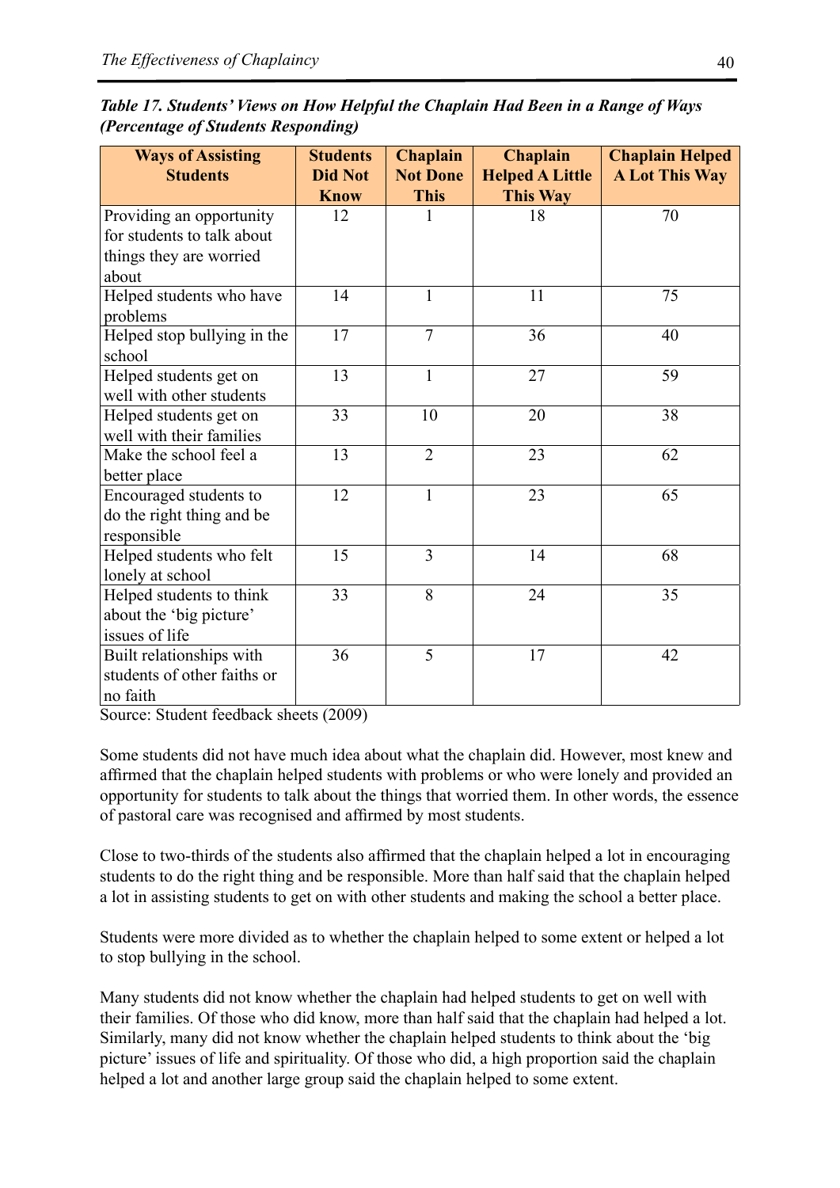***Table 17. Students' Views on How Helpful the Chaplain Had Been in a Range of Ways (Percentage of Students Responding)***

| Ways of Assisting Students | Students Did Not Know | Chaplain Not Done This | Chaplain Helped A Little This Way | Chaplain Helped A Lot This Way |
|---|---|---|---|---|
| Providing an opportunity for students to talk about things they are worried about | 12 | 1 | 18 | 70 |
| Helped students who have problems | 14 | 1 | 11 | 75 |
| Helped stop bullying in the school | 17 | 7 | 36 | 40 |
| Helped students get on well with other students | 13 | 1 | 27 | 59 |
| Helped students get on well with their families | 33 | 10 | 20 | 38 |
| Make the school feel a better place | 13 | 2 | 23 | 62 |
| Encouraged students to do the right thing and be responsible | 12 | 1 | 23 | 65 |
| Helped students who felt lonely at school | 15 | 3 | 14 | 68 |
| Helped students to think about the 'big picture' issues of life | 33 | 8 | 24 | 35 |
| Built relationships with students of other faiths or no faith | 36 | 5 | 17 | 42 |

Source: Student feedback sheets (2009)

Some students did not have much idea about what the chaplain did. However, most knew and affirmed that the chaplain helped students with problems or who were lonely and provided an opportunity for students to talk about the things that worried them. In other words, the essence of pastoral care was recognised and affirmed by most students.

Close to two-thirds of the students also affirmed that the chaplain helped a lot in encouraging students to do the right thing and be responsible. More than half said that the chaplain helped a lot in assisting students to get on with other students and making the school a better place.

Students were more divided as to whether the chaplain helped to some extent or helped a lot to stop bullying in the school.

Many students did not know whether the chaplain had helped students to get on well with their families. Of those who did know, more than half said that the chaplain had helped a lot. Similarly, many did not know whether the chaplain helped students to think about the 'big picture' issues of life and spirituality. Of those who did, a high proportion said the chaplain helped a lot and another large group said the chaplain helped to some extent.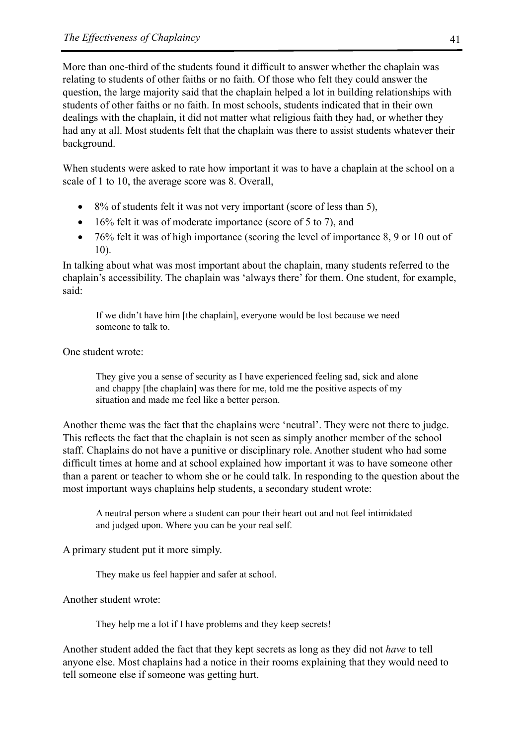More than one-third of the students found it difficult to answer whether the chaplain was relating to students of other faiths or no faith. Of those who felt they could answer the question, the large majority said that the chaplain helped a lot in building relationships with students of other faiths or no faith. In most schools, students indicated that in their own dealings with the chaplain, it did not matter what religious faith they had, or whether they had any at all. Most students felt that the chaplain was there to assist students whatever their background.

When students were asked to rate how important it was to have a chaplain at the school on a scale of 1 to 10, the average score was 8. Overall,

- 8% of students felt it was not very important (score of less than 5),
- 16% felt it was of moderate importance (score of 5 to 7), and
- 76% felt it was of high importance (scoring the level of importance 8, 9 or 10 out of 10).

In talking about what was most important about the chaplain, many students referred to the chaplain's accessibility. The chaplain was 'always there' for them. One student, for example, said:

> If we didn't have him [the chaplain], everyone would be lost because we need someone to talk to.

One student wrote:

> They give you a sense of security as I have experienced feeling sad, sick and alone and chappy [the chaplain] was there for me, told me the positive aspects of my situation and made me feel like a better person.

Another theme was the fact that the chaplains were 'neutral'. They were not there to judge. This reflects the fact that the chaplain is not seen as simply another member of the school staff. Chaplains do not have a punitive or disciplinary role. Another student who had some difficult times at home and at school explained how important it was to have someone other than a parent or teacher to whom she or he could talk. In responding to the question about the most important ways chaplains help students, a secondary student wrote:

> A neutral person where a student can pour their heart out and not feel intimidated and judged upon. Where you can be your real self.

A primary student put it more simply.

> They make us feel happier and safer at school.

Another student wrote:

> They help me a lot if I have problems and they keep secrets!

Another student added the fact that they kept secrets as long as they did not *have* to tell anyone else. Most chaplains had a notice in their rooms explaining that they would need to tell someone else if someone was getting hurt.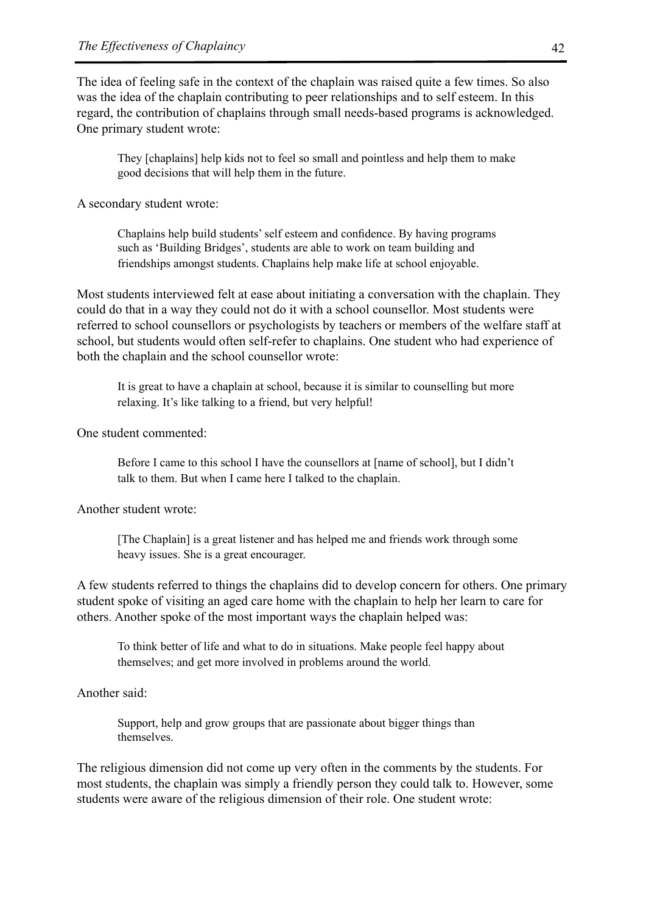The idea of feeling safe in the context of the chaplain was raised quite a few times. So also was the idea of the chaplain contributing to peer relationships and to self esteem. In this regard, the contribution of chaplains through small needs-based programs is acknowledged. One primary student wrote:

> They [chaplains] help kids not to feel so small and pointless and help them to make good decisions that will help them in the future.

A secondary student wrote:

> Chaplains help build students' self esteem and confidence. By having programs such as 'Building Bridges', students are able to work on team building and friendships amongst students. Chaplains help make life at school enjoyable.

Most students interviewed felt at ease about initiating a conversation with the chaplain. They could do that in a way they could not do it with a school counsellor. Most students were referred to school counsellors or psychologists by teachers or members of the welfare staff at school, but students would often self-refer to chaplains. One student who had experience of both the chaplain and the school counsellor wrote:

> It is great to have a chaplain at school, because it is similar to counselling but more relaxing. It's like talking to a friend, but very helpful!

One student commented:

> Before I came to this school I have the counsellors at [name of school], but I didn't talk to them. But when I came here I talked to the chaplain.

Another student wrote:

> [The Chaplain] is a great listener and has helped me and friends work through some heavy issues. She is a great encourager.

A few students referred to things the chaplains did to develop concern for others. One primary student spoke of visiting an aged care home with the chaplain to help her learn to care for others. Another spoke of the most important ways the chaplain helped was:

> To think better of life and what to do in situations. Make people feel happy about themselves; and get more involved in problems around the world.

Another said:

> Support, help and grow groups that are passionate about bigger things than themselves.

The religious dimension did not come up very often in the comments by the students. For most students, the chaplain was simply a friendly person they could talk to. However, some students were aware of the religious dimension of their role. One student wrote: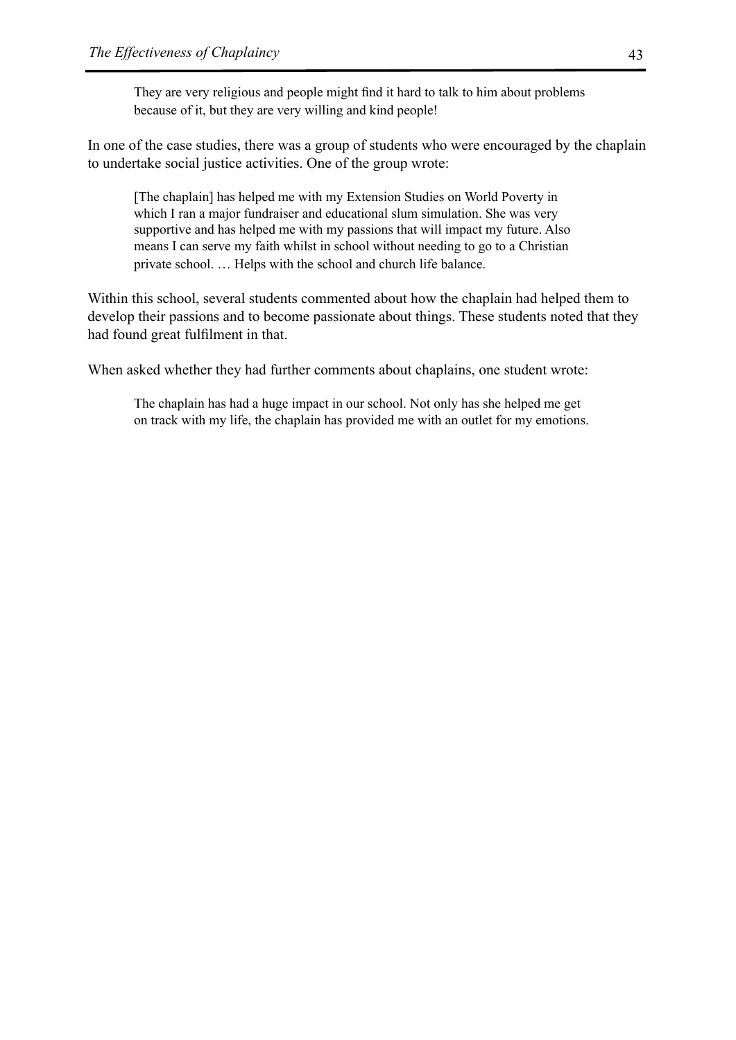> They are very religious and people might find it hard to talk to him about problems because of it, but they are very willing and kind people!

In one of the case studies, there was a group of students who were encouraged by the chaplain to undertake social justice activities. One of the group wrote:

> [The chaplain] has helped me with my Extension Studies on World Poverty in which I ran a major fundraiser and educational slum simulation. She was very supportive and has helped me with my passions that will impact my future. Also means I can serve my faith whilst in school without needing to go to a Christian private school. … Helps with the school and church life balance.

Within this school, several students commented about how the chaplain had helped them to develop their passions and to become passionate about things. These students noted that they had found great fulfilment in that.

When asked whether they had further comments about chaplains, one student wrote:

> The chaplain has had a huge impact in our school. Not only has she helped me get on track with my life, the chaplain has provided me with an outlet for my emotions.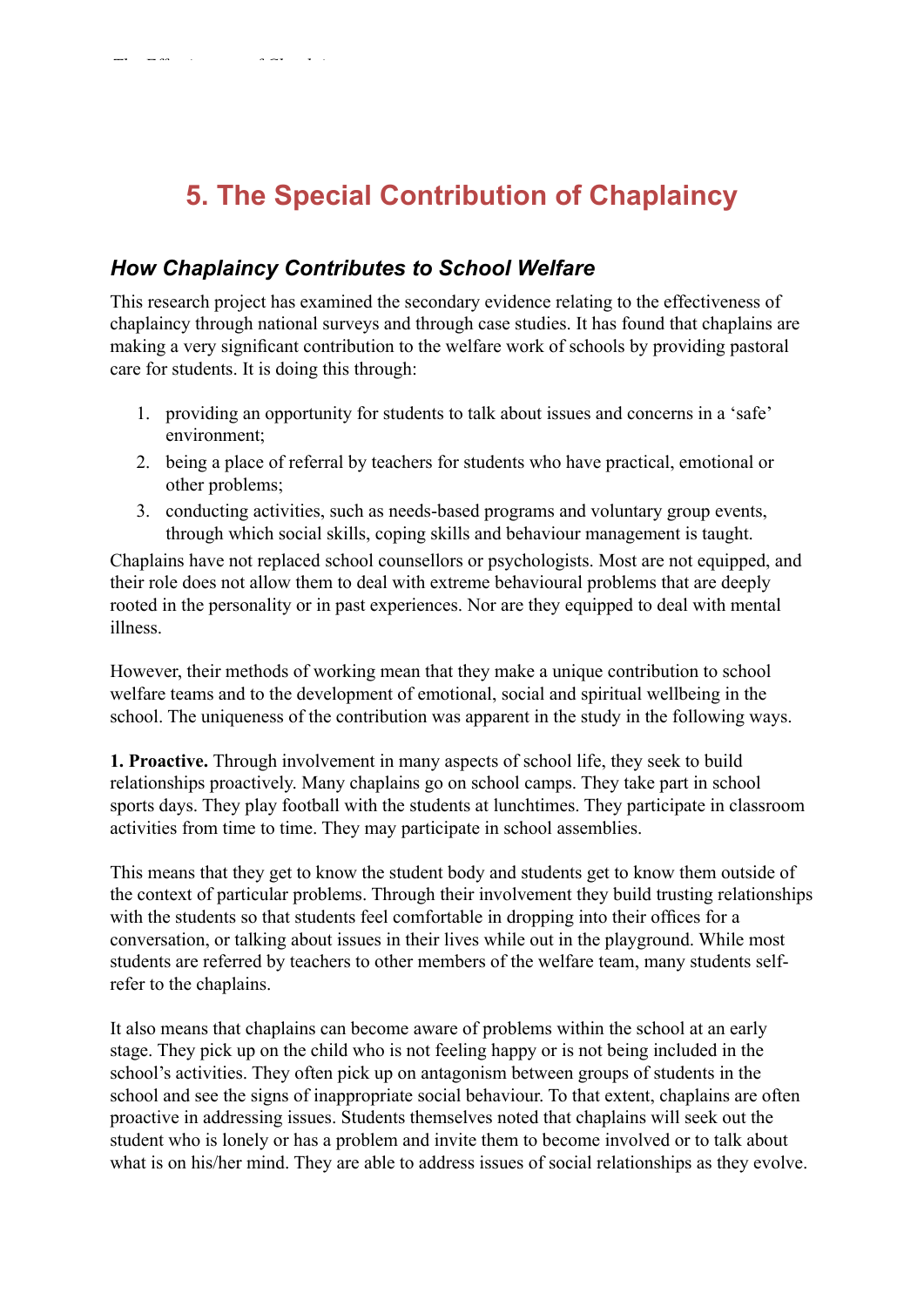# 5. The Special Contribution of Chaplaincy

## *How Chaplaincy Contributes to School Welfare*

This research project has examined the secondary evidence relating to the effectiveness of chaplaincy through national surveys and through case studies. It has found that chaplains are making a very significant contribution to the welfare work of schools by providing pastoral care for students. It is doing this through:

1. providing an opportunity for students to talk about issues and concerns in a 'safe' environment;
2. being a place of referral by teachers for students who have practical, emotional or other problems;
3. conducting activities, such as needs-based programs and voluntary group events, through which social skills, coping skills and behaviour management is taught.

Chaplains have not replaced school counsellors or psychologists. Most are not equipped, and their role does not allow them to deal with extreme behavioural problems that are deeply rooted in the personality or in past experiences. Nor are they equipped to deal with mental illness.

However, their methods of working mean that they make a unique contribution to school welfare teams and to the development of emotional, social and spiritual wellbeing in the school. The uniqueness of the contribution was apparent in the study in the following ways.

**1. Proactive.** Through involvement in many aspects of school life, they seek to build relationships proactively. Many chaplains go on school camps. They take part in school sports days. They play football with the students at lunchtimes. They participate in classroom activities from time to time. They may participate in school assemblies.

This means that they get to know the student body and students get to know them outside of the context of particular problems. Through their involvement they build trusting relationships with the students so that students feel comfortable in dropping into their offices for a conversation, or talking about issues in their lives while out in the playground. While most students are referred by teachers to other members of the welfare team, many students self-refer to the chaplains.

It also means that chaplains can become aware of problems within the school at an early stage. They pick up on the child who is not feeling happy or is not being included in the school's activities. They often pick up on antagonism between groups of students in the school and see the signs of inappropriate social behaviour. To that extent, chaplains are often proactive in addressing issues. Students themselves noted that chaplains will seek out the student who is lonely or has a problem and invite them to become involved or to talk about what is on his/her mind. They are able to address issues of social relationships as they evolve.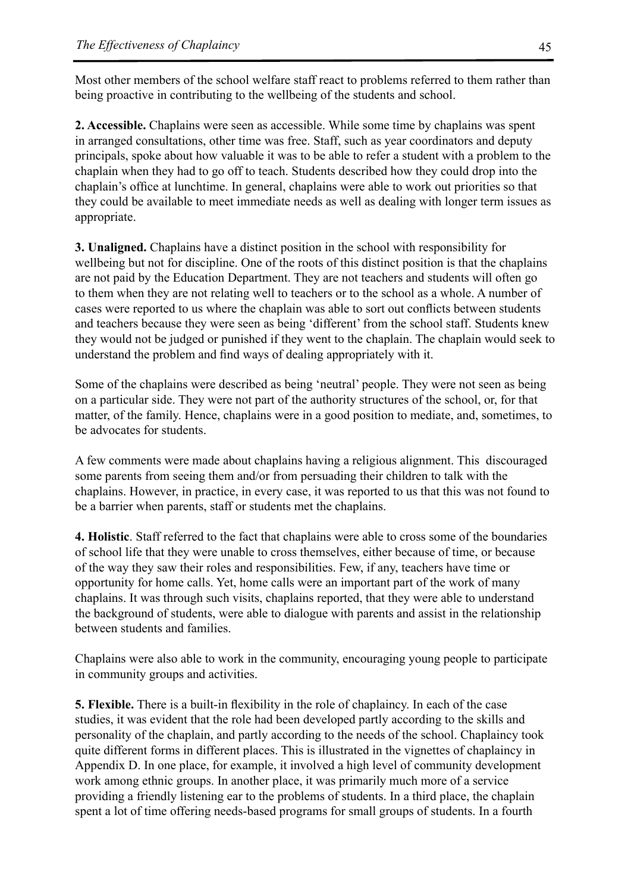Most other members of the school welfare staff react to problems referred to them rather than being proactive in contributing to the wellbeing of the students and school.

**2. Accessible.** Chaplains were seen as accessible. While some time by chaplains was spent in arranged consultations, other time was free. Staff, such as year coordinators and deputy principals, spoke about how valuable it was to be able to refer a student with a problem to the chaplain when they had to go off to teach. Students described how they could drop into the chaplain's office at lunchtime. In general, chaplains were able to work out priorities so that they could be available to meet immediate needs as well as dealing with longer term issues as appropriate.

**3. Unaligned.** Chaplains have a distinct position in the school with responsibility for wellbeing but not for discipline. One of the roots of this distinct position is that the chaplains are not paid by the Education Department. They are not teachers and students will often go to them when they are not relating well to teachers or to the school as a whole. A number of cases were reported to us where the chaplain was able to sort out conflicts between students and teachers because they were seen as being 'different' from the school staff. Students knew they would not be judged or punished if they went to the chaplain. The chaplain would seek to understand the problem and find ways of dealing appropriately with it.

Some of the chaplains were described as being 'neutral' people. They were not seen as being on a particular side. They were not part of the authority structures of the school, or, for that matter, of the family. Hence, chaplains were in a good position to mediate, and, sometimes, to be advocates for students.

A few comments were made about chaplains having a religious alignment. This discouraged some parents from seeing them and/or from persuading their children to talk with the chaplains. However, in practice, in every case, it was reported to us that this was not found to be a barrier when parents, staff or students met the chaplains.

**4. Holistic**. Staff referred to the fact that chaplains were able to cross some of the boundaries of school life that they were unable to cross themselves, either because of time, or because of the way they saw their roles and responsibilities. Few, if any, teachers have time or opportunity for home calls. Yet, home calls were an important part of the work of many chaplains. It was through such visits, chaplains reported, that they were able to understand the background of students, were able to dialogue with parents and assist in the relationship between students and families.

Chaplains were also able to work in the community, encouraging young people to participate in community groups and activities.

**5. Flexible.** There is a built-in flexibility in the role of chaplaincy. In each of the case studies, it was evident that the role had been developed partly according to the skills and personality of the chaplain, and partly according to the needs of the school. Chaplaincy took quite different forms in different places. This is illustrated in the vignettes of chaplaincy in Appendix D. In one place, for example, it involved a high level of community development work among ethnic groups. In another place, it was primarily much more of a service providing a friendly listening ear to the problems of students. In a third place, the chaplain spent a lot of time offering needs-based programs for small groups of students. In a fourth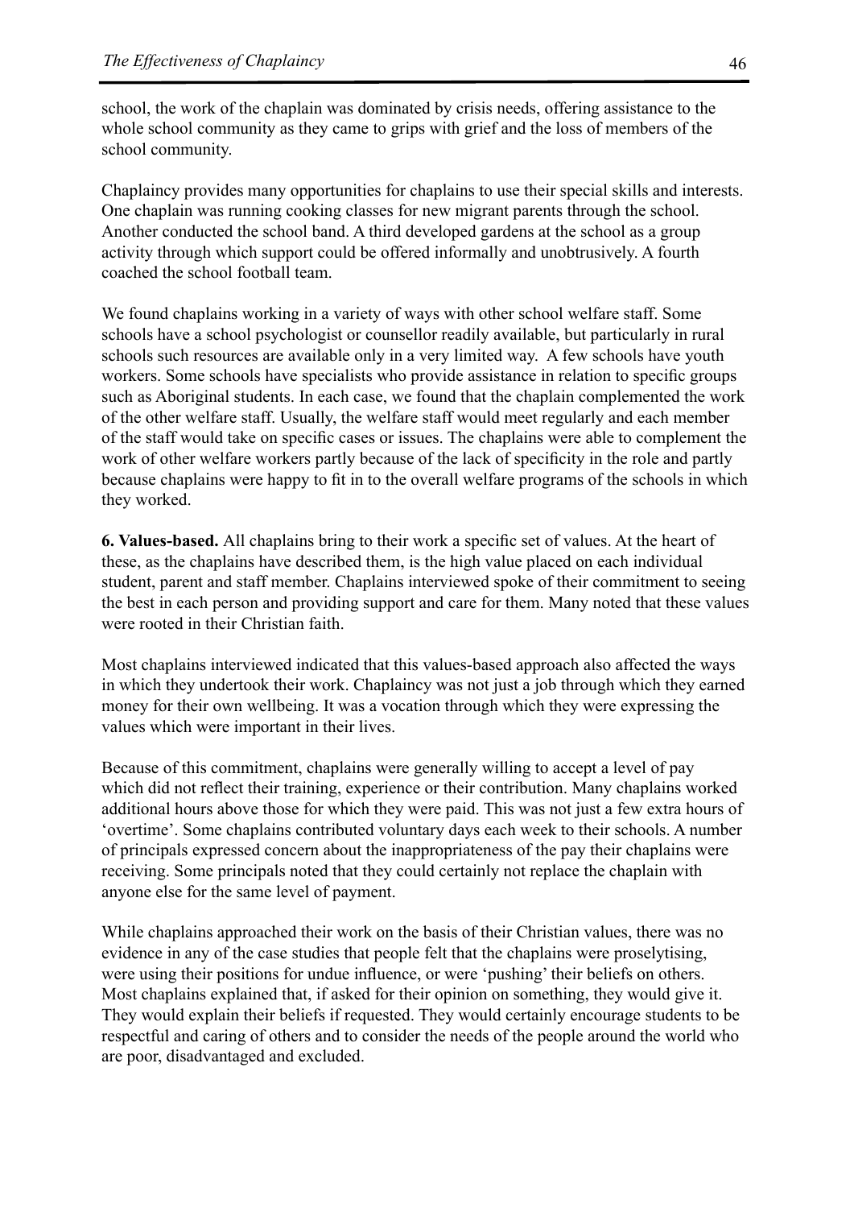school, the work of the chaplain was dominated by crisis needs, offering assistance to the whole school community as they came to grips with grief and the loss of members of the school community.

Chaplaincy provides many opportunities for chaplains to use their special skills and interests. One chaplain was running cooking classes for new migrant parents through the school. Another conducted the school band. A third developed gardens at the school as a group activity through which support could be offered informally and unobtrusively. A fourth coached the school football team.

We found chaplains working in a variety of ways with other school welfare staff. Some schools have a school psychologist or counsellor readily available, but particularly in rural schools such resources are available only in a very limited way. A few schools have youth workers. Some schools have specialists who provide assistance in relation to specific groups such as Aboriginal students. In each case, we found that the chaplain complemented the work of the other welfare staff. Usually, the welfare staff would meet regularly and each member of the staff would take on specific cases or issues. The chaplains were able to complement the work of other welfare workers partly because of the lack of specificity in the role and partly because chaplains were happy to fit in to the overall welfare programs of the schools in which they worked.

**6. Values-based.** All chaplains bring to their work a specific set of values. At the heart of these, as the chaplains have described them, is the high value placed on each individual student, parent and staff member. Chaplains interviewed spoke of their commitment to seeing the best in each person and providing support and care for them. Many noted that these values were rooted in their Christian faith.

Most chaplains interviewed indicated that this values-based approach also affected the ways in which they undertook their work. Chaplaincy was not just a job through which they earned money for their own wellbeing. It was a vocation through which they were expressing the values which were important in their lives.

Because of this commitment, chaplains were generally willing to accept a level of pay which did not reflect their training, experience or their contribution. Many chaplains worked additional hours above those for which they were paid. This was not just a few extra hours of 'overtime'. Some chaplains contributed voluntary days each week to their schools. A number of principals expressed concern about the inappropriateness of the pay their chaplains were receiving. Some principals noted that they could certainly not replace the chaplain with anyone else for the same level of payment.

While chaplains approached their work on the basis of their Christian values, there was no evidence in any of the case studies that people felt that the chaplains were proselytising, were using their positions for undue influence, or were 'pushing' their beliefs on others. Most chaplains explained that, if asked for their opinion on something, they would give it. They would explain their beliefs if requested. They would certainly encourage students to be respectful and caring of others and to consider the needs of the people around the world who are poor, disadvantaged and excluded.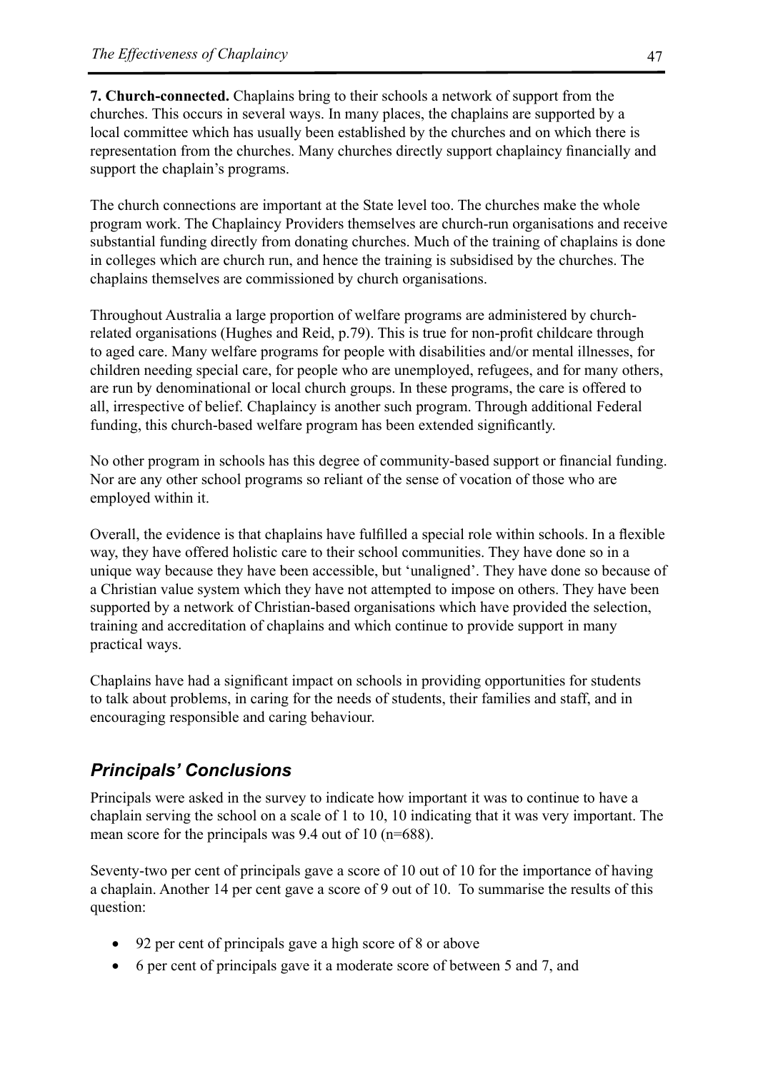**7. Church-connected.** Chaplains bring to their schools a network of support from the churches. This occurs in several ways. In many places, the chaplains are supported by a local committee which has usually been established by the churches and on which there is representation from the churches. Many churches directly support chaplaincy financially and support the chaplain's programs.

The church connections are important at the State level too. The churches make the whole program work. The Chaplaincy Providers themselves are church-run organisations and receive substantial funding directly from donating churches. Much of the training of chaplains is done in colleges which are church run, and hence the training is subsidised by the churches. The chaplains themselves are commissioned by church organisations.

Throughout Australia a large proportion of welfare programs are administered by church-related organisations (Hughes and Reid, p.79). This is true for non-profit childcare through to aged care. Many welfare programs for people with disabilities and/or mental illnesses, for children needing special care, for people who are unemployed, refugees, and for many others, are run by denominational or local church groups. In these programs, the care is offered to all, irrespective of belief. Chaplaincy is another such program. Through additional Federal funding, this church-based welfare program has been extended significantly.

No other program in schools has this degree of community-based support or financial funding. Nor are any other school programs so reliant of the sense of vocation of those who are employed within it.

Overall, the evidence is that chaplains have fulfilled a special role within schools. In a flexible way, they have offered holistic care to their school communities. They have done so in a unique way because they have been accessible, but 'unaligned'. They have done so because of a Christian value system which they have not attempted to impose on others. They have been supported by a network of Christian-based organisations which have provided the selection, training and accreditation of chaplains and which continue to provide support in many practical ways.

Chaplains have had a significant impact on schools in providing opportunities for students to talk about problems, in caring for the needs of students, their families and staff, and in encouraging responsible and caring behaviour.

## *Principals' Conclusions*

Principals were asked in the survey to indicate how important it was to continue to have a chaplain serving the school on a scale of 1 to 10, 10 indicating that it was very important. The mean score for the principals was 9.4 out of 10 (n=688).

Seventy-two per cent of principals gave a score of 10 out of 10 for the importance of having a chaplain. Another 14 per cent gave a score of 9 out of 10. To summarise the results of this question:

- 92 per cent of principals gave a high score of 8 or above
- 6 per cent of principals gave it a moderate score of between 5 and 7, and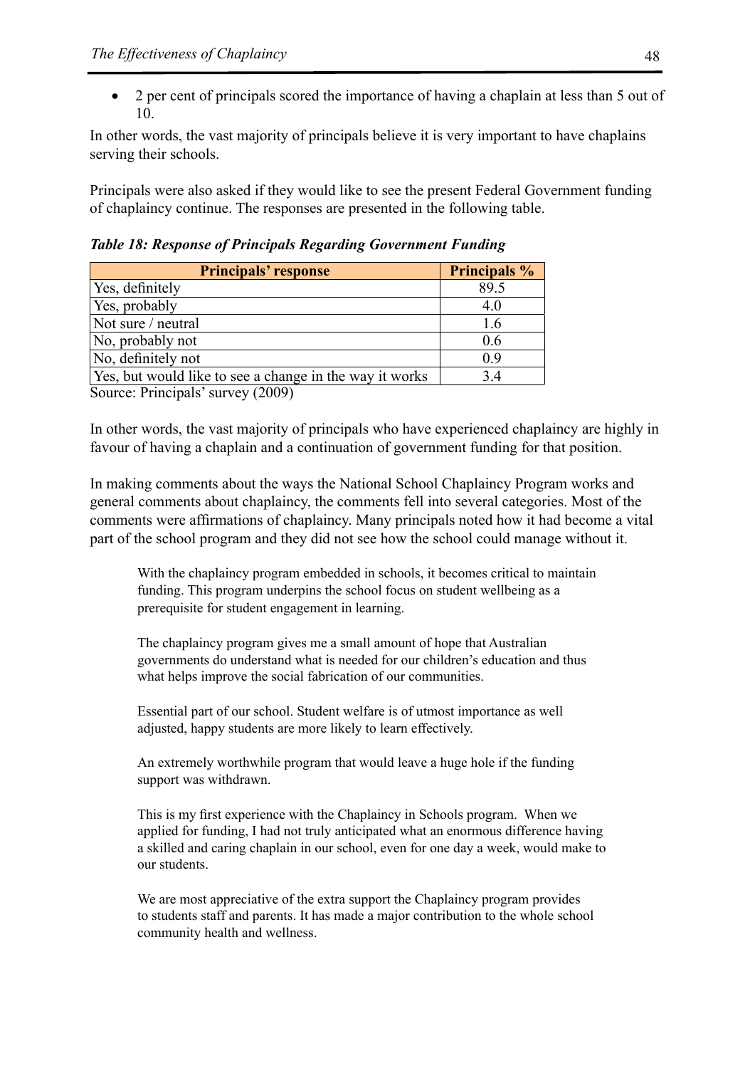- 2 per cent of principals scored the importance of having a chaplain at less than 5 out of 10.

In other words, the vast majority of principals believe it is very important to have chaplains serving their schools.

Principals were also asked if they would like to see the present Federal Government funding of chaplaincy continue. The responses are presented in the following table.

***Table 18: Response of Principals Regarding Government Funding***

| Principals' response | Principals % |
|---|---|
| Yes, definitely | 89.5 |
| Yes, probably | 4.0 |
| Not sure / neutral | 1.6 |
| No, probably not | 0.6 |
| No, definitely not | 0.9 |
| Yes, but would like to see a change in the way it works | 3.4 |

Source: Principals' survey (2009)

In other words, the vast majority of principals who have experienced chaplaincy are highly in favour of having a chaplain and a continuation of government funding for that position.

In making comments about the ways the National School Chaplaincy Program works and general comments about chaplaincy, the comments fell into several categories. Most of the comments were affirmations of chaplaincy. Many principals noted how it had become a vital part of the school program and they did not see how the school could manage without it.

> With the chaplaincy program embedded in schools, it becomes critical to maintain funding. This program underpins the school focus on student wellbeing as a prerequisite for student engagement in learning.
>
> The chaplaincy program gives me a small amount of hope that Australian governments do understand what is needed for our children's education and thus what helps improve the social fabrication of our communities.
>
> Essential part of our school. Student welfare is of utmost importance as well adjusted, happy students are more likely to learn effectively.
>
> An extremely worthwhile program that would leave a huge hole if the funding support was withdrawn.
>
> This is my first experience with the Chaplaincy in Schools program. When we applied for funding, I had not truly anticipated what an enormous difference having a skilled and caring chaplain in our school, even for one day a week, would make to our students.
>
> We are most appreciative of the extra support the Chaplaincy program provides to students staff and parents. It has made a major contribution to the whole school community health and wellness.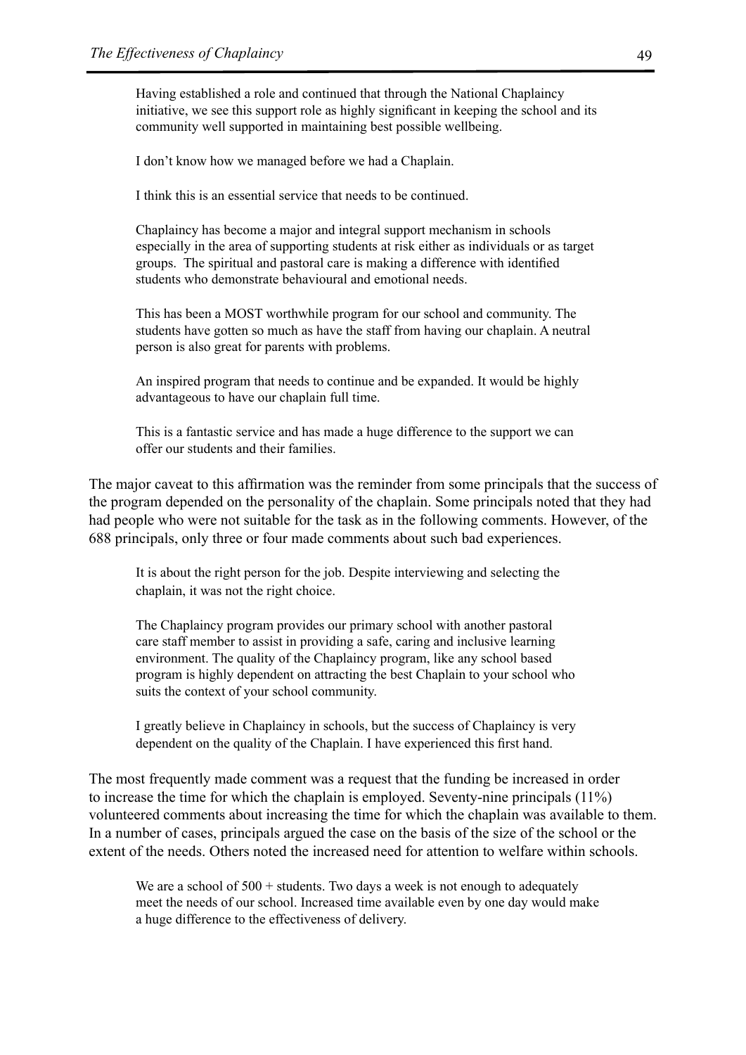> Having established a role and continued that through the National Chaplaincy initiative, we see this support role as highly significant in keeping the school and its community well supported in maintaining best possible wellbeing.

> I don't know how we managed before we had a Chaplain.

> I think this is an essential service that needs to be continued.

> Chaplaincy has become a major and integral support mechanism in schools especially in the area of supporting students at risk either as individuals or as target groups. The spiritual and pastoral care is making a difference with identified students who demonstrate behavioural and emotional needs.

> This has been a MOST worthwhile program for our school and community. The students have gotten so much as have the staff from having our chaplain. A neutral person is also great for parents with problems.

> An inspired program that needs to continue and be expanded. It would be highly advantageous to have our chaplain full time.

> This is a fantastic service and has made a huge difference to the support we can offer our students and their families.

The major caveat to this affirmation was the reminder from some principals that the success of the program depended on the personality of the chaplain. Some principals noted that they had had people who were not suitable for the task as in the following comments. However, of the 688 principals, only three or four made comments about such bad experiences.

> It is about the right person for the job. Despite interviewing and selecting the chaplain, it was not the right choice.

> The Chaplaincy program provides our primary school with another pastoral care staff member to assist in providing a safe, caring and inclusive learning environment. The quality of the Chaplaincy program, like any school based program is highly dependent on attracting the best Chaplain to your school who suits the context of your school community.

> I greatly believe in Chaplaincy in schools, but the success of Chaplaincy is very dependent on the quality of the Chaplain. I have experienced this first hand.

The most frequently made comment was a request that the funding be increased in order to increase the time for which the chaplain is employed. Seventy-nine principals (11%) volunteered comments about increasing the time for which the chaplain was available to them. In a number of cases, principals argued the case on the basis of the size of the school or the extent of the needs. Others noted the increased need for attention to welfare within schools.

> We are a school of 500 + students. Two days a week is not enough to adequately meet the needs of our school. Increased time available even by one day would make a huge difference to the effectiveness of delivery.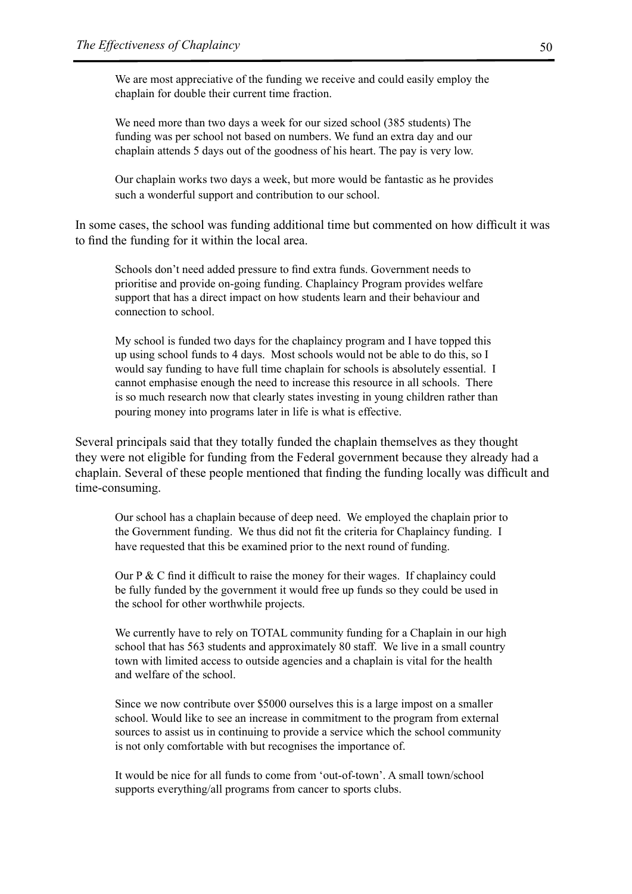> We are most appreciative of the funding we receive and could easily employ the chaplain for double their current time fraction.

> We need more than two days a week for our sized school (385 students) The funding was per school not based on numbers. We fund an extra day and our chaplain attends 5 days out of the goodness of his heart. The pay is very low.

> Our chaplain works two days a week, but more would be fantastic as he provides such a wonderful support and contribution to our school.

In some cases, the school was funding additional time but commented on how difficult it was to find the funding for it within the local area.

> Schools don't need added pressure to find extra funds. Government needs to prioritise and provide on-going funding. Chaplaincy Program provides welfare support that has a direct impact on how students learn and their behaviour and connection to school.

> My school is funded two days for the chaplaincy program and I have topped this up using school funds to 4 days. Most schools would not be able to do this, so I would say funding to have full time chaplain for schools is absolutely essential. I cannot emphasise enough the need to increase this resource in all schools. There is so much research now that clearly states investing in young children rather than pouring money into programs later in life is what is effective.

Several principals said that they totally funded the chaplain themselves as they thought they were not eligible for funding from the Federal government because they already had a chaplain. Several of these people mentioned that finding the funding locally was difficult and time-consuming.

> Our school has a chaplain because of deep need. We employed the chaplain prior to the Government funding. We thus did not fit the criteria for Chaplaincy funding. I have requested that this be examined prior to the next round of funding.

> Our P & C find it difficult to raise the money for their wages. If chaplaincy could be fully funded by the government it would free up funds so they could be used in the school for other worthwhile projects.

> We currently have to rely on TOTAL community funding for a Chaplain in our high school that has 563 students and approximately 80 staff. We live in a small country town with limited access to outside agencies and a chaplain is vital for the health and welfare of the school.

> Since we now contribute over $5000 ourselves this is a large impost on a smaller school. Would like to see an increase in commitment to the program from external sources to assist us in continuing to provide a service which the school community is not only comfortable with but recognises the importance of.

> It would be nice for all funds to come from 'out-of-town'. A small town/school supports everything/all programs from cancer to sports clubs.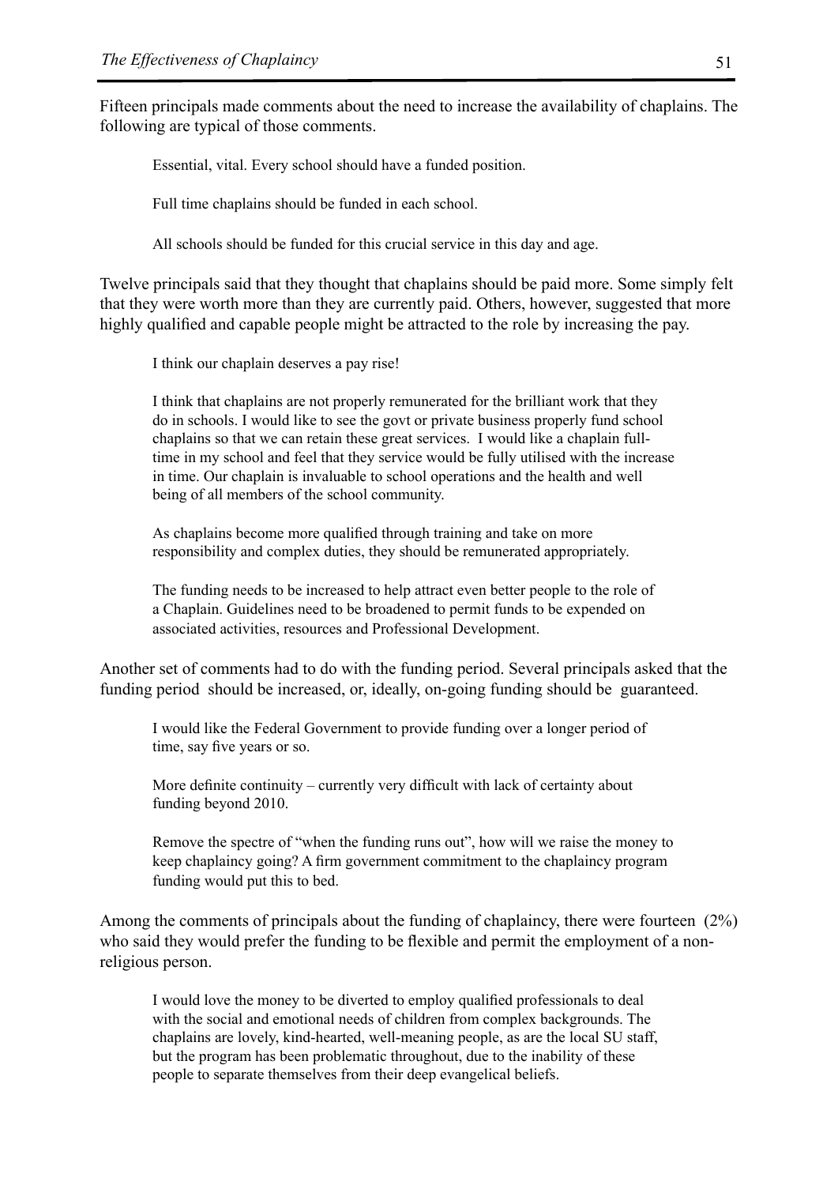Fifteen principals made comments about the need to increase the availability of chaplains. The following are typical of those comments.

> Essential, vital. Every school should have a funded position.
>
> Full time chaplains should be funded in each school.
>
> All schools should be funded for this crucial service in this day and age.

Twelve principals said that they thought that chaplains should be paid more. Some simply felt that they were worth more than they are currently paid. Others, however, suggested that more highly qualified and capable people might be attracted to the role by increasing the pay.

> I think our chaplain deserves a pay rise!
>
> I think that chaplains are not properly remunerated for the brilliant work that they do in schools. I would like to see the govt or private business properly fund school chaplains so that we can retain these great services. I would like a chaplain full-time in my school and feel that they service would be fully utilised with the increase in time. Our chaplain is invaluable to school operations and the health and well being of all members of the school community.
>
> As chaplains become more qualified through training and take on more responsibility and complex duties, they should be remunerated appropriately.
>
> The funding needs to be increased to help attract even better people to the role of a Chaplain. Guidelines need to be broadened to permit funds to be expended on associated activities, resources and Professional Development.

Another set of comments had to do with the funding period. Several principals asked that the funding period should be increased, or, ideally, on-going funding should be guaranteed.

> I would like the Federal Government to provide funding over a longer period of time, say five years or so.
>
> More definite continuity – currently very difficult with lack of certainty about funding beyond 2010.
>
> Remove the spectre of "when the funding runs out", how will we raise the money to keep chaplaincy going? A firm government commitment to the chaplaincy program funding would put this to bed.

Among the comments of principals about the funding of chaplaincy, there were fourteen (2%) who said they would prefer the funding to be flexible and permit the employment of a non-religious person.

> I would love the money to be diverted to employ qualified professionals to deal with the social and emotional needs of children from complex backgrounds. The chaplains are lovely, kind-hearted, well-meaning people, as are the local SU staff, but the program has been problematic throughout, due to the inability of these people to separate themselves from their deep evangelical beliefs.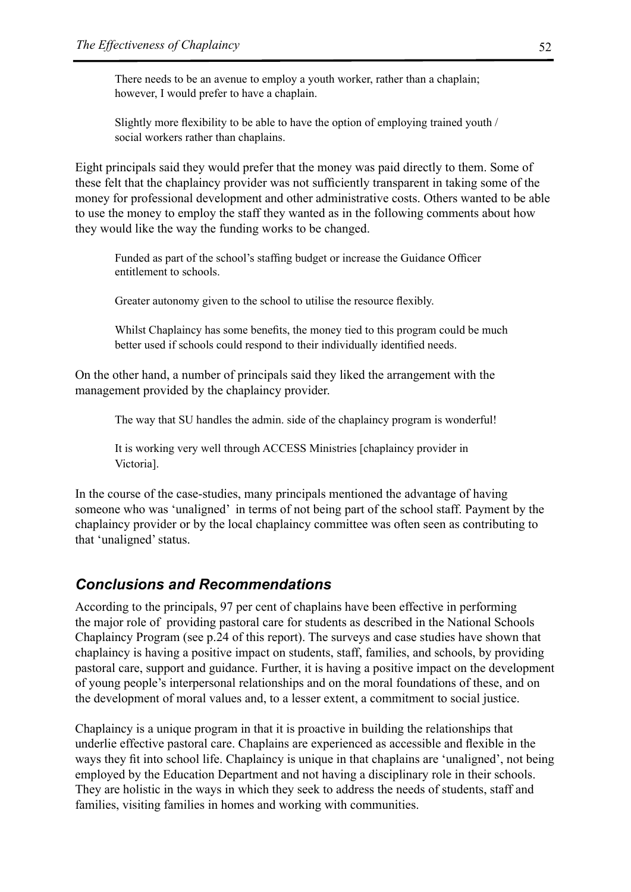> There needs to be an avenue to employ a youth worker, rather than a chaplain; however, I would prefer to have a chaplain.

> Slightly more flexibility to be able to have the option of employing trained youth / social workers rather than chaplains.

Eight principals said they would prefer that the money was paid directly to them. Some of these felt that the chaplaincy provider was not sufficiently transparent in taking some of the money for professional development and other administrative costs. Others wanted to be able to use the money to employ the staff they wanted as in the following comments about how they would like the way the funding works to be changed.

> Funded as part of the school's staffing budget or increase the Guidance Officer entitlement to schools.

> Greater autonomy given to the school to utilise the resource flexibly.

> Whilst Chaplaincy has some benefits, the money tied to this program could be much better used if schools could respond to their individually identified needs.

On the other hand, a number of principals said they liked the arrangement with the management provided by the chaplaincy provider.

> The way that SU handles the admin. side of the chaplaincy program is wonderful!

> It is working very well through ACCESS Ministries [chaplaincy provider in Victoria].

In the course of the case-studies, many principals mentioned the advantage of having someone who was 'unaligned' in terms of not being part of the school staff. Payment by the chaplaincy provider or by the local chaplaincy committee was often seen as contributing to that 'unaligned' status.

## *Conclusions and Recommendations*

According to the principals, 97 per cent of chaplains have been effective in performing the major role of providing pastoral care for students as described in the National Schools Chaplaincy Program (see p.24 of this report). The surveys and case studies have shown that chaplaincy is having a positive impact on students, staff, families, and schools, by providing pastoral care, support and guidance. Further, it is having a positive impact on the development of young people's interpersonal relationships and on the moral foundations of these, and on the development of moral values and, to a lesser extent, a commitment to social justice.

Chaplaincy is a unique program in that it is proactive in building the relationships that underlie effective pastoral care. Chaplains are experienced as accessible and flexible in the ways they fit into school life. Chaplaincy is unique in that chaplains are 'unaligned', not being employed by the Education Department and not having a disciplinary role in their schools. They are holistic in the ways in which they seek to address the needs of students, staff and families, visiting families in homes and working with communities.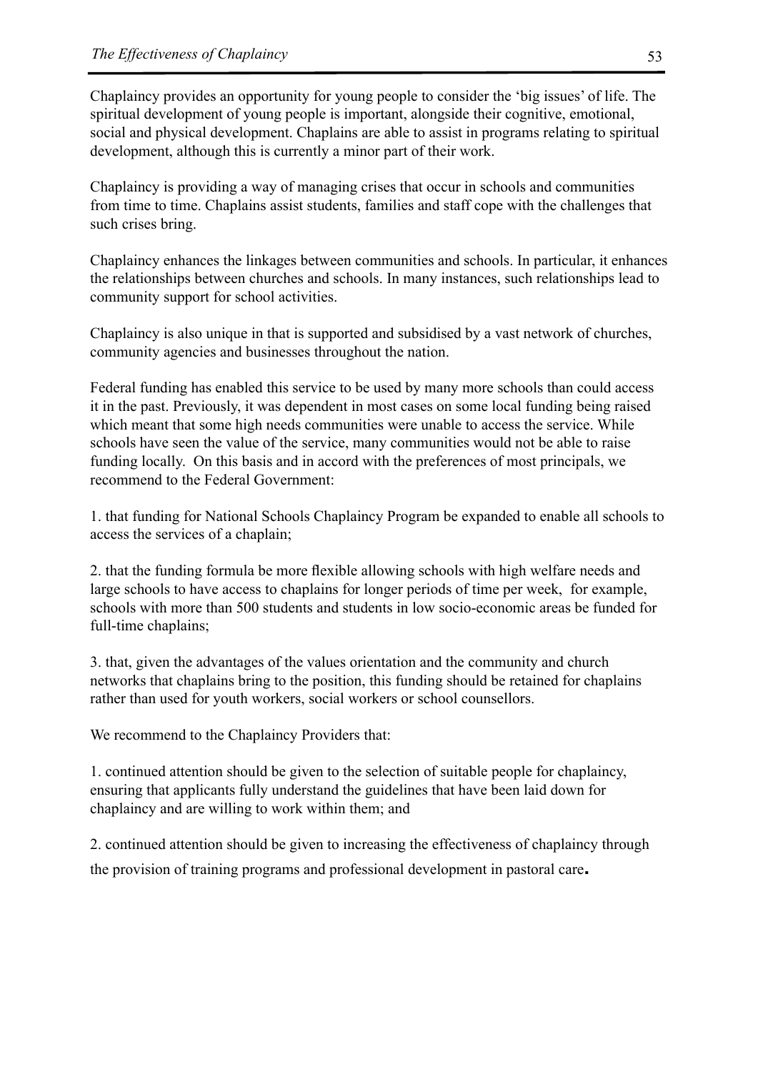Chaplaincy provides an opportunity for young people to consider the 'big issues' of life. The spiritual development of young people is important, alongside their cognitive, emotional, social and physical development. Chaplains are able to assist in programs relating to spiritual development, although this is currently a minor part of their work.

Chaplaincy is providing a way of managing crises that occur in schools and communities from time to time. Chaplains assist students, families and staff cope with the challenges that such crises bring.

Chaplaincy enhances the linkages between communities and schools. In particular, it enhances the relationships between churches and schools. In many instances, such relationships lead to community support for school activities.

Chaplaincy is also unique in that is supported and subsidised by a vast network of churches, community agencies and businesses throughout the nation.

Federal funding has enabled this service to be used by many more schools than could access it in the past. Previously, it was dependent in most cases on some local funding being raised which meant that some high needs communities were unable to access the service. While schools have seen the value of the service, many communities would not be able to raise funding locally. On this basis and in accord with the preferences of most principals, we recommend to the Federal Government:

1. that funding for National Schools Chaplaincy Program be expanded to enable all schools to access the services of a chaplain;

2. that the funding formula be more flexible allowing schools with high welfare needs and large schools to have access to chaplains for longer periods of time per week, for example, schools with more than 500 students and students in low socio-economic areas be funded for full-time chaplains;

3. that, given the advantages of the values orientation and the community and church networks that chaplains bring to the position, this funding should be retained for chaplains rather than used for youth workers, social workers or school counsellors.

We recommend to the Chaplaincy Providers that:

1. continued attention should be given to the selection of suitable people for chaplaincy, ensuring that applicants fully understand the guidelines that have been laid down for chaplaincy and are willing to work within them; and

2. continued attention should be given to increasing the effectiveness of chaplaincy through the provision of training programs and professional development in pastoral care.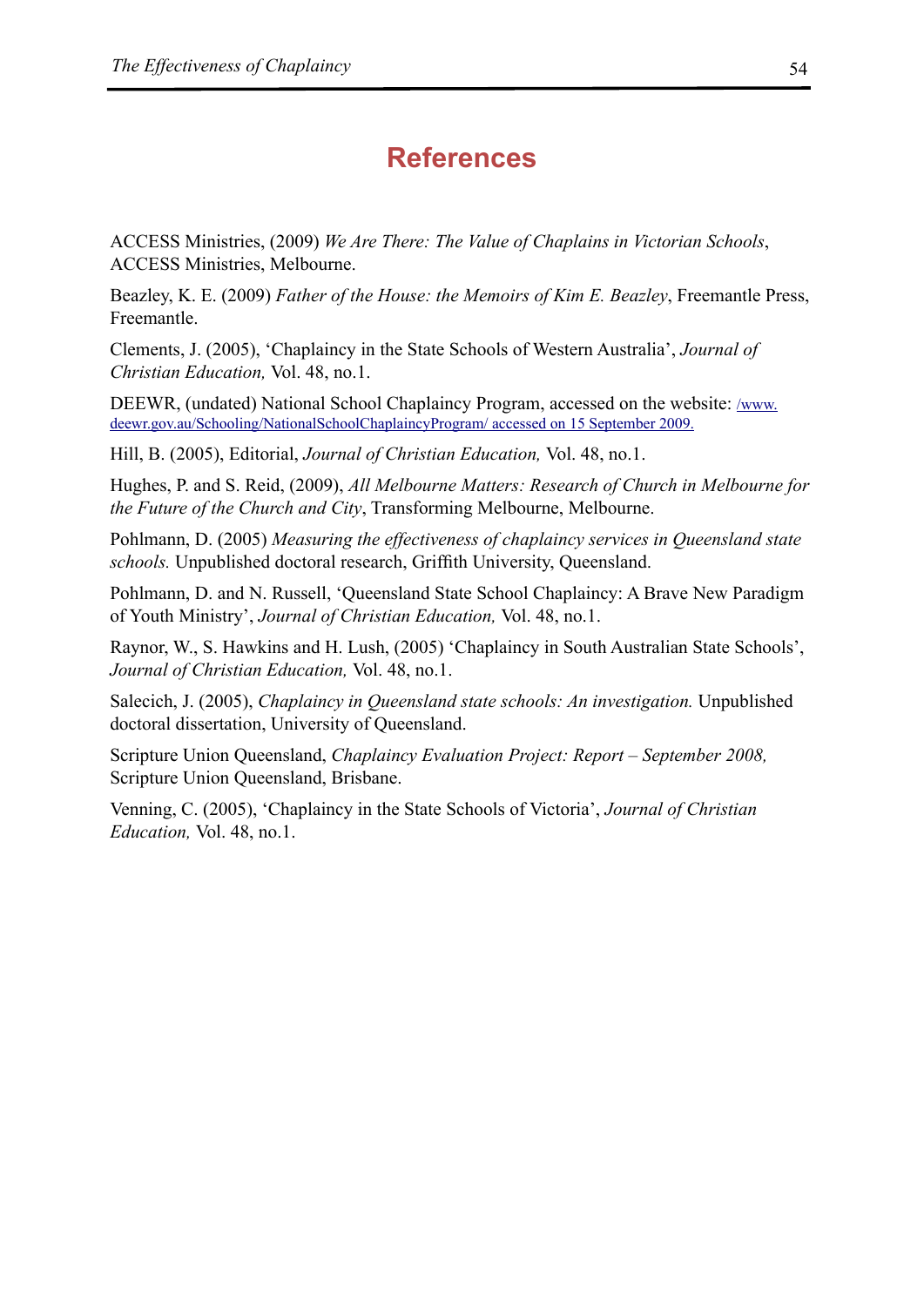# References

ACCESS Ministries, (2009) *We Are There: The Value of Chaplains in Victorian Schools*, ACCESS Ministries, Melbourne.

Beazley, K. E. (2009) *Father of the House: the Memoirs of Kim E. Beazley*, Freemantle Press, Freemantle.

Clements, J. (2005), 'Chaplaincy in the State Schools of Western Australia', *Journal of Christian Education,* Vol. 48, no.1.

DEEWR, (undated) National School Chaplaincy Program, accessed on the website: /www.deewr.gov.au/Schooling/NationalSchoolChaplaincyProgram/ accessed on 15 September 2009.

Hill, B. (2005), Editorial, *Journal of Christian Education,* Vol. 48, no.1.

Hughes, P. and S. Reid, (2009), *All Melbourne Matters: Research of Church in Melbourne for the Future of the Church and City*, Transforming Melbourne, Melbourne.

Pohlmann, D. (2005) *Measuring the effectiveness of chaplaincy services in Queensland state schools.* Unpublished doctoral research, Griffith University, Queensland.

Pohlmann, D. and N. Russell, 'Queensland State School Chaplaincy: A Brave New Paradigm of Youth Ministry', *Journal of Christian Education,* Vol. 48, no.1.

Raynor, W., S. Hawkins and H. Lush, (2005) 'Chaplaincy in South Australian State Schools', *Journal of Christian Education,* Vol. 48, no.1.

Salecich, J. (2005), *Chaplaincy in Queensland state schools: An investigation.* Unpublished doctoral dissertation, University of Queensland.

Scripture Union Queensland, *Chaplaincy Evaluation Project: Report – September 2008,* Scripture Union Queensland, Brisbane.

Venning, C. (2005), 'Chaplaincy in the State Schools of Victoria', *Journal of Christian Education,* Vol. 48, no.1.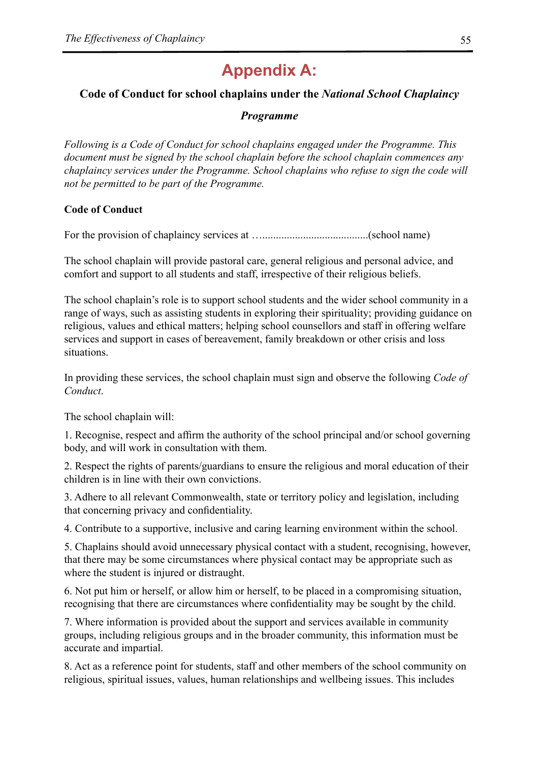# Appendix A:

**Code of Conduct for school chaplains under the *National School Chaplaincy Programme***

*Following is a Code of Conduct for school chaplains engaged under the Programme. This document must be signed by the school chaplain before the school chaplain commences any chaplaincy services under the Programme. School chaplains who refuse to sign the code will not be permitted to be part of the Programme.*

**Code of Conduct**

For the provision of chaplaincy services at …......................................(school name)

The school chaplain will provide pastoral care, general religious and personal advice, and comfort and support to all students and staff, irrespective of their religious beliefs.

The school chaplain's role is to support school students and the wider school community in a range of ways, such as assisting students in exploring their spirituality; providing guidance on religious, values and ethical matters; helping school counsellors and staff in offering welfare services and support in cases of bereavement, family breakdown or other crisis and loss situations.

In providing these services, the school chaplain must sign and observe the following *Code of Conduct*.

The school chaplain will:

1. Recognise, respect and affirm the authority of the school principal and/or school governing body, and will work in consultation with them.

2. Respect the rights of parents/guardians to ensure the religious and moral education of their children is in line with their own convictions.

3. Adhere to all relevant Commonwealth, state or territory policy and legislation, including that concerning privacy and confidentiality.

4. Contribute to a supportive, inclusive and caring learning environment within the school.

5. Chaplains should avoid unnecessary physical contact with a student, recognising, however, that there may be some circumstances where physical contact may be appropriate such as where the student is injured or distraught.

6. Not put him or herself, or allow him or herself, to be placed in a compromising situation, recognising that there are circumstances where confidentiality may be sought by the child.

7. Where information is provided about the support and services available in community groups, including religious groups and in the broader community, this information must be accurate and impartial.

8. Act as a reference point for students, staff and other members of the school community on religious, spiritual issues, values, human relationships and wellbeing issues. This includes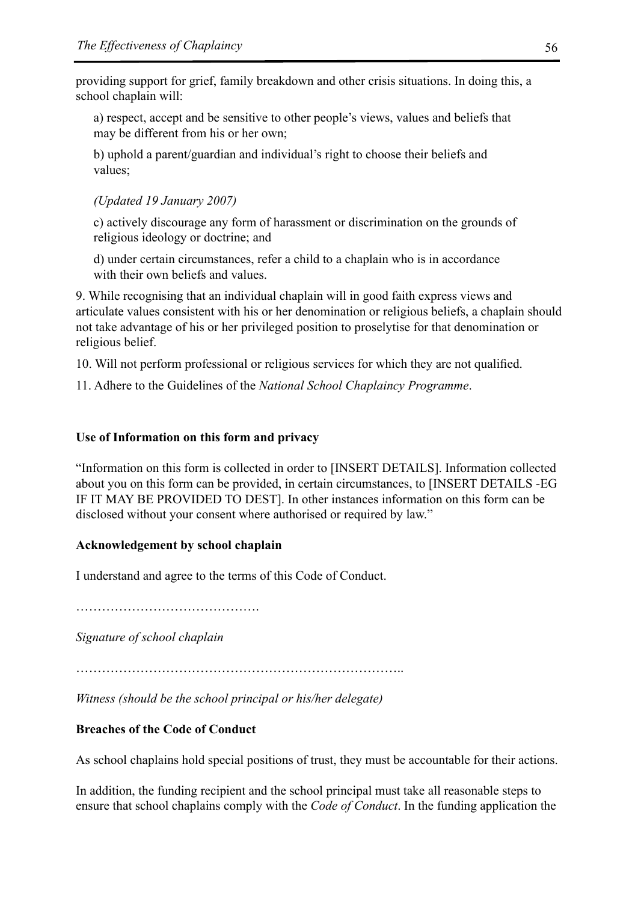providing support for grief, family breakdown and other crisis situations. In doing this, a school chaplain will:

a) respect, accept and be sensitive to other people's views, values and beliefs that may be different from his or her own;

b) uphold a parent/guardian and individual's right to choose their beliefs and values;

*(Updated 19 January 2007)*

c) actively discourage any form of harassment or discrimination on the grounds of religious ideology or doctrine; and

d) under certain circumstances, refer a child to a chaplain who is in accordance with their own beliefs and values.

9. While recognising that an individual chaplain will in good faith express views and articulate values consistent with his or her denomination or religious beliefs, a chaplain should not take advantage of his or her privileged position to proselytise for that denomination or religious belief.

10. Will not perform professional or religious services for which they are not qualified.

11. Adhere to the Guidelines of the *National School Chaplaincy Programme*.

**Use of Information on this form and privacy**

"Information on this form is collected in order to [INSERT DETAILS]. Information collected about you on this form can be provided, in certain circumstances, to [INSERT DETAILS -EG IF IT MAY BE PROVIDED TO DEST]. In other instances information on this form can be disclosed without your consent where authorised or required by law."

**Acknowledgement by school chaplain**

I understand and agree to the terms of this Code of Conduct.

…………………………………….

*Signature of school chaplain*

…………………………………………………………………..

*Witness (should be the school principal or his/her delegate)*

**Breaches of the Code of Conduct**

As school chaplains hold special positions of trust, they must be accountable for their actions.

In addition, the funding recipient and the school principal must take all reasonable steps to ensure that school chaplains comply with the *Code of Conduct*. In the funding application the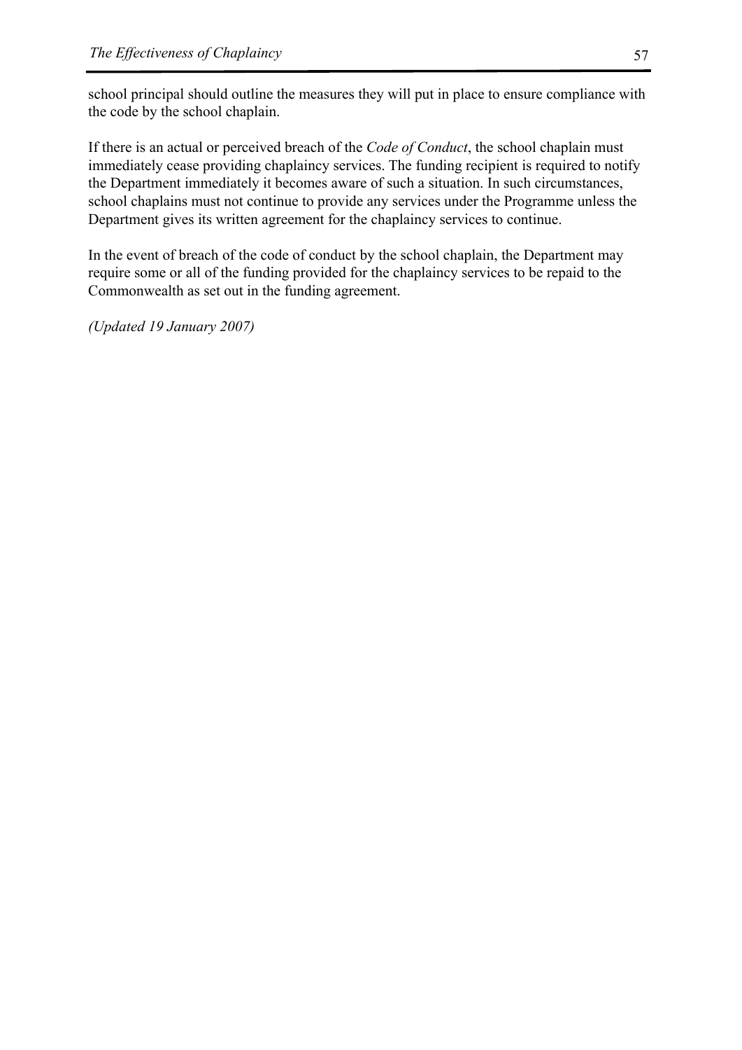school principal should outline the measures they will put in place to ensure compliance with the code by the school chaplain.

If there is an actual or perceived breach of the *Code of Conduct*, the school chaplain must immediately cease providing chaplaincy services. The funding recipient is required to notify the Department immediately it becomes aware of such a situation. In such circumstances, school chaplains must not continue to provide any services under the Programme unless the Department gives its written agreement for the chaplaincy services to continue.

In the event of breach of the code of conduct by the school chaplain, the Department may require some or all of the funding provided for the chaplaincy services to be repaid to the Commonwealth as set out in the funding agreement.

*(Updated 19 January 2007)*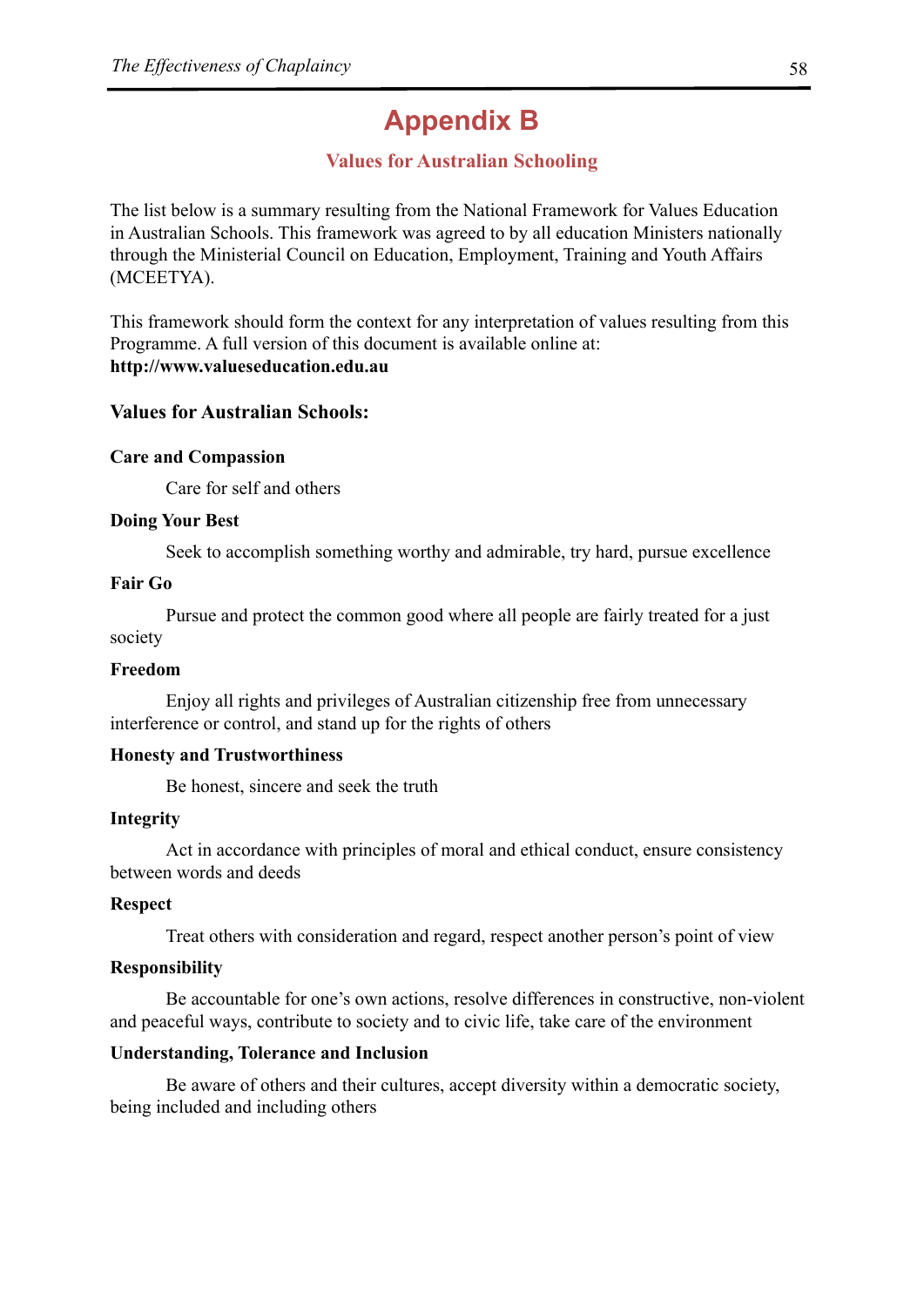# Appendix B

## Values for Australian Schooling

The list below is a summary resulting from the National Framework for Values Education in Australian Schools. This framework was agreed to by all education Ministers nationally through the Ministerial Council on Education, Employment, Training and Youth Affairs (MCEETYA).

This framework should form the context for any interpretation of values resulting from this Programme. A full version of this document is available online at: **http://www.valueseducation.edu.au**

### Values for Australian Schools:

**Care and Compassion**

Care for self and others

**Doing Your Best**

Seek to accomplish something worthy and admirable, try hard, pursue excellence

**Fair Go**

Pursue and protect the common good where all people are fairly treated for a just society

**Freedom**

Enjoy all rights and privileges of Australian citizenship free from unnecessary interference or control, and stand up for the rights of others

**Honesty and Trustworthiness**

Be honest, sincere and seek the truth

**Integrity**

Act in accordance with principles of moral and ethical conduct, ensure consistency between words and deeds

**Respect**

Treat others with consideration and regard, respect another person's point of view

**Responsibility**

Be accountable for one's own actions, resolve differences in constructive, non-violent and peaceful ways, contribute to society and to civic life, take care of the environment

**Understanding, Tolerance and Inclusion**

Be aware of others and their cultures, accept diversity within a democratic society, being included and including others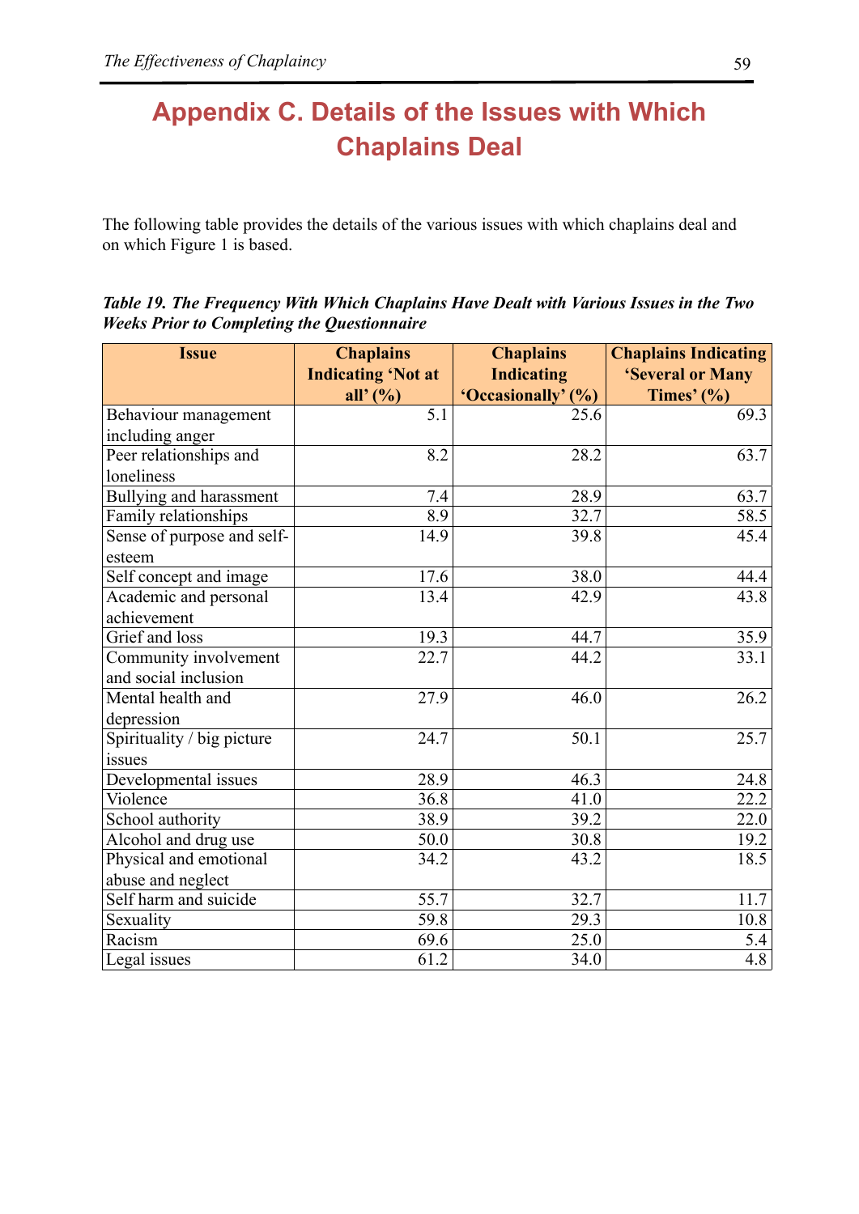# Appendix C. Details of the Issues with Which Chaplains Deal

The following table provides the details of the various issues with which chaplains deal and on which Figure 1 is based.

***Table 19. The Frequency With Which Chaplains Have Dealt with Various Issues in the Two Weeks Prior to Completing the Questionnaire***

| Issue | Chaplains Indicating 'Not at all' (%) | Chaplains Indicating 'Occasionally' (%) | Chaplains Indicating 'Several or Many Times' (%) |
|---|---|---|---|
| Behaviour management including anger | 5.1 | 25.6 | 69.3 |
| Peer relationships and loneliness | 8.2 | 28.2 | 63.7 |
| Bullying and harassment | 7.4 | 28.9 | 63.7 |
| Family relationships | 8.9 | 32.7 | 58.5 |
| Sense of purpose and self-esteem | 14.9 | 39.8 | 45.4 |
| Self concept and image | 17.6 | 38.0 | 44.4 |
| Academic and personal achievement | 13.4 | 42.9 | 43.8 |
| Grief and loss | 19.3 | 44.7 | 35.9 |
| Community involvement and social inclusion | 22.7 | 44.2 | 33.1 |
| Mental health and depression | 27.9 | 46.0 | 26.2 |
| Spirituality / big picture issues | 24.7 | 50.1 | 25.7 |
| Developmental issues | 28.9 | 46.3 | 24.8 |
| Violence | 36.8 | 41.0 | 22.2 |
| School authority | 38.9 | 39.2 | 22.0 |
| Alcohol and drug use | 50.0 | 30.8 | 19.2 |
| Physical and emotional abuse and neglect | 34.2 | 43.2 | 18.5 |
| Self harm and suicide | 55.7 | 32.7 | 11.7 |
| Sexuality | 59.8 | 29.3 | 10.8 |
| Racism | 69.6 | 25.0 | 5.4 |
| Legal issues | 61.2 | 34.0 | 4.8 |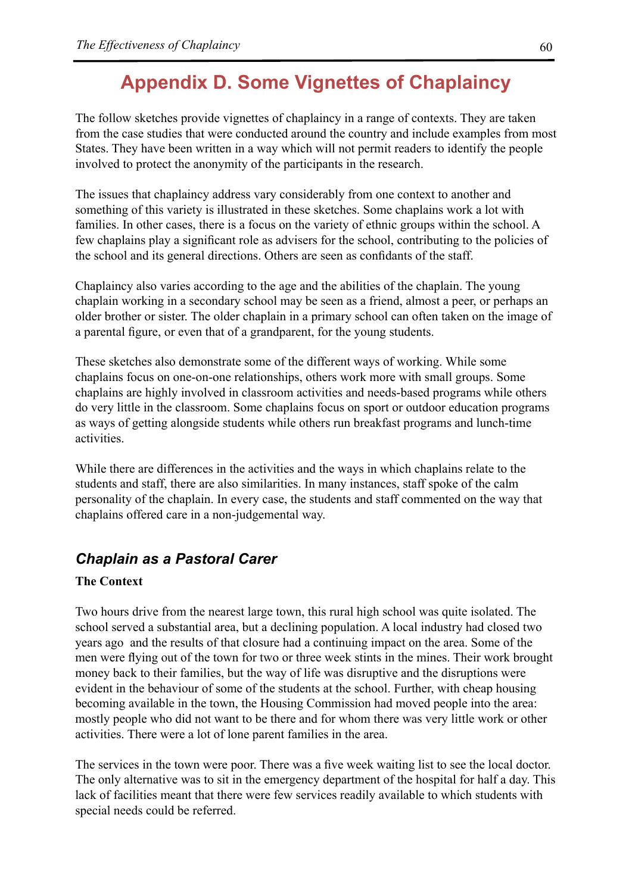# Appendix D. Some Vignettes of Chaplaincy

The follow sketches provide vignettes of chaplaincy in a range of contexts. They are taken from the case studies that were conducted around the country and include examples from most States. They have been written in a way which will not permit readers to identify the people involved to protect the anonymity of the participants in the research.

The issues that chaplaincy address vary considerably from one context to another and something of this variety is illustrated in these sketches. Some chaplains work a lot with families. In other cases, there is a focus on the variety of ethnic groups within the school. A few chaplains play a significant role as advisers for the school, contributing to the policies of the school and its general directions. Others are seen as confidants of the staff.

Chaplaincy also varies according to the age and the abilities of the chaplain. The young chaplain working in a secondary school may be seen as a friend, almost a peer, or perhaps an older brother or sister. The older chaplain in a primary school can often taken on the image of a parental figure, or even that of a grandparent, for the young students.

These sketches also demonstrate some of the different ways of working. While some chaplains focus on one-on-one relationships, others work more with small groups. Some chaplains are highly involved in classroom activities and needs-based programs while others do very little in the classroom. Some chaplains focus on sport or outdoor education programs as ways of getting alongside students while others run breakfast programs and lunch-time activities.

While there are differences in the activities and the ways in which chaplains relate to the students and staff, there are also similarities. In many instances, staff spoke of the calm personality of the chaplain. In every case, the students and staff commented on the way that chaplains offered care in a non-judgemental way.

## *Chaplain as a Pastoral Carer*

**The Context**

Two hours drive from the nearest large town, this rural high school was quite isolated. The school served a substantial area, but a declining population. A local industry had closed two years ago and the results of that closure had a continuing impact on the area. Some of the men were flying out of the town for two or three week stints in the mines. Their work brought money back to their families, but the way of life was disruptive and the disruptions were evident in the behaviour of some of the students at the school. Further, with cheap housing becoming available in the town, the Housing Commission had moved people into the area: mostly people who did not want to be there and for whom there was very little work or other activities. There were a lot of lone parent families in the area.

The services in the town were poor. There was a five week waiting list to see the local doctor. The only alternative was to sit in the emergency department of the hospital for half a day. This lack of facilities meant that there were few services readily available to which students with special needs could be referred.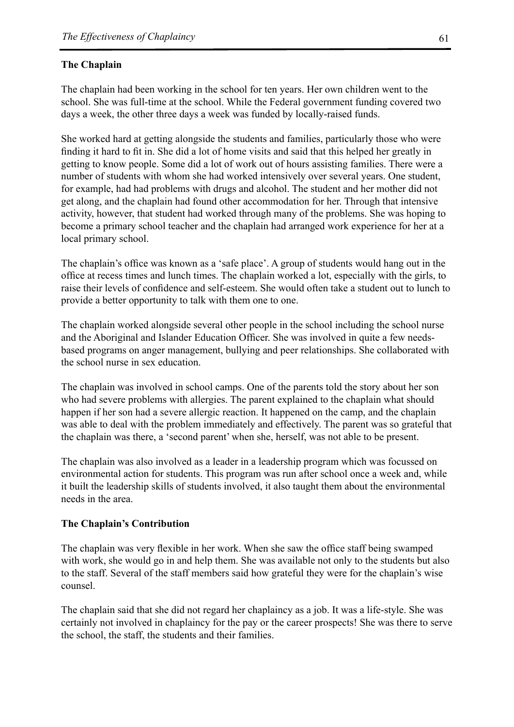**The Chaplain**

The chaplain had been working in the school for ten years. Her own children went to the school. She was full-time at the school. While the Federal government funding covered two days a week, the other three days a week was funded by locally-raised funds.

She worked hard at getting alongside the students and families, particularly those who were finding it hard to fit in. She did a lot of home visits and said that this helped her greatly in getting to know people. Some did a lot of work out of hours assisting families. There were a number of students with whom she had worked intensively over several years. One student, for example, had had problems with drugs and alcohol. The student and her mother did not get along, and the chaplain had found other accommodation for her. Through that intensive activity, however, that student had worked through many of the problems. She was hoping to become a primary school teacher and the chaplain had arranged work experience for her at a local primary school.

The chaplain's office was known as a 'safe place'. A group of students would hang out in the office at recess times and lunch times. The chaplain worked a lot, especially with the girls, to raise their levels of confidence and self-esteem. She would often take a student out to lunch to provide a better opportunity to talk with them one to one.

The chaplain worked alongside several other people in the school including the school nurse and the Aboriginal and Islander Education Officer. She was involved in quite a few needs-based programs on anger management, bullying and peer relationships. She collaborated with the school nurse in sex education.

The chaplain was involved in school camps. One of the parents told the story about her son who had severe problems with allergies. The parent explained to the chaplain what should happen if her son had a severe allergic reaction. It happened on the camp, and the chaplain was able to deal with the problem immediately and effectively. The parent was so grateful that the chaplain was there, a 'second parent' when she, herself, was not able to be present.

The chaplain was also involved as a leader in a leadership program which was focussed on environmental action for students. This program was run after school once a week and, while it built the leadership skills of students involved, it also taught them about the environmental needs in the area.

**The Chaplain's Contribution**

The chaplain was very flexible in her work. When she saw the office staff being swamped with work, she would go in and help them. She was available not only to the students but also to the staff. Several of the staff members said how grateful they were for the chaplain's wise counsel.

The chaplain said that she did not regard her chaplaincy as a job. It was a life-style. She was certainly not involved in chaplaincy for the pay or the career prospects! She was there to serve the school, the staff, the students and their families.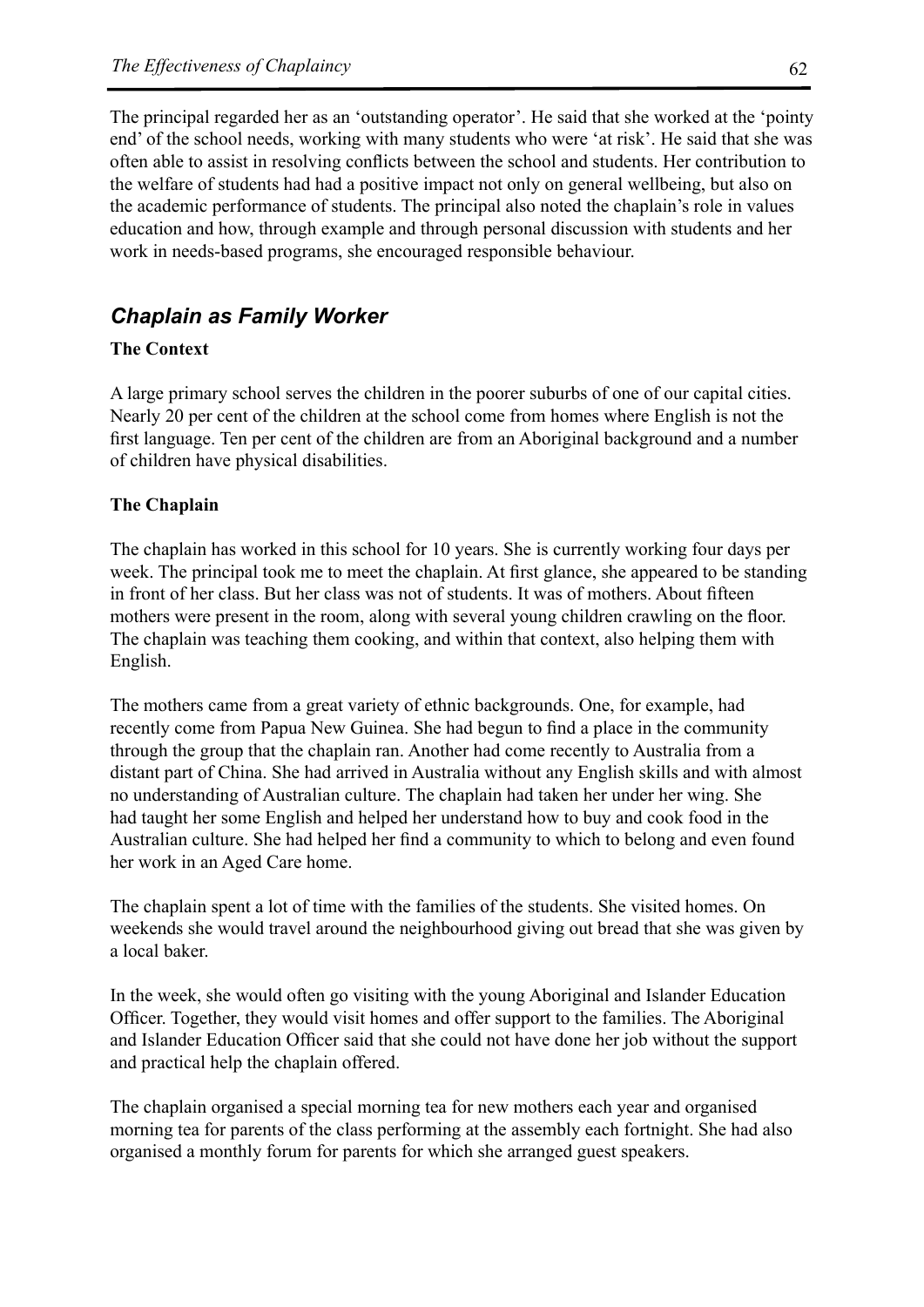The principal regarded her as an 'outstanding operator'. He said that she worked at the 'pointy end' of the school needs, working with many students who were 'at risk'. He said that she was often able to assist in resolving conflicts between the school and students. Her contribution to the welfare of students had had a positive impact not only on general wellbeing, but also on the academic performance of students. The principal also noted the chaplain's role in values education and how, through example and through personal discussion with students and her work in needs-based programs, she encouraged responsible behaviour.

## *Chaplain as Family Worker*

**The Context**

A large primary school serves the children in the poorer suburbs of one of our capital cities. Nearly 20 per cent of the children at the school come from homes where English is not the first language. Ten per cent of the children are from an Aboriginal background and a number of children have physical disabilities.

**The Chaplain**

The chaplain has worked in this school for 10 years. She is currently working four days per week. The principal took me to meet the chaplain. At first glance, she appeared to be standing in front of her class. But her class was not of students. It was of mothers. About fifteen mothers were present in the room, along with several young children crawling on the floor. The chaplain was teaching them cooking, and within that context, also helping them with English.

The mothers came from a great variety of ethnic backgrounds. One, for example, had recently come from Papua New Guinea. She had begun to find a place in the community through the group that the chaplain ran. Another had come recently to Australia from a distant part of China. She had arrived in Australia without any English skills and with almost no understanding of Australian culture. The chaplain had taken her under her wing. She had taught her some English and helped her understand how to buy and cook food in the Australian culture. She had helped her find a community to which to belong and even found her work in an Aged Care home.

The chaplain spent a lot of time with the families of the students. She visited homes. On weekends she would travel around the neighbourhood giving out bread that she was given by a local baker.

In the week, she would often go visiting with the young Aboriginal and Islander Education Officer. Together, they would visit homes and offer support to the families. The Aboriginal and Islander Education Officer said that she could not have done her job without the support and practical help the chaplain offered.

The chaplain organised a special morning tea for new mothers each year and organised morning tea for parents of the class performing at the assembly each fortnight. She had also organised a monthly forum for parents for which she arranged guest speakers.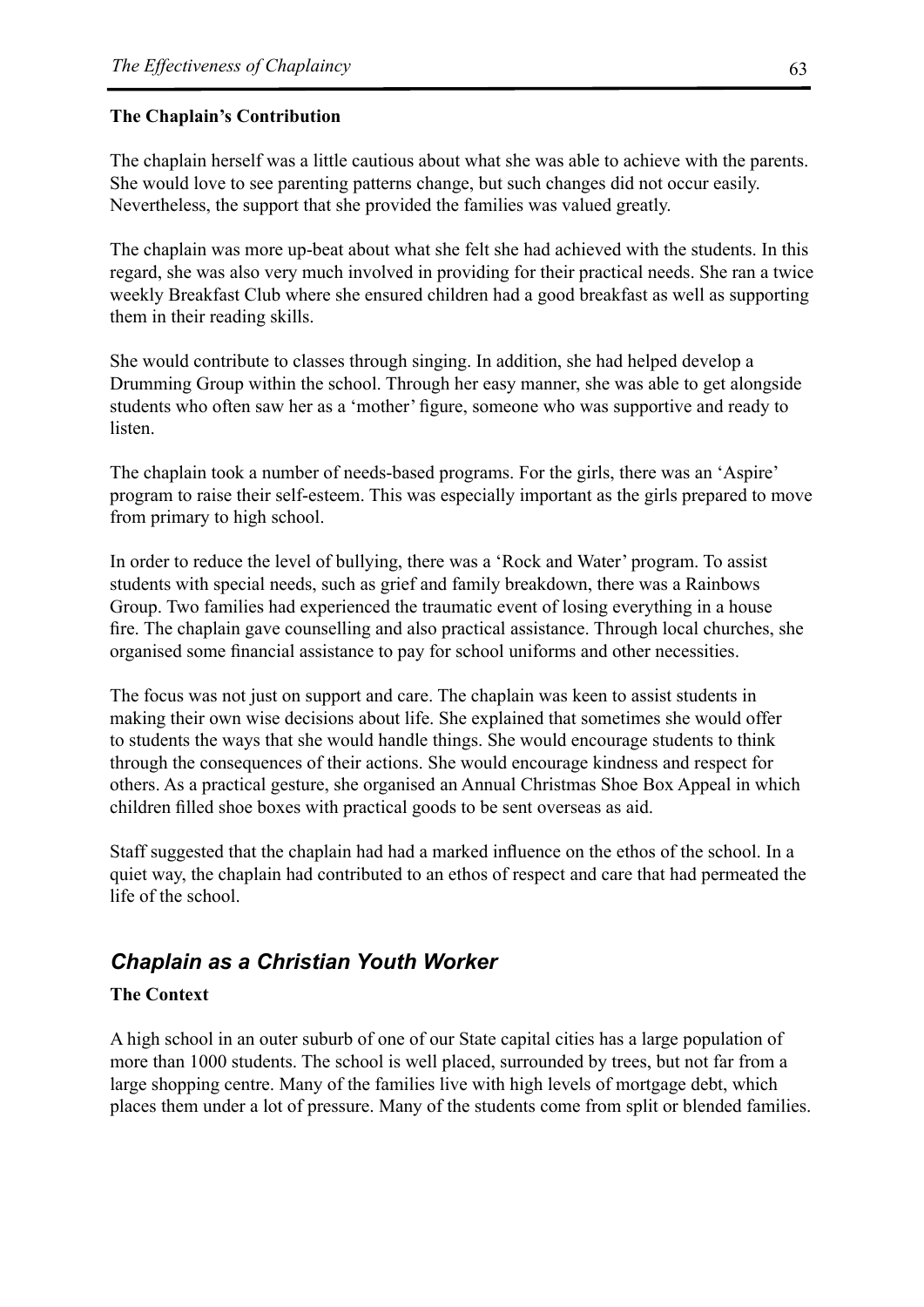**The Chaplain's Contribution**

The chaplain herself was a little cautious about what she was able to achieve with the parents. She would love to see parenting patterns change, but such changes did not occur easily. Nevertheless, the support that she provided the families was valued greatly.

The chaplain was more up-beat about what she felt she had achieved with the students. In this regard, she was also very much involved in providing for their practical needs. She ran a twice weekly Breakfast Club where she ensured children had a good breakfast as well as supporting them in their reading skills.

She would contribute to classes through singing. In addition, she had helped develop a Drumming Group within the school. Through her easy manner, she was able to get alongside students who often saw her as a 'mother' figure, someone who was supportive and ready to listen.

The chaplain took a number of needs-based programs. For the girls, there was an 'Aspire' program to raise their self-esteem. This was especially important as the girls prepared to move from primary to high school.

In order to reduce the level of bullying, there was a 'Rock and Water' program. To assist students with special needs, such as grief and family breakdown, there was a Rainbows Group. Two families had experienced the traumatic event of losing everything in a house fire. The chaplain gave counselling and also practical assistance. Through local churches, she organised some financial assistance to pay for school uniforms and other necessities.

The focus was not just on support and care. The chaplain was keen to assist students in making their own wise decisions about life. She explained that sometimes she would offer to students the ways that she would handle things. She would encourage students to think through the consequences of their actions. She would encourage kindness and respect for others. As a practical gesture, she organised an Annual Christmas Shoe Box Appeal in which children filled shoe boxes with practical goods to be sent overseas as aid.

Staff suggested that the chaplain had had a marked influence on the ethos of the school. In a quiet way, the chaplain had contributed to an ethos of respect and care that had permeated the life of the school.

## *Chaplain as a Christian Youth Worker*

**The Context**

A high school in an outer suburb of one of our State capital cities has a large population of more than 1000 students. The school is well placed, surrounded by trees, but not far from a large shopping centre. Many of the families live with high levels of mortgage debt, which places them under a lot of pressure. Many of the students come from split or blended families.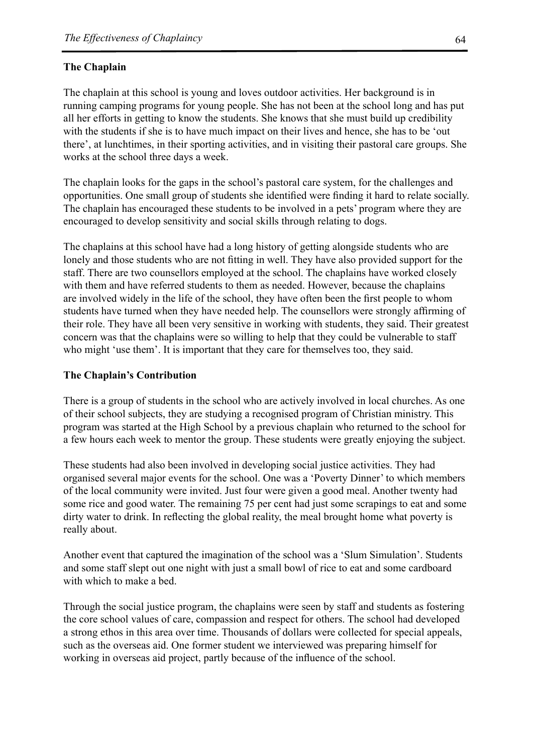**The Chaplain**

The chaplain at this school is young and loves outdoor activities. Her background is in running camping programs for young people. She has not been at the school long and has put all her efforts in getting to know the students. She knows that she must build up credibility with the students if she is to have much impact on their lives and hence, she has to be 'out there', at lunchtimes, in their sporting activities, and in visiting their pastoral care groups. She works at the school three days a week.

The chaplain looks for the gaps in the school's pastoral care system, for the challenges and opportunities. One small group of students she identified were finding it hard to relate socially. The chaplain has encouraged these students to be involved in a pets' program where they are encouraged to develop sensitivity and social skills through relating to dogs.

The chaplains at this school have had a long history of getting alongside students who are lonely and those students who are not fitting in well. They have also provided support for the staff. There are two counsellors employed at the school. The chaplains have worked closely with them and have referred students to them as needed. However, because the chaplains are involved widely in the life of the school, they have often been the first people to whom students have turned when they have needed help. The counsellors were strongly affirming of their role. They have all been very sensitive in working with students, they said. Their greatest concern was that the chaplains were so willing to help that they could be vulnerable to staff who might 'use them'. It is important that they care for themselves too, they said.

**The Chaplain's Contribution**

There is a group of students in the school who are actively involved in local churches. As one of their school subjects, they are studying a recognised program of Christian ministry. This program was started at the High School by a previous chaplain who returned to the school for a few hours each week to mentor the group. These students were greatly enjoying the subject.

These students had also been involved in developing social justice activities. They had organised several major events for the school. One was a 'Poverty Dinner' to which members of the local community were invited. Just four were given a good meal. Another twenty had some rice and good water. The remaining 75 per cent had just some scrapings to eat and some dirty water to drink. In reflecting the global reality, the meal brought home what poverty is really about.

Another event that captured the imagination of the school was a 'Slum Simulation'. Students and some staff slept out one night with just a small bowl of rice to eat and some cardboard with which to make a bed.

Through the social justice program, the chaplains were seen by staff and students as fostering the core school values of care, compassion and respect for others. The school had developed a strong ethos in this area over time. Thousands of dollars were collected for special appeals, such as the overseas aid. One former student we interviewed was preparing himself for working in overseas aid project, partly because of the influence of the school.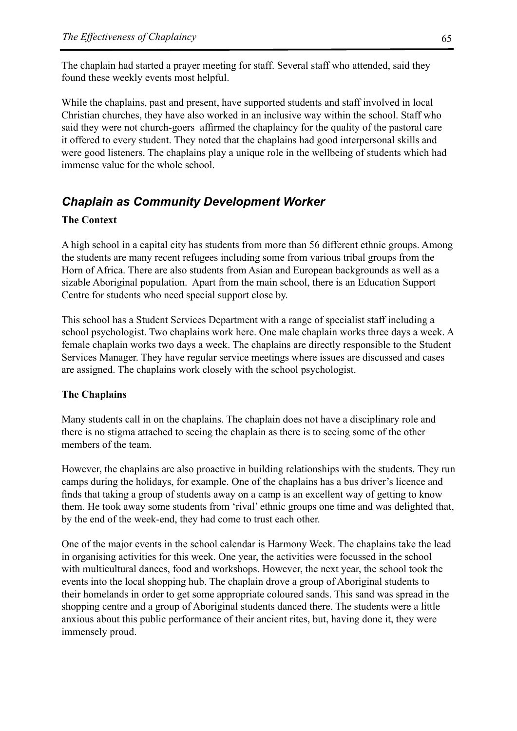The chaplain had started a prayer meeting for staff. Several staff who attended, said they found these weekly events most helpful.

While the chaplains, past and present, have supported students and staff involved in local Christian churches, they have also worked in an inclusive way within the school. Staff who said they were not church-goers affirmed the chaplaincy for the quality of the pastoral care it offered to every student. They noted that the chaplains had good interpersonal skills and were good listeners. The chaplains play a unique role in the wellbeing of students which had immense value for the whole school.

## *Chaplain as Community Development Worker*

**The Context**

A high school in a capital city has students from more than 56 different ethnic groups. Among the students are many recent refugees including some from various tribal groups from the Horn of Africa. There are also students from Asian and European backgrounds as well as a sizable Aboriginal population. Apart from the main school, there is an Education Support Centre for students who need special support close by.

This school has a Student Services Department with a range of specialist staff including a school psychologist. Two chaplains work here. One male chaplain works three days a week. A female chaplain works two days a week. The chaplains are directly responsible to the Student Services Manager. They have regular service meetings where issues are discussed and cases are assigned. The chaplains work closely with the school psychologist.

**The Chaplains**

Many students call in on the chaplains. The chaplain does not have a disciplinary role and there is no stigma attached to seeing the chaplain as there is to seeing some of the other members of the team.

However, the chaplains are also proactive in building relationships with the students. They run camps during the holidays, for example. One of the chaplains has a bus driver's licence and finds that taking a group of students away on a camp is an excellent way of getting to know them. He took away some students from 'rival' ethnic groups one time and was delighted that, by the end of the week-end, they had come to trust each other.

One of the major events in the school calendar is Harmony Week. The chaplains take the lead in organising activities for this week. One year, the activities were focussed in the school with multicultural dances, food and workshops. However, the next year, the school took the events into the local shopping hub. The chaplain drove a group of Aboriginal students to their homelands in order to get some appropriate coloured sands. This sand was spread in the shopping centre and a group of Aboriginal students danced there. The students were a little anxious about this public performance of their ancient rites, but, having done it, they were immensely proud.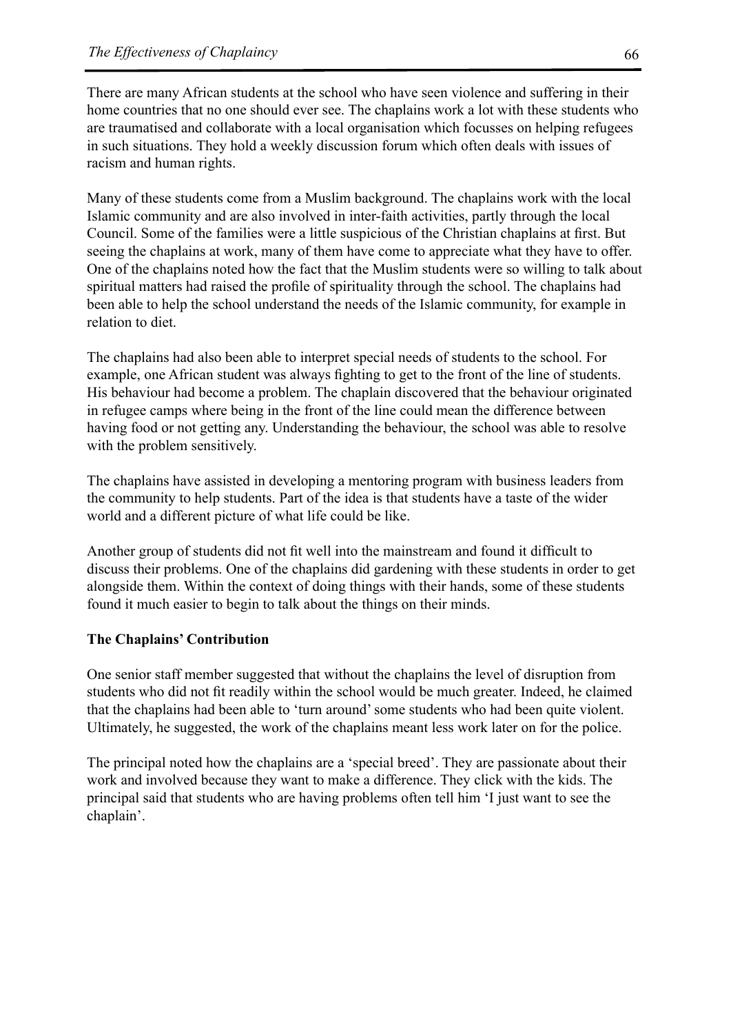There are many African students at the school who have seen violence and suffering in their home countries that no one should ever see. The chaplains work a lot with these students who are traumatised and collaborate with a local organisation which focusses on helping refugees in such situations. They hold a weekly discussion forum which often deals with issues of racism and human rights.

Many of these students come from a Muslim background. The chaplains work with the local Islamic community and are also involved in inter-faith activities, partly through the local Council. Some of the families were a little suspicious of the Christian chaplains at first. But seeing the chaplains at work, many of them have come to appreciate what they have to offer. One of the chaplains noted how the fact that the Muslim students were so willing to talk about spiritual matters had raised the profile of spirituality through the school. The chaplains had been able to help the school understand the needs of the Islamic community, for example in relation to diet.

The chaplains had also been able to interpret special needs of students to the school. For example, one African student was always fighting to get to the front of the line of students. His behaviour had become a problem. The chaplain discovered that the behaviour originated in refugee camps where being in the front of the line could mean the difference between having food or not getting any. Understanding the behaviour, the school was able to resolve with the problem sensitively.

The chaplains have assisted in developing a mentoring program with business leaders from the community to help students. Part of the idea is that students have a taste of the wider world and a different picture of what life could be like.

Another group of students did not fit well into the mainstream and found it difficult to discuss their problems. One of the chaplains did gardening with these students in order to get alongside them. Within the context of doing things with their hands, some of these students found it much easier to begin to talk about the things on their minds.

**The Chaplains' Contribution**

One senior staff member suggested that without the chaplains the level of disruption from students who did not fit readily within the school would be much greater. Indeed, he claimed that the chaplains had been able to 'turn around' some students who had been quite violent. Ultimately, he suggested, the work of the chaplains meant less work later on for the police.

The principal noted how the chaplains are a 'special breed'. They are passionate about their work and involved because they want to make a difference. They click with the kids. The principal said that students who are having problems often tell him 'I just want to see the chaplain'.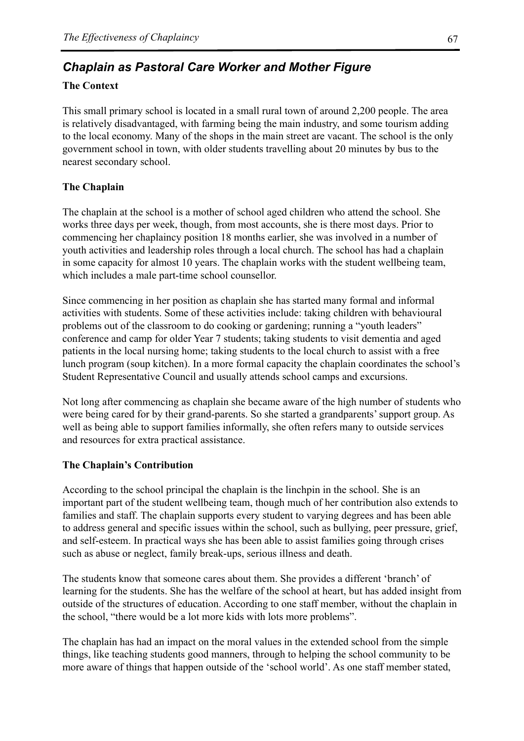## *Chaplain as Pastoral Care Worker and Mother Figure*

### The Context

This small primary school is located in a small rural town of around 2,200 people. The area is relatively disadvantaged, with farming being the main industry, and some tourism adding to the local economy. Many of the shops in the main street are vacant. The school is the only government school in town, with older students travelling about 20 minutes by bus to the nearest secondary school.

### The Chaplain

The chaplain at the school is a mother of school aged children who attend the school. She works three days per week, though, from most accounts, she is there most days. Prior to commencing her chaplaincy position 18 months earlier, she was involved in a number of youth activities and leadership roles through a local church. The school has had a chaplain in some capacity for almost 10 years. The chaplain works with the student wellbeing team, which includes a male part-time school counsellor.

Since commencing in her position as chaplain she has started many formal and informal activities with students. Some of these activities include: taking children with behavioural problems out of the classroom to do cooking or gardening; running a "youth leaders" conference and camp for older Year 7 students; taking students to visit dementia and aged patients in the local nursing home; taking students to the local church to assist with a free lunch program (soup kitchen). In a more formal capacity the chaplain coordinates the school's Student Representative Council and usually attends school camps and excursions.

Not long after commencing as chaplain she became aware of the high number of students who were being cared for by their grand-parents. So she started a grandparents' support group. As well as being able to support families informally, she often refers many to outside services and resources for extra practical assistance.

### The Chaplain's Contribution

According to the school principal the chaplain is the linchpin in the school. She is an important part of the student wellbeing team, though much of her contribution also extends to families and staff. The chaplain supports every student to varying degrees and has been able to address general and specific issues within the school, such as bullying, peer pressure, grief, and self-esteem. In practical ways she has been able to assist families going through crises such as abuse or neglect, family break-ups, serious illness and death.

The students know that someone cares about them. She provides a different 'branch' of learning for the students. She has the welfare of the school at heart, but has added insight from outside of the structures of education. According to one staff member, without the chaplain in the school, "there would be a lot more kids with lots more problems".

The chaplain has had an impact on the moral values in the extended school from the simple things, like teaching students good manners, through to helping the school community to be more aware of things that happen outside of the 'school world'. As one staff member stated,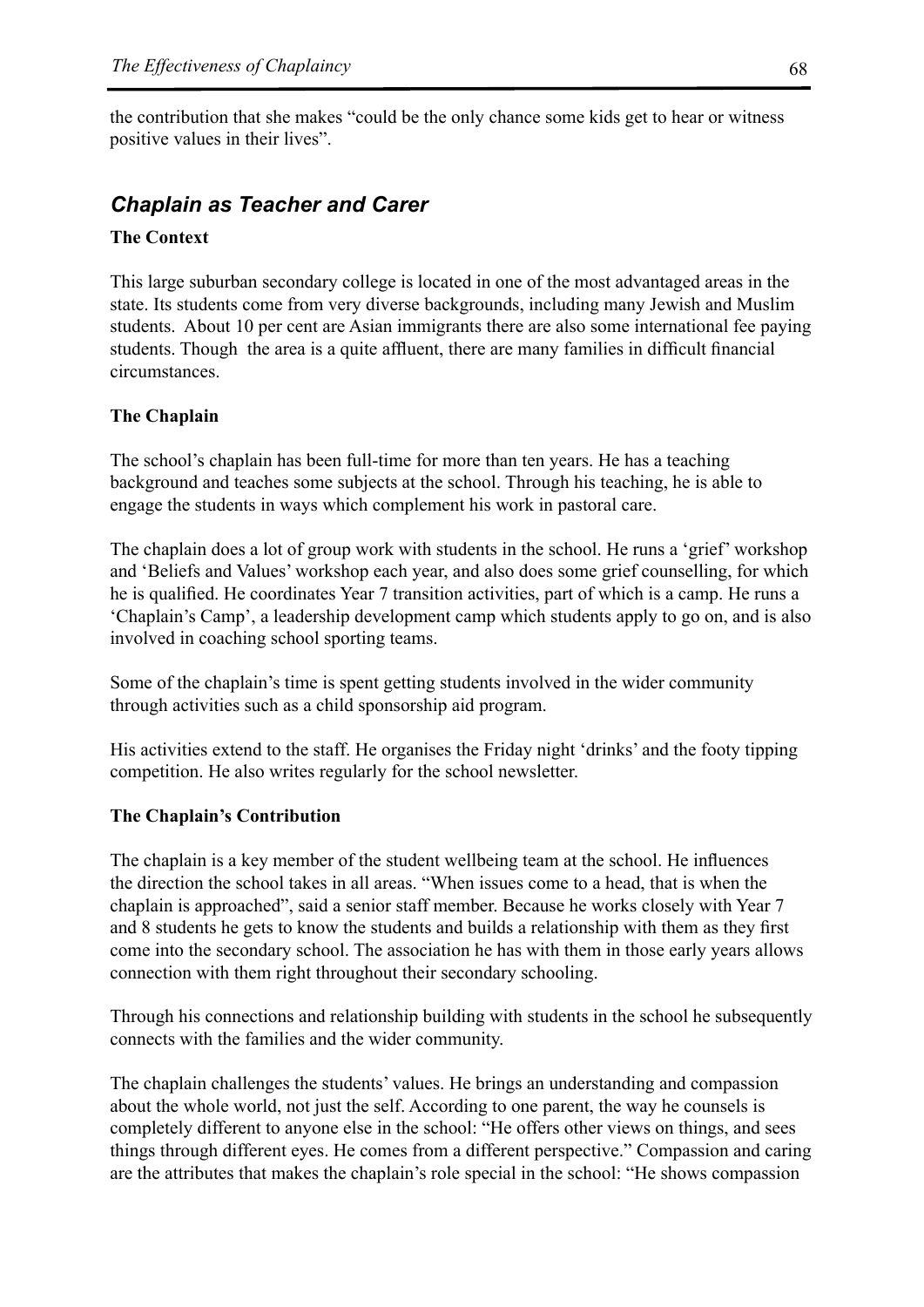the contribution that she makes "could be the only chance some kids get to hear or witness positive values in their lives".

## *Chaplain as Teacher and Carer*

### The Context

This large suburban secondary college is located in one of the most advantaged areas in the state. Its students come from very diverse backgrounds, including many Jewish and Muslim students. About 10 per cent are Asian immigrants there are also some international fee paying students. Though the area is a quite affluent, there are many families in difficult financial circumstances.

### The Chaplain

The school's chaplain has been full-time for more than ten years. He has a teaching background and teaches some subjects at the school. Through his teaching, he is able to engage the students in ways which complement his work in pastoral care.

The chaplain does a lot of group work with students in the school. He runs a 'grief' workshop and 'Beliefs and Values' workshop each year, and also does some grief counselling, for which he is qualified. He coordinates Year 7 transition activities, part of which is a camp. He runs a 'Chaplain's Camp', a leadership development camp which students apply to go on, and is also involved in coaching school sporting teams.

Some of the chaplain's time is spent getting students involved in the wider community through activities such as a child sponsorship aid program.

His activities extend to the staff. He organises the Friday night 'drinks' and the footy tipping competition. He also writes regularly for the school newsletter.

### The Chaplain's Contribution

The chaplain is a key member of the student wellbeing team at the school. He influences the direction the school takes in all areas. "When issues come to a head, that is when the chaplain is approached", said a senior staff member. Because he works closely with Year 7 and 8 students he gets to know the students and builds a relationship with them as they first come into the secondary school. The association he has with them in those early years allows connection with them right throughout their secondary schooling.

Through his connections and relationship building with students in the school he subsequently connects with the families and the wider community.

The chaplain challenges the students' values. He brings an understanding and compassion about the whole world, not just the self. According to one parent, the way he counsels is completely different to anyone else in the school: "He offers other views on things, and sees things through different eyes. He comes from a different perspective." Compassion and caring are the attributes that makes the chaplain's role special in the school: "He shows compassion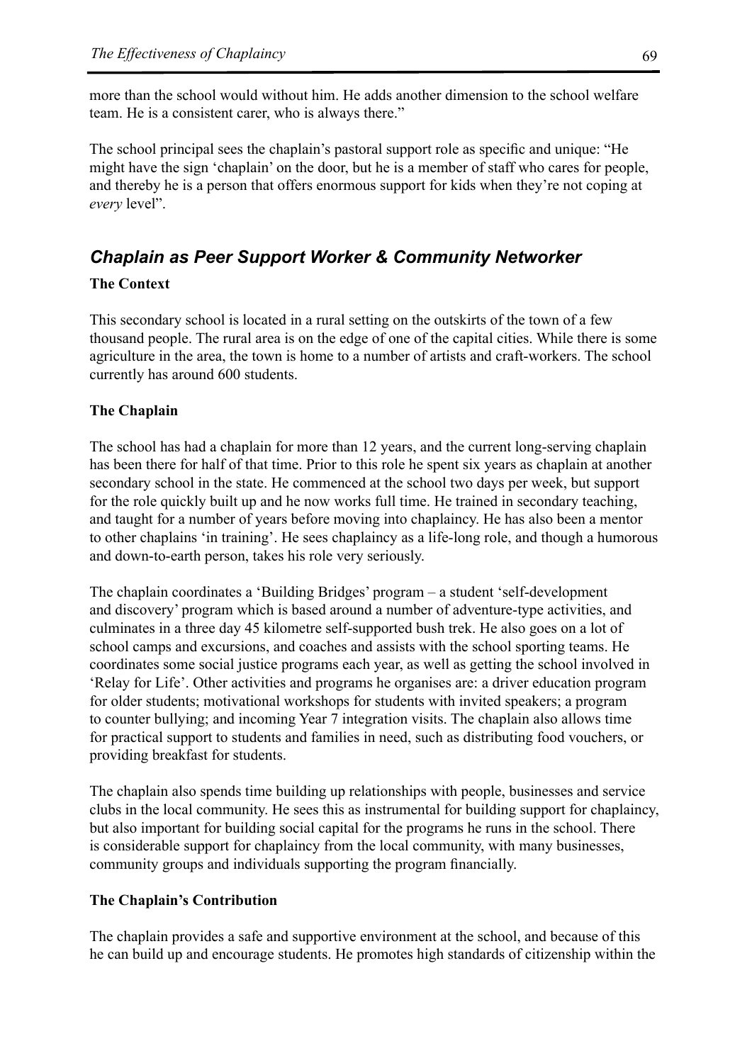more than the school would without him. He adds another dimension to the school welfare team. He is a consistent carer, who is always there."

The school principal sees the chaplain's pastoral support role as specific and unique: "He might have the sign 'chaplain' on the door, but he is a member of staff who cares for people, and thereby he is a person that offers enormous support for kids when they're not coping at *every* level".

## *Chaplain as Peer Support Worker & Community Networker*

### The Context

This secondary school is located in a rural setting on the outskirts of the town of a few thousand people. The rural area is on the edge of one of the capital cities. While there is some agriculture in the area, the town is home to a number of artists and craft-workers. The school currently has around 600 students.

### The Chaplain

The school has had a chaplain for more than 12 years, and the current long-serving chaplain has been there for half of that time. Prior to this role he spent six years as chaplain at another secondary school in the state. He commenced at the school two days per week, but support for the role quickly built up and he now works full time. He trained in secondary teaching, and taught for a number of years before moving into chaplaincy. He has also been a mentor to other chaplains 'in training'. He sees chaplaincy as a life-long role, and though a humorous and down-to-earth person, takes his role very seriously.

The chaplain coordinates a 'Building Bridges' program – a student 'self-development and discovery' program which is based around a number of adventure-type activities, and culminates in a three day 45 kilometre self-supported bush trek. He also goes on a lot of school camps and excursions, and coaches and assists with the school sporting teams. He coordinates some social justice programs each year, as well as getting the school involved in 'Relay for Life'. Other activities and programs he organises are: a driver education program for older students; motivational workshops for students with invited speakers; a program to counter bullying; and incoming Year 7 integration visits. The chaplain also allows time for practical support to students and families in need, such as distributing food vouchers, or providing breakfast for students.

The chaplain also spends time building up relationships with people, businesses and service clubs in the local community. He sees this as instrumental for building support for chaplaincy, but also important for building social capital for the programs he runs in the school. There is considerable support for chaplaincy from the local community, with many businesses, community groups and individuals supporting the program financially.

### The Chaplain's Contribution

The chaplain provides a safe and supportive environment at the school, and because of this he can build up and encourage students. He promotes high standards of citizenship within the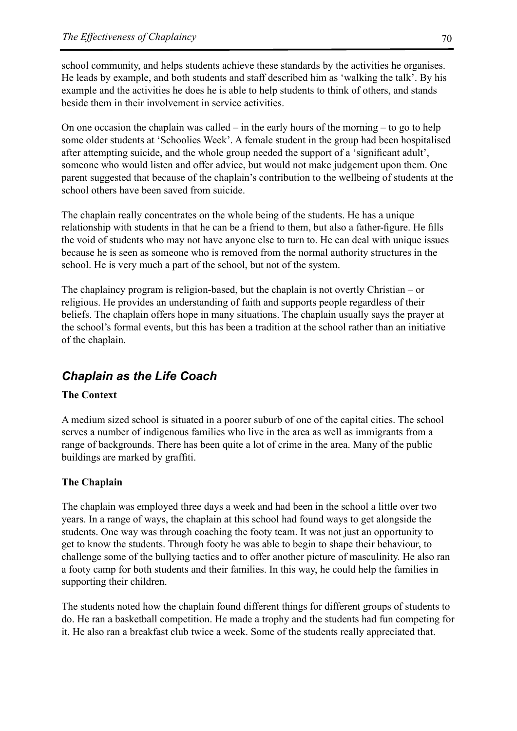school community, and helps students achieve these standards by the activities he organises. He leads by example, and both students and staff described him as 'walking the talk'. By his example and the activities he does he is able to help students to think of others, and stands beside them in their involvement in service activities.

On one occasion the chaplain was called – in the early hours of the morning – to go to help some older students at 'Schoolies Week'. A female student in the group had been hospitalised after attempting suicide, and the whole group needed the support of a 'significant adult', someone who would listen and offer advice, but would not make judgement upon them. One parent suggested that because of the chaplain's contribution to the wellbeing of students at the school others have been saved from suicide.

The chaplain really concentrates on the whole being of the students. He has a unique relationship with students in that he can be a friend to them, but also a father-figure. He fills the void of students who may not have anyone else to turn to. He can deal with unique issues because he is seen as someone who is removed from the normal authority structures in the school. He is very much a part of the school, but not of the system.

The chaplaincy program is religion-based, but the chaplain is not overtly Christian – or religious. He provides an understanding of faith and supports people regardless of their beliefs. The chaplain offers hope in many situations. The chaplain usually says the prayer at the school's formal events, but this has been a tradition at the school rather than an initiative of the chaplain.

## *Chaplain as the Life Coach*

**The Context**

A medium sized school is situated in a poorer suburb of one of the capital cities. The school serves a number of indigenous families who live in the area as well as immigrants from a range of backgrounds. There has been quite a lot of crime in the area. Many of the public buildings are marked by graffiti.

**The Chaplain**

The chaplain was employed three days a week and had been in the school a little over two years. In a range of ways, the chaplain at this school had found ways to get alongside the students. One way was through coaching the footy team. It was not just an opportunity to get to know the students. Through footy he was able to begin to shape their behaviour, to challenge some of the bullying tactics and to offer another picture of masculinity. He also ran a footy camp for both students and their families. In this way, he could help the families in supporting their children.

The students noted how the chaplain found different things for different groups of students to do. He ran a basketball competition. He made a trophy and the students had fun competing for it. He also ran a breakfast club twice a week. Some of the students really appreciated that.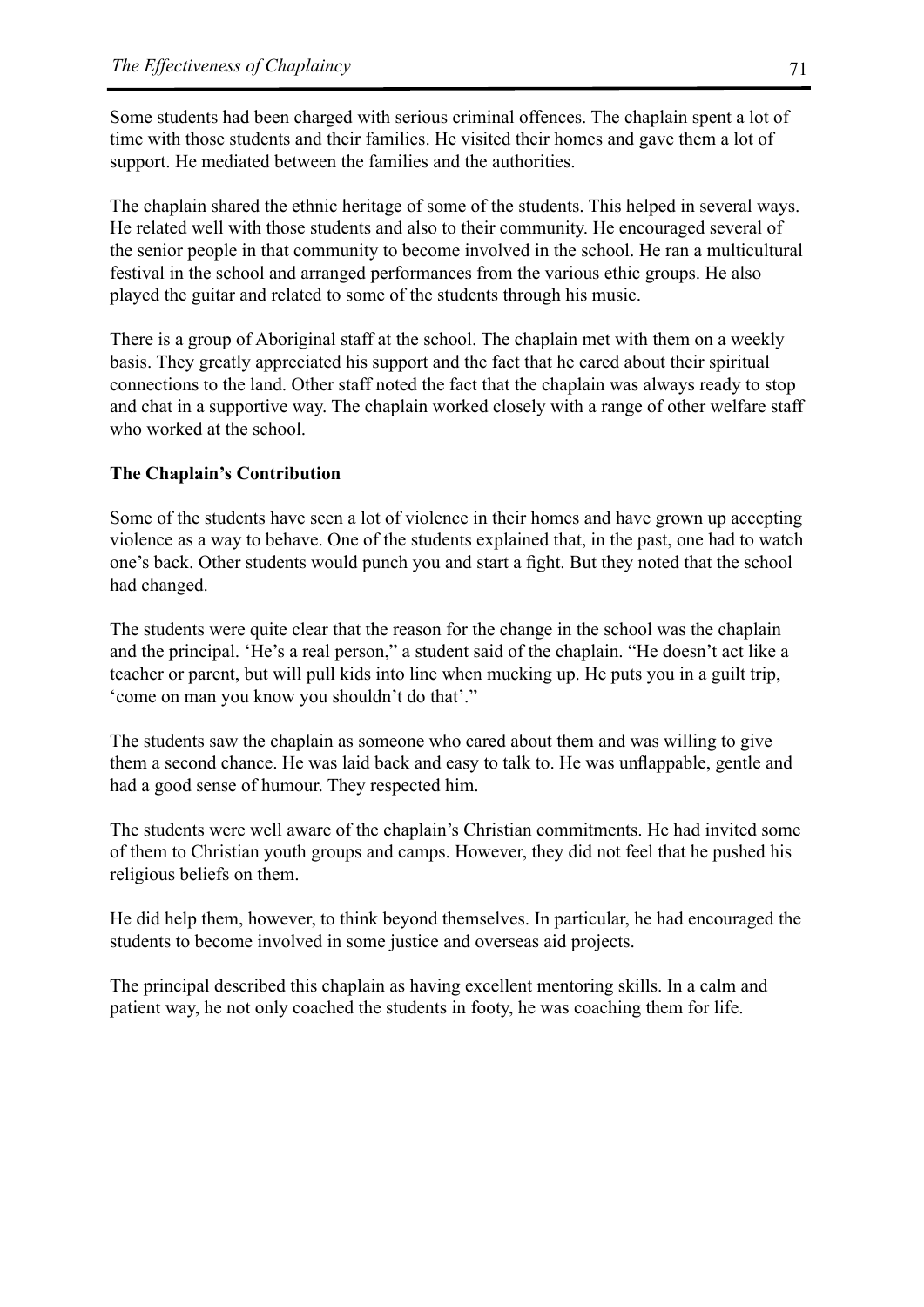Some students had been charged with serious criminal offences. The chaplain spent a lot of time with those students and their families. He visited their homes and gave them a lot of support. He mediated between the families and the authorities.

The chaplain shared the ethnic heritage of some of the students. This helped in several ways. He related well with those students and also to their community. He encouraged several of the senior people in that community to become involved in the school. He ran a multicultural festival in the school and arranged performances from the various ethic groups. He also played the guitar and related to some of the students through his music.

There is a group of Aboriginal staff at the school. The chaplain met with them on a weekly basis. They greatly appreciated his support and the fact that he cared about their spiritual connections to the land. Other staff noted the fact that the chaplain was always ready to stop and chat in a supportive way. The chaplain worked closely with a range of other welfare staff who worked at the school.

**The Chaplain's Contribution**

Some of the students have seen a lot of violence in their homes and have grown up accepting violence as a way to behave. One of the students explained that, in the past, one had to watch one's back. Other students would punch you and start a fight. But they noted that the school had changed.

The students were quite clear that the reason for the change in the school was the chaplain and the principal. 'He's a real person," a student said of the chaplain. "He doesn't act like a teacher or parent, but will pull kids into line when mucking up. He puts you in a guilt trip, 'come on man you know you shouldn't do that'."

The students saw the chaplain as someone who cared about them and was willing to give them a second chance. He was laid back and easy to talk to. He was unflappable, gentle and had a good sense of humour. They respected him.

The students were well aware of the chaplain's Christian commitments. He had invited some of them to Christian youth groups and camps. However, they did not feel that he pushed his religious beliefs on them.

He did help them, however, to think beyond themselves. In particular, he had encouraged the students to become involved in some justice and overseas aid projects.

The principal described this chaplain as having excellent mentoring skills. In a calm and patient way, he not only coached the students in footy, he was coaching them for life.